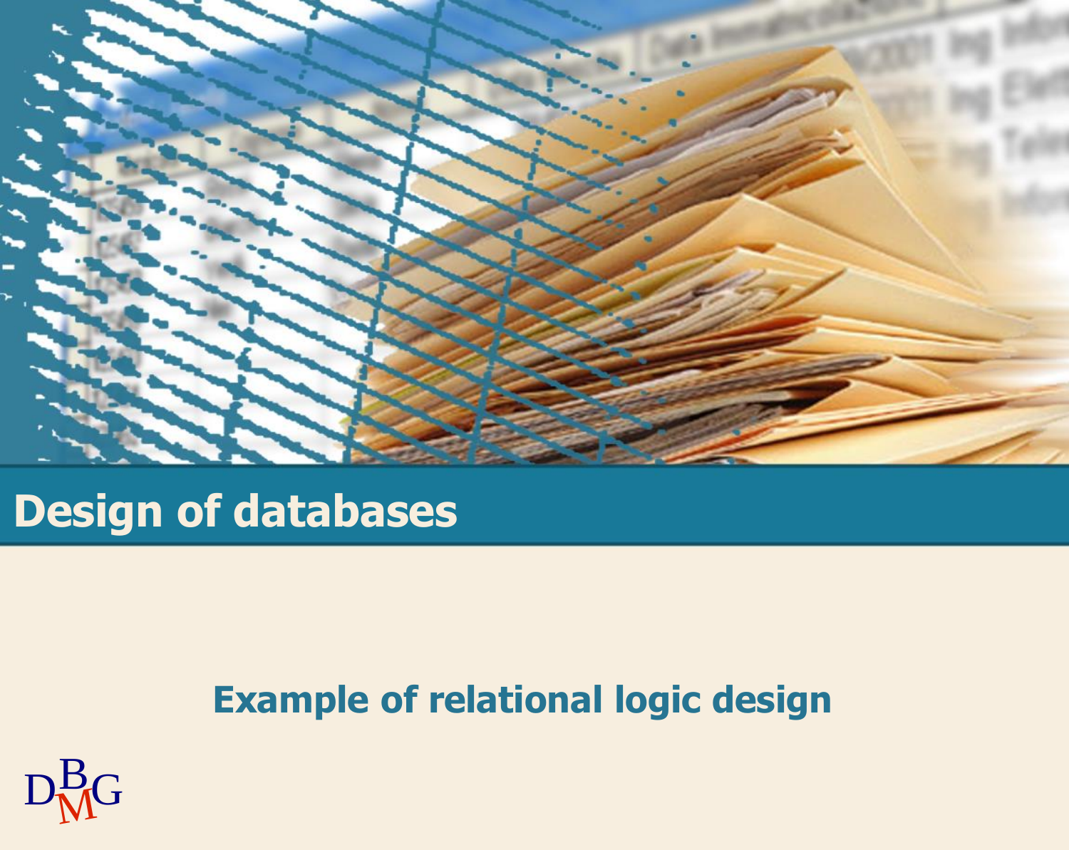# Design of databases

## Example of relational logic design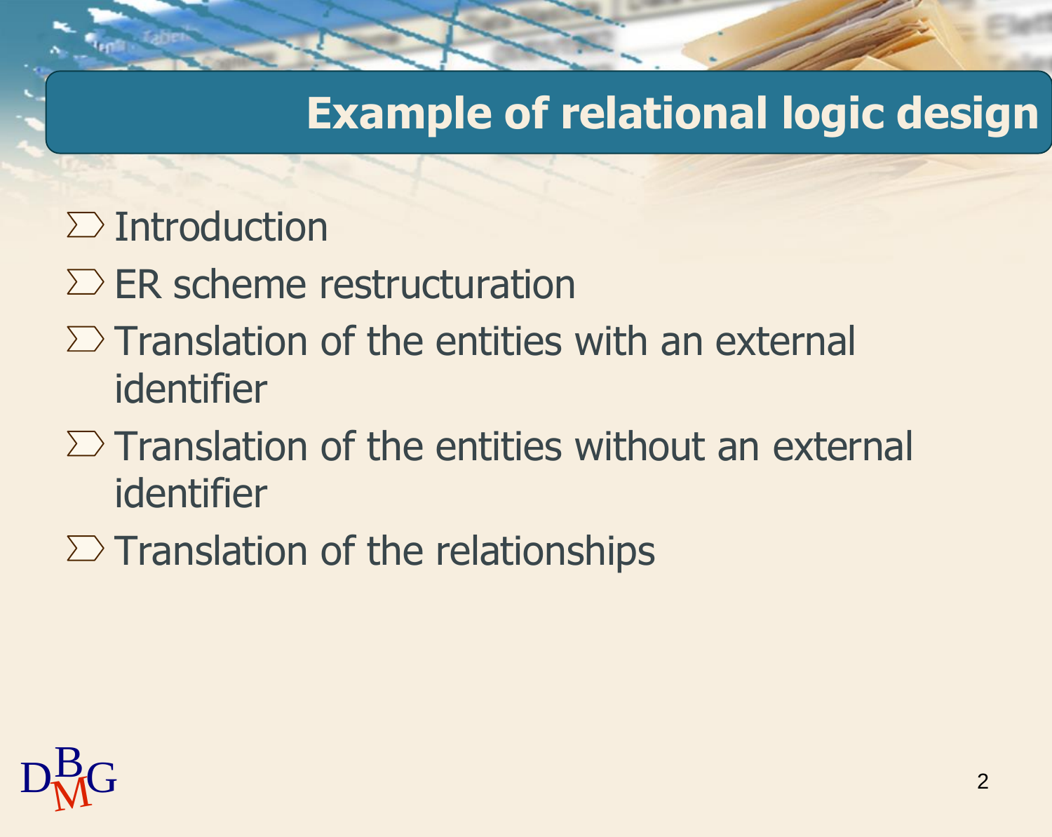# Example of relational logic design

- Introduction
- ER scheme restructuration
- Translation of the entities with an external identifier
- Translation of the entities without an external identifier
- Translation of the relationships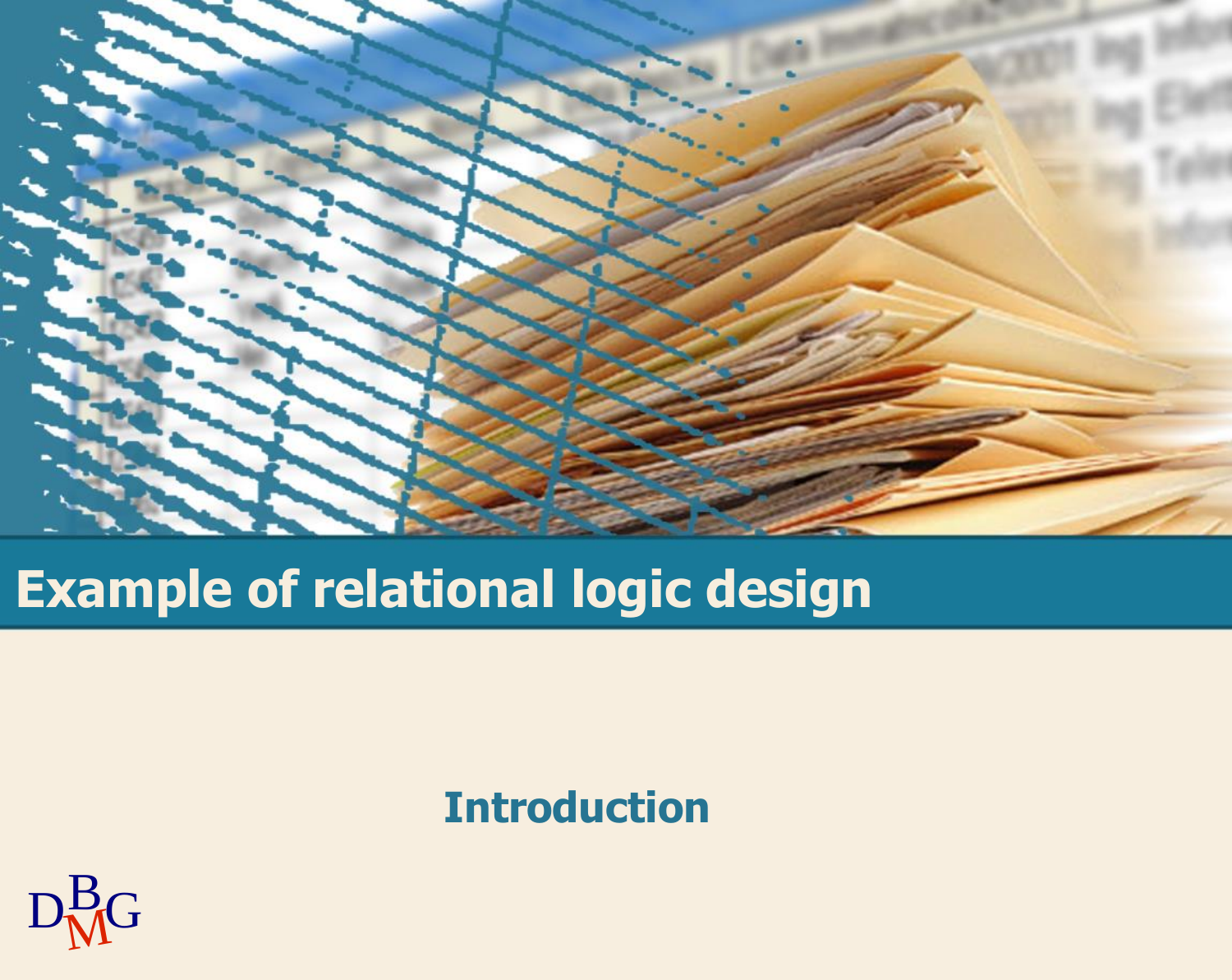# Example of relational logic design

## Introduction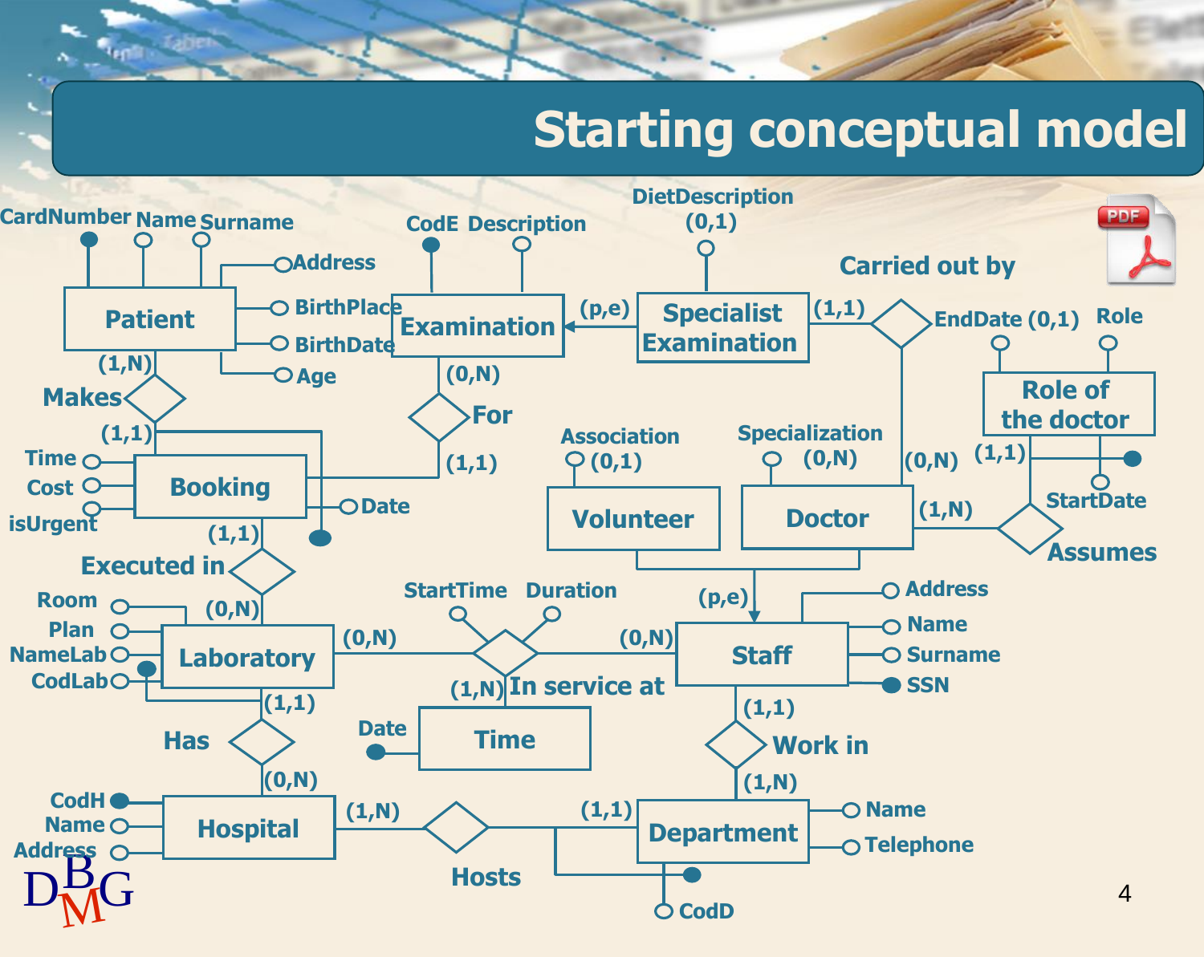# Starting conceptual model

CardNumber Name Surname

Address

BirthPlace

BirthDate

Age

Patient

(1,N)

Makes

(1,1)

Time

Cost

isUrgent

Booking

Date

(1,1)

Executed in

(0,N)

Room

Plan

NameLab

CodLab

Laboratory

(1,1)

Has

(0,N)

CodH

Name

Address

Hospital

(1,N)

Hosts

(1,1)

Department

Name

Telephone

CodD

CodE Description

Examination

(0,N)

For

(1,1)

(p,e)

DietDescription (0,1)

Specialist Examination

(1,1)

Carried out by

EndDate (0,1) Role

Role of the doctor

(1,1)

StartDate

Assumes

(1,N)

(0,N)

Association (0,1)

Volunteer

Specialization (0,N)

Doctor

(p,e)

Staff

Address

Name

Surname

SSN

(1,1)

Work in

(1,N)

StartTime Duration

(0,N)

(0,N)

(1,N) In service at

Date

Time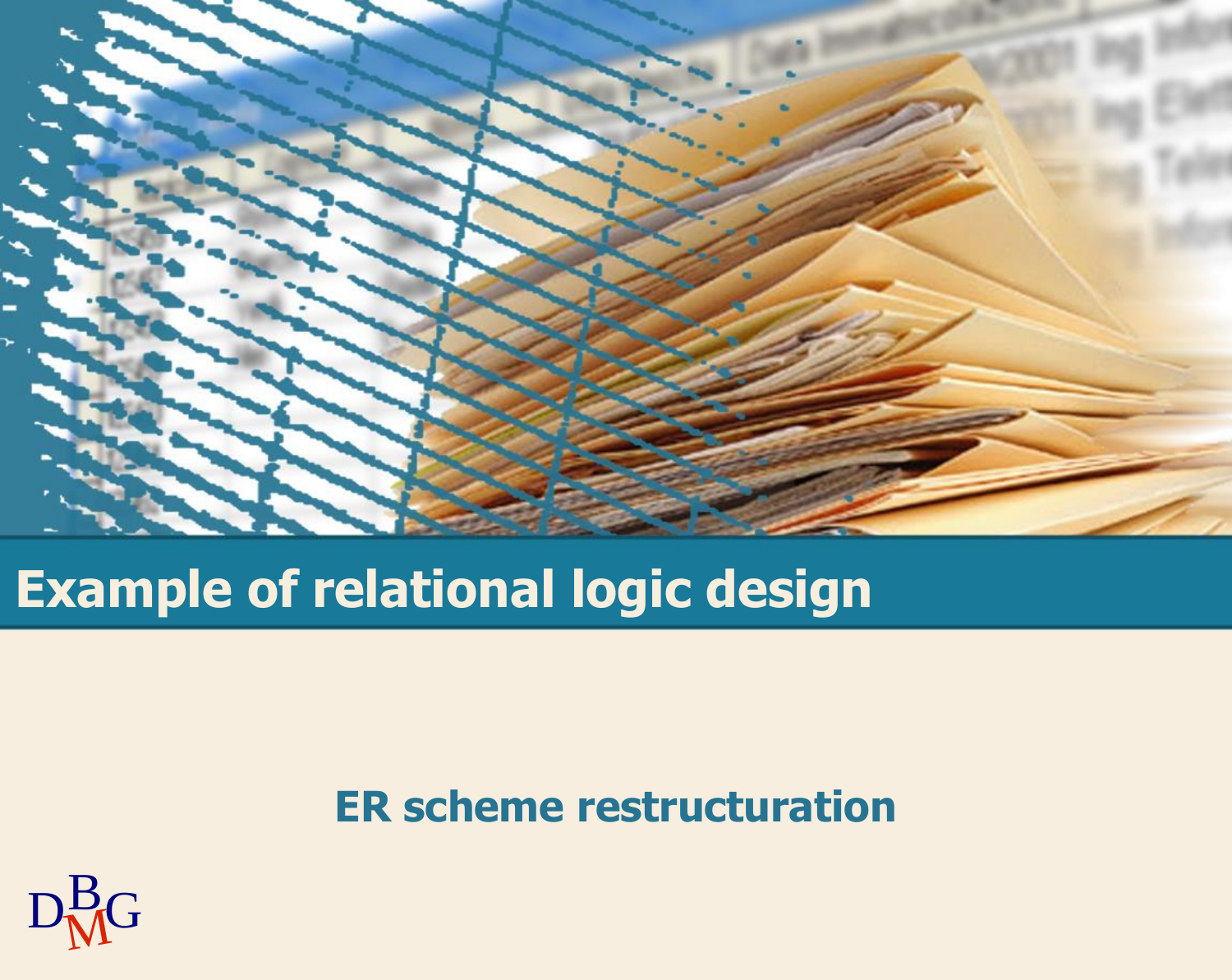# Example of relational logic design

## ER scheme restructuration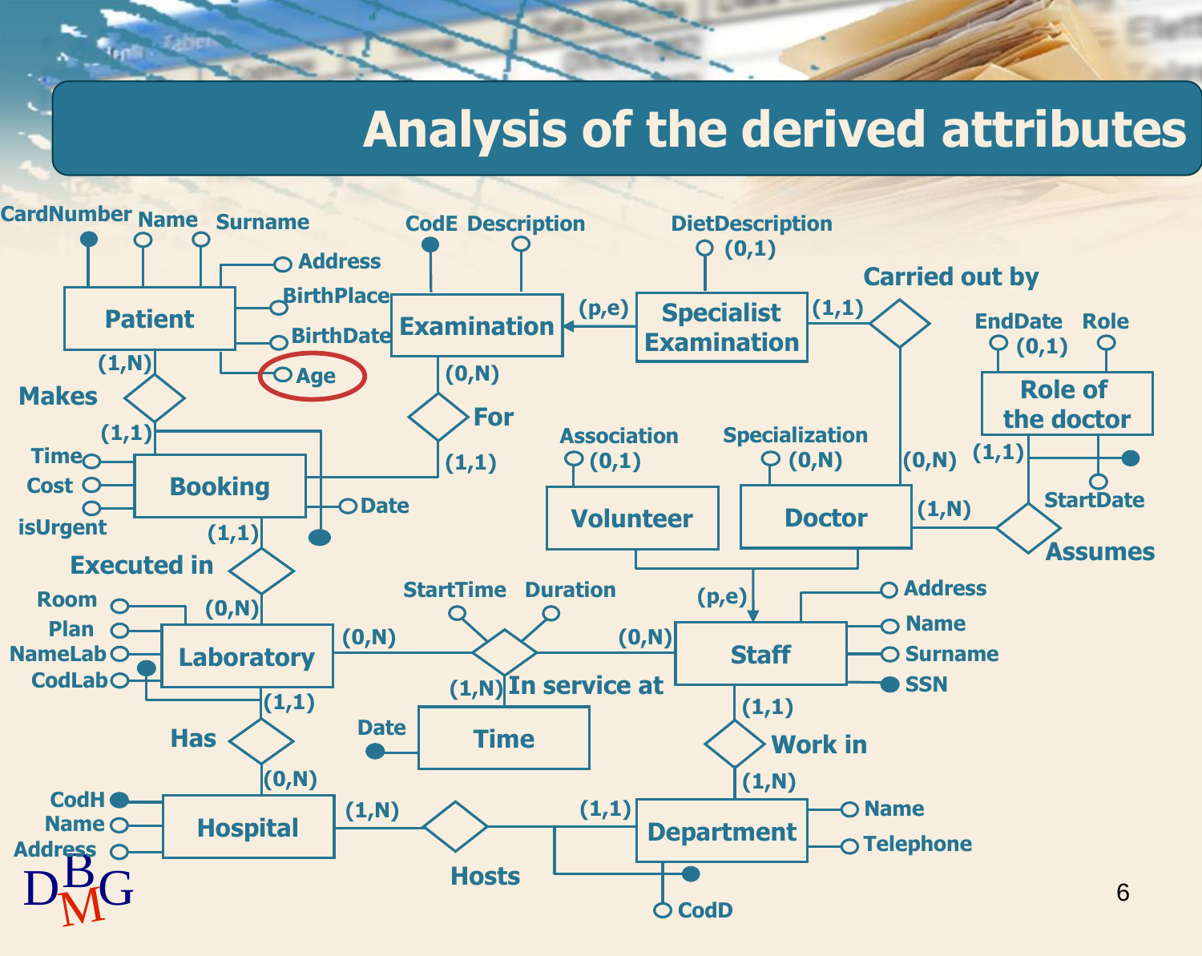# Analysis of the derived attributes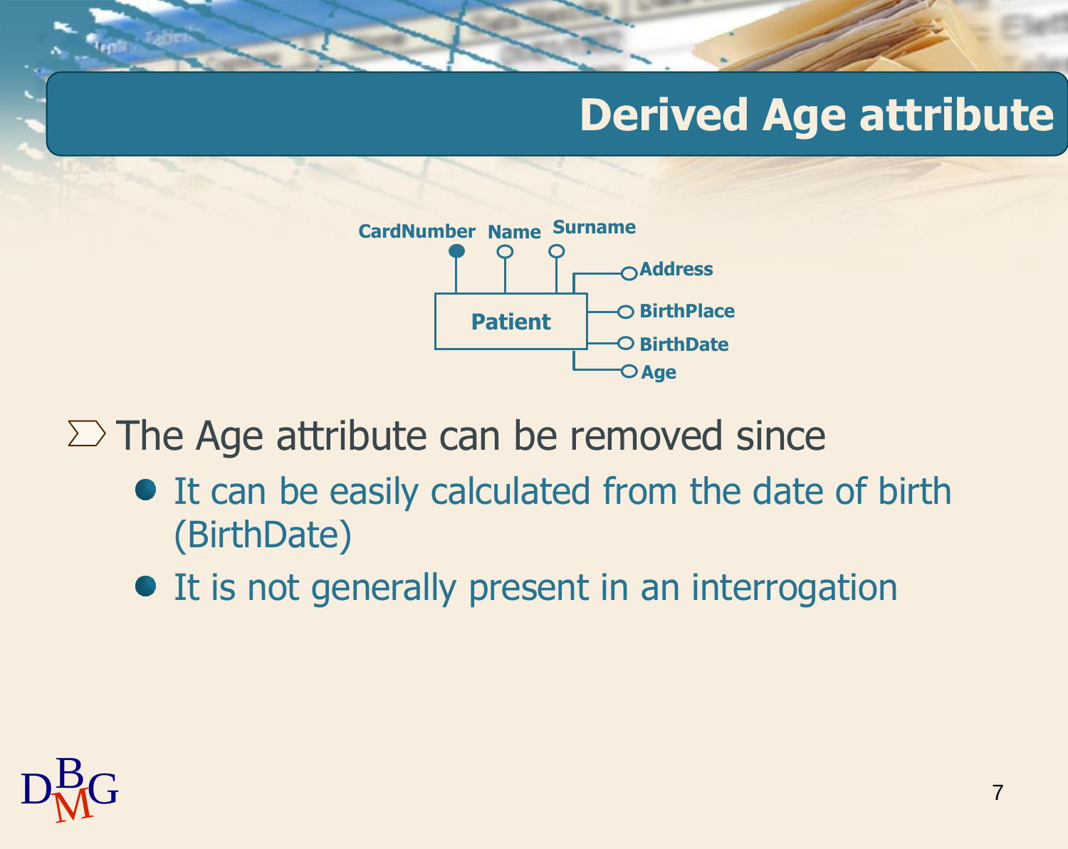# Derived Age attribute

CardNumber Name Surname

Patient

Address

BirthPlace

BirthDate

Age

- The Age attribute can be removed since
  - It can be easily calculated from the date of birth (BirthDate)
  - It is not generally present in an interrogation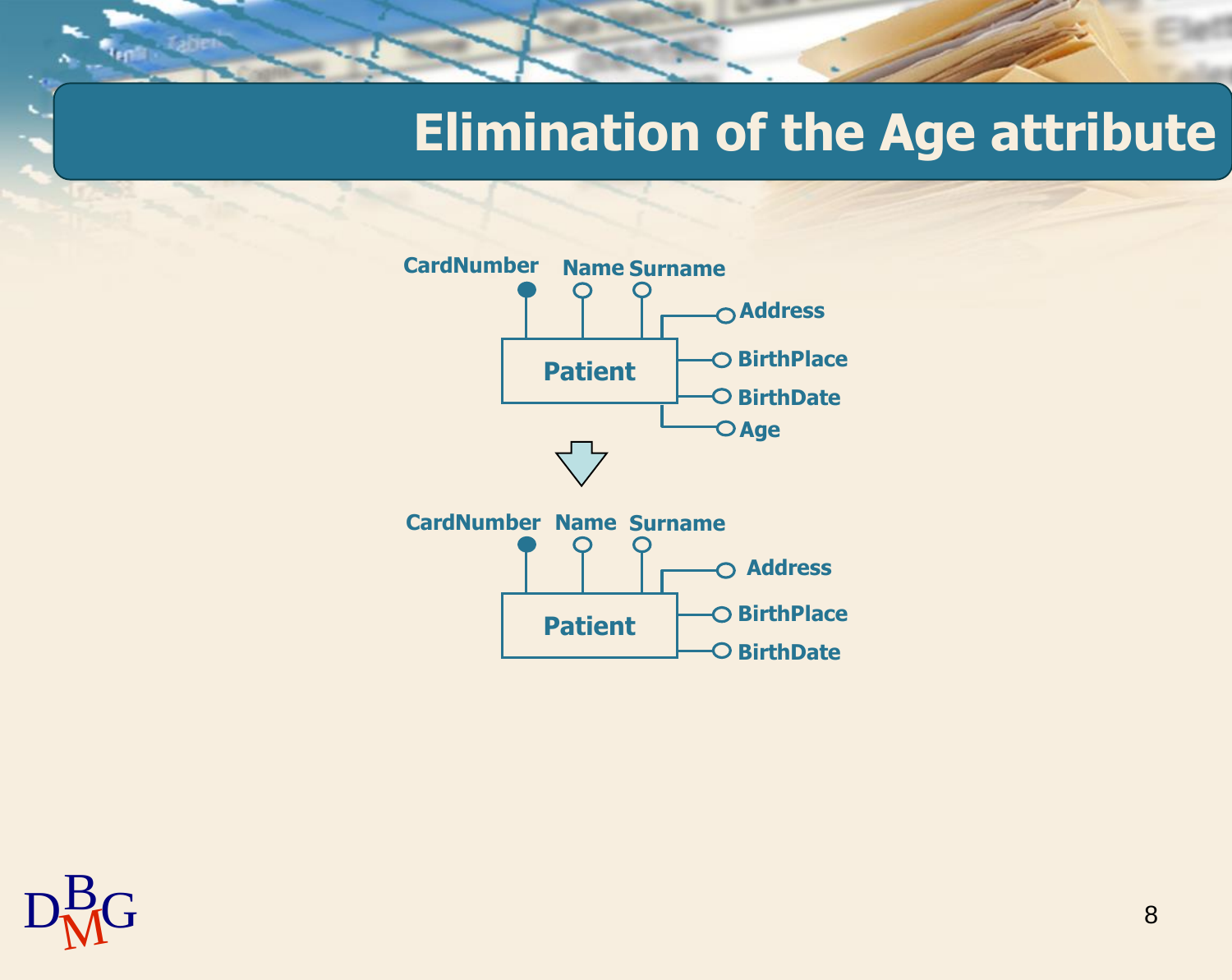# Elimination of the Age attribute

CardNumber Name Surname

Address

Patient

BirthPlace

BirthDate

Age

CardNumber Name Surname

Address

Patient

BirthPlace

BirthDate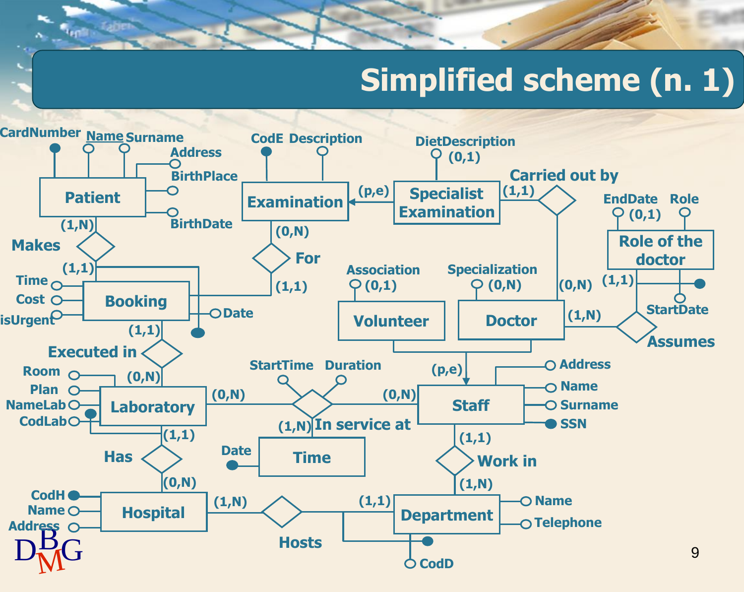# Simplified scheme (n. 1)

CardNumber Name Surname Address BirthPlace BirthDate

Patient

(1,N) Makes (1,1)

Time Cost isUrgent

Booking Date

CodE Description

Examination (p,e) Specialist Examination

(0,N) For (1,1)

DietDescription (0,1)

Carried out by (1,1) (0,N)

EndDate (0,1) Role

Role of the doctor

(1,1) StartDate

Association (0,1) Specialization (0,N)

Volunteer Doctor

(1,N) Assumes

(p,e)

(1,1) Executed in (0,N)

Room Plan NameLab CodLab

Laboratory (0,N)

StartTime Duration

In service at (0,N) (1,N)

Staff Address Name Surname SSN

Date Time

(1,1) Has (0,N)

(1,1) Work in (1,N)

CodH Name Address

Hospital (1,N) Hosts (1,1) Department

Name Telephone CodD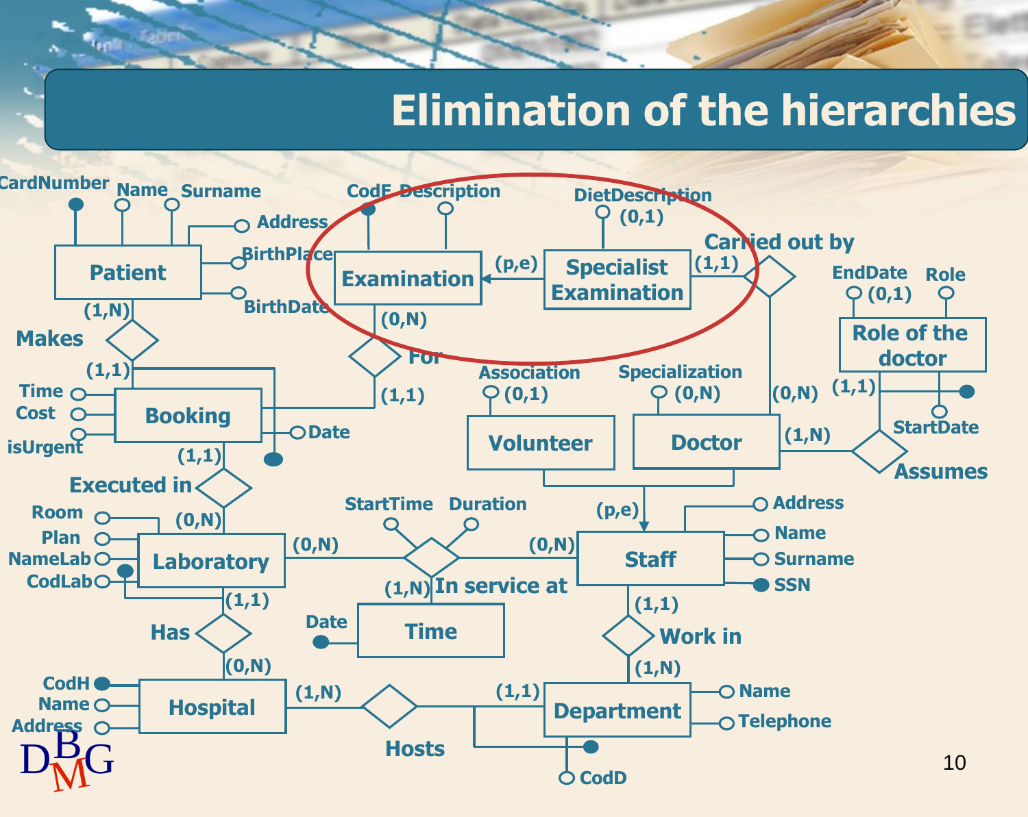# Elimination of the hierarchies

Patient: CardNumber, Name, Surname, Address, BirthPlace, BirthDate

Makes: Patient (1,N) — Booking (1,1)

Booking: Time, Cost, isUrgent, Date

For: Booking (1,1) — Examination (0,N)

Examination: CodE, Description

Specialist Examination: DietDescription (0,1)

Specialist Examination → Examination (p,e)

Carried out by: Specialist Examination (1,1) — Doctor (0,N)

Role of the doctor: EndDate (0,1), Role

Assumes: Doctor (1,N) — Role of the doctor (1,1), StartDate

Volunteer: Association (0,1)

Doctor: Specialization (0,N)

Volunteer, Doctor → Staff (p,e)

Staff: Address, Name, Surname, SSN

Executed in: Booking (1,1) — Laboratory (0,N)

Laboratory: Room, Plan, NameLab, CodLab

In service at: Laboratory (0,N) — Staff (0,N) — Time (1,N); StartTime, Duration

Time: Date

Has: Laboratory (1,1) — Hospital (0,N)

Hospital: CodH, Name, Address

Work in: Staff (1,1) — Department (1,N)

Hosts: Hospital (1,N) — Department (1,1)

Department: Name, Telephone, CodD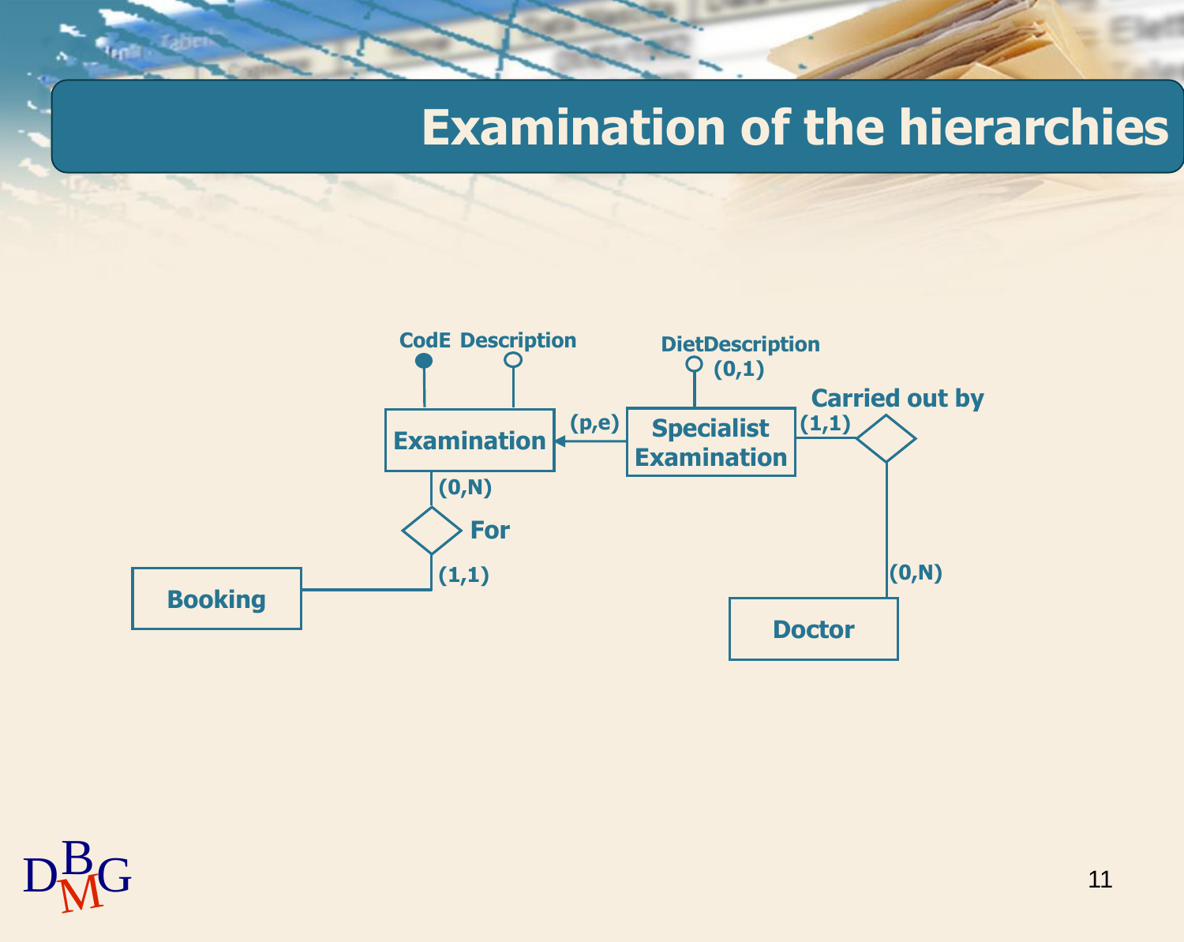# Examination of the hierarchies

CodE Description

DietDescription (0,1)

Examination (p,e) Specialist Examination (1,1) Carried out by

(0,N) For (1,1)

Booking

(0,N)

Doctor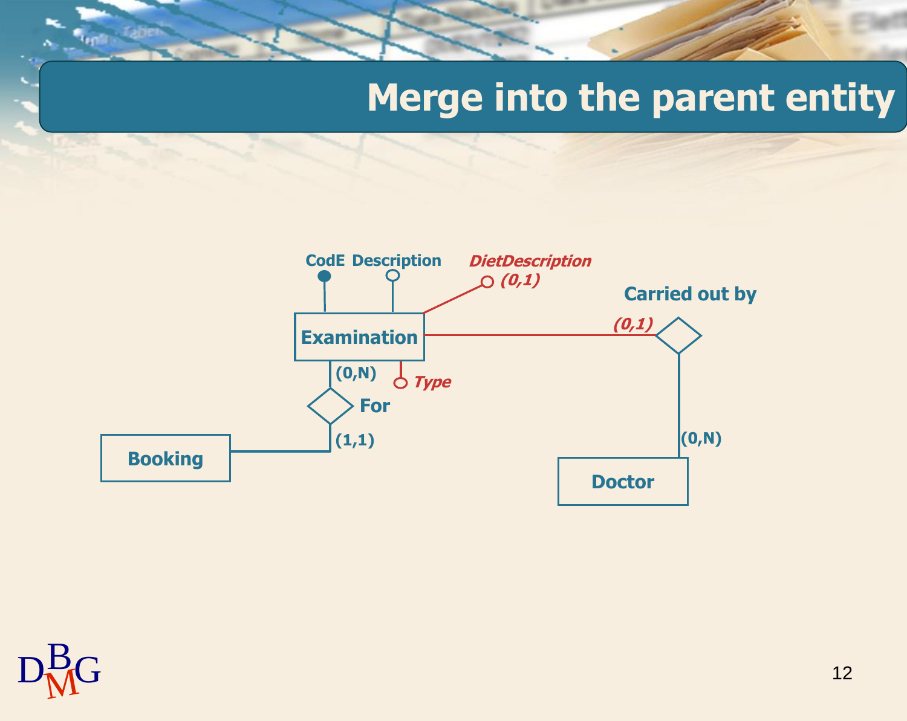# Merge into the parent entity

CodE Description *DietDescription* *(0,1)*

Carried out by

*(0,1)*

Examination

(0,N) *Type*

For

(1,1)

Booking

(0,N)

Doctor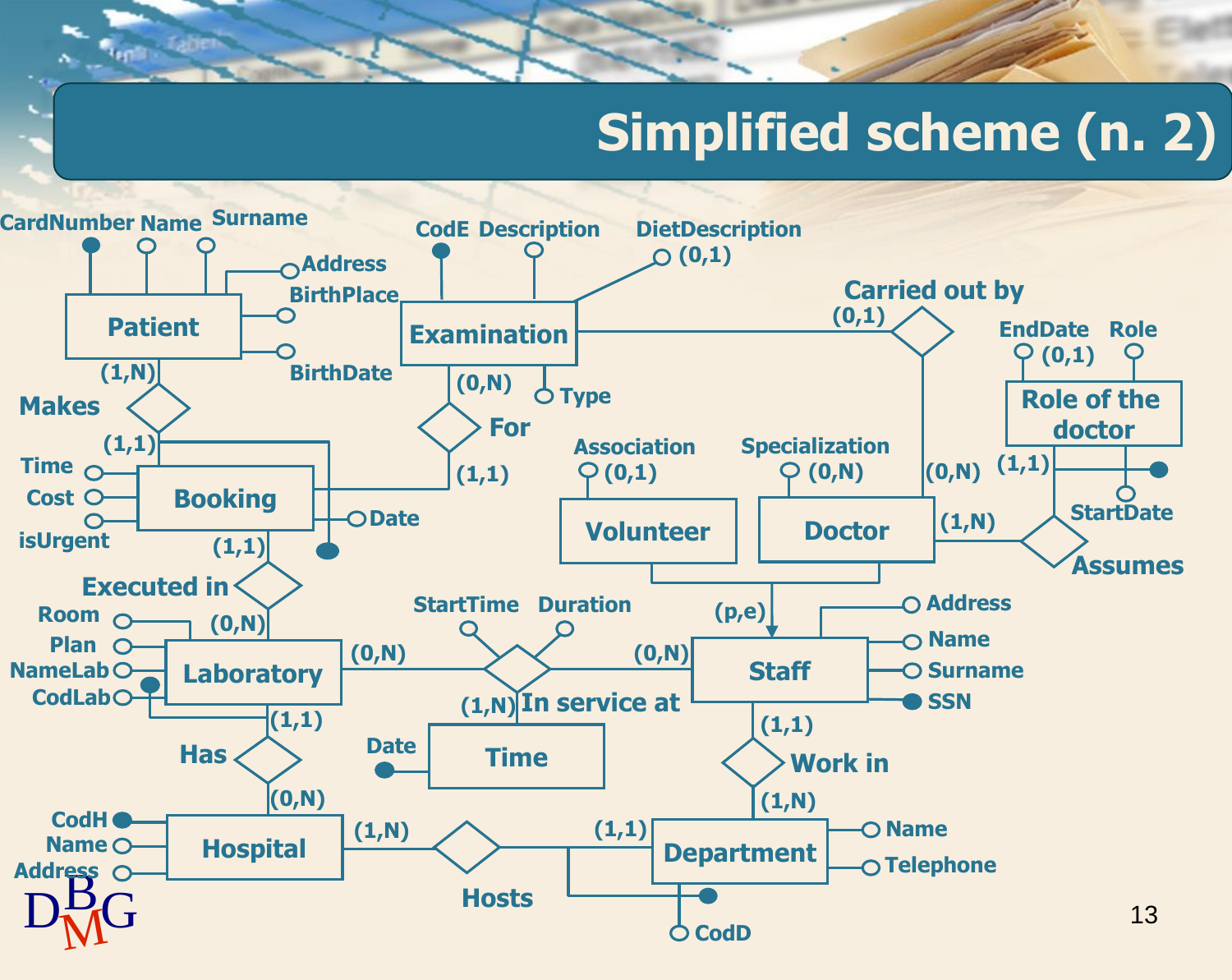# Simplified scheme (n. 2)

CardNumber Name Surname

Address

BirthPlace

Patient

BirthDate

(1,N)

Makes

(1,1)

Time

Cost

isUrgent

Booking

Date

(1,1)

Executed in

(0,N)

Room

Plan

NameLab

CodLab

Laboratory

(1,1)

Has

(0,N)

CodH

Name

Address

Hospital

(1,N)

Hosts

(1,1)

Department

Name

Telephone

CodD

CodE Description

DietDescription (0,1)

Examination

(0,N)

Type

For

(1,1)

Carried out by

(0,1)

(0,N)

EndDate (0,1) Role

Role of the doctor

(1,1)

StartDate

Assumes

(1,N)

Association (0,1)

Volunteer

Specialization (0,N)

Doctor

(p,e)

Staff

Address

Name

Surname

SSN

StartTime Duration

(0,N)

In service at

(0,N)

(1,N)

Date

Time

(1,1)

Work in

(1,N)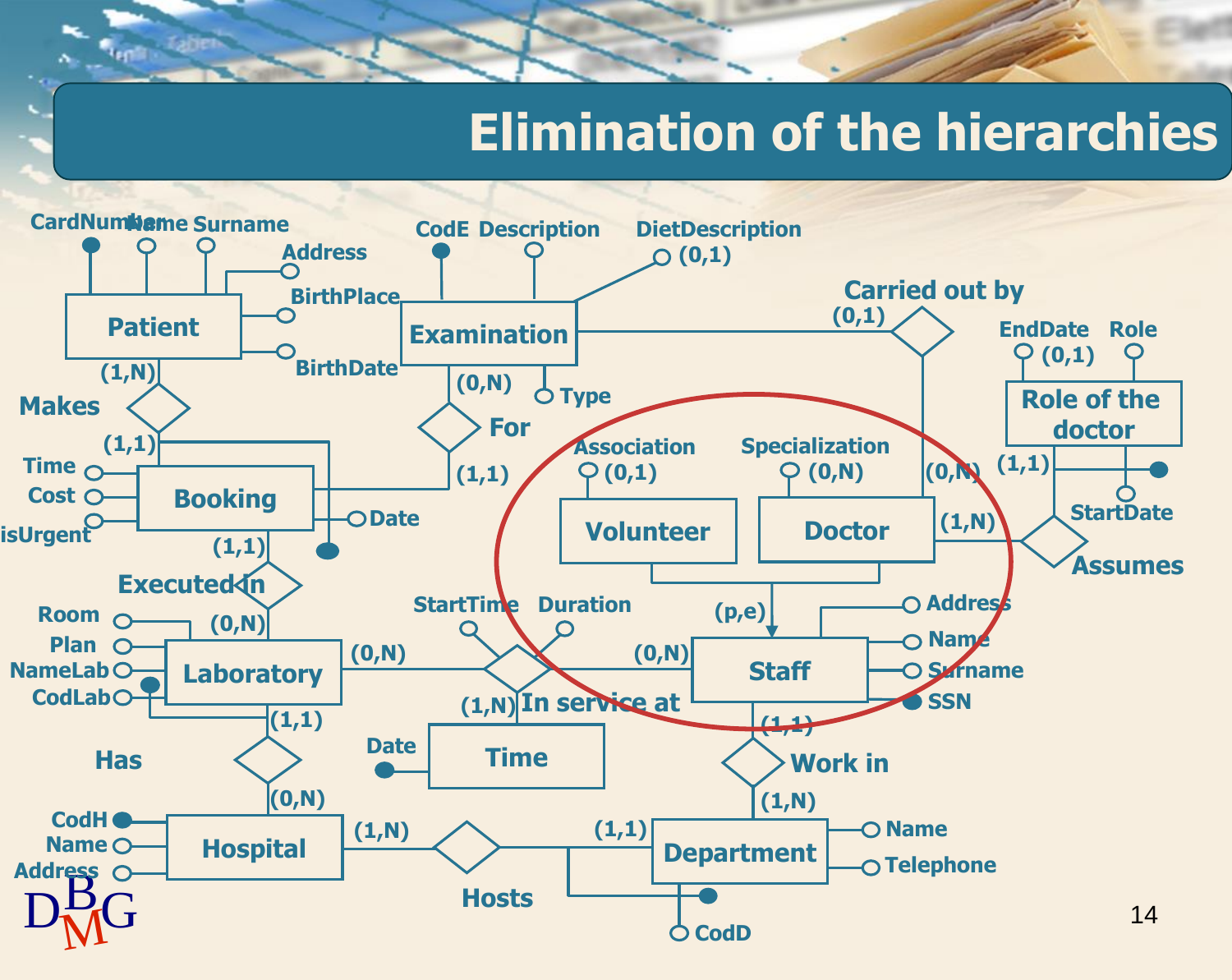# Elimination of the hierarchies

Patient — CardNumber, Name, Surname, Address, BirthPlace, BirthDate

Makes — Patient (1,N), Booking (1,1)

Booking — Time, Cost, isUrgent, Date

For — Examination (0,N), Booking (1,1)

Examination — CodE, Description, DietDescription (0,1), Type

Carried out by — Examination (0,1), Doctor (0,N)

Volunteer — Association (0,1)

Doctor — Specialization (0,N)

Staff (p,e) — Address, Name, Surname, SSN

Role of the doctor — EndDate (0,1), Role, StartDate

Assumes — Doctor (1,N), Role of the doctor (1,1)

Executed in — Booking (1,1), Laboratory (0,N)

Laboratory — Room, Plan, NameLab, CodLab

In service at — Laboratory (0,N), Staff (0,N), Time (1,N); StartTime, Duration

Time — Date

Has — Laboratory (1,1), Hospital (0,N)

Hospital — CodH, Name, Address

Work in — Staff (1,1), Department (1,N)

Hosts — Hospital (1,N), Department (1,1)

Department — Name, Telephone, CodD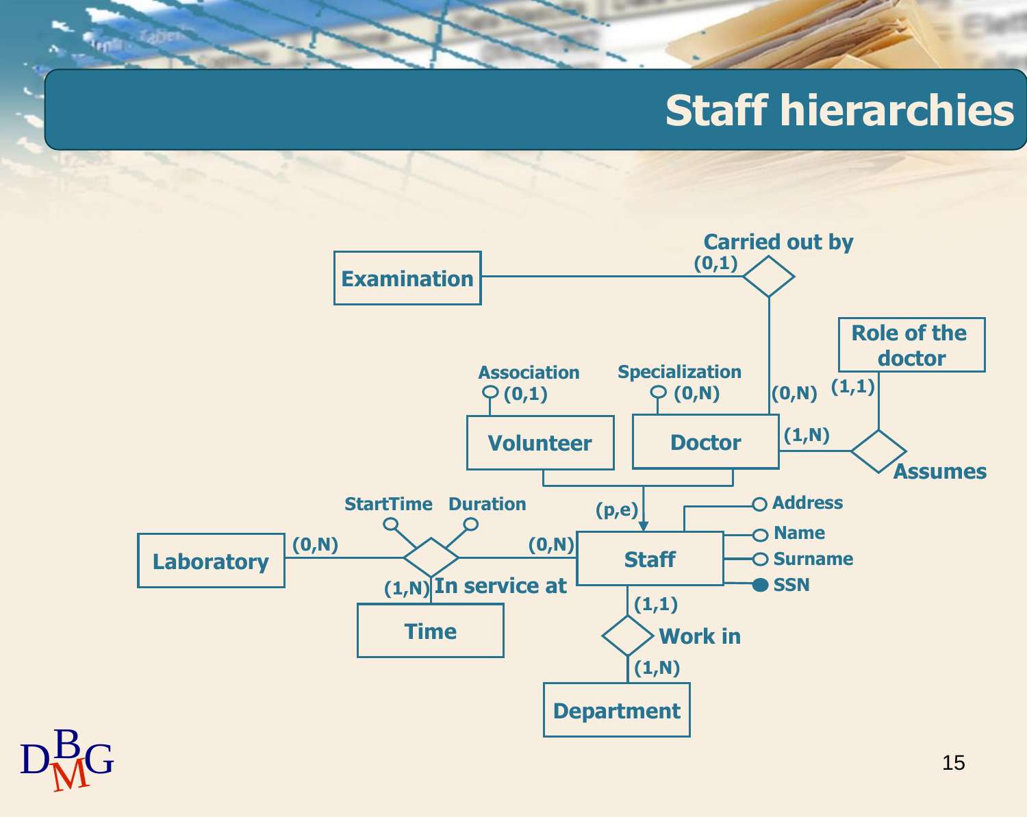# Staff hierarchies

Examination

Carried out by

(0,1)

Role of the doctor

Association

(0,1)

Specialization

(0,N)

(0,N)

(1,1)

Volunteer

Doctor

(1,N)

Assumes

StartTime

Duration

(p,e)

Address

Name

Surname

SSN

Laboratory

(0,N)

(0,N)

Staff

(1,N)

In service at

(1,1)

Time

Work in

(1,N)

Department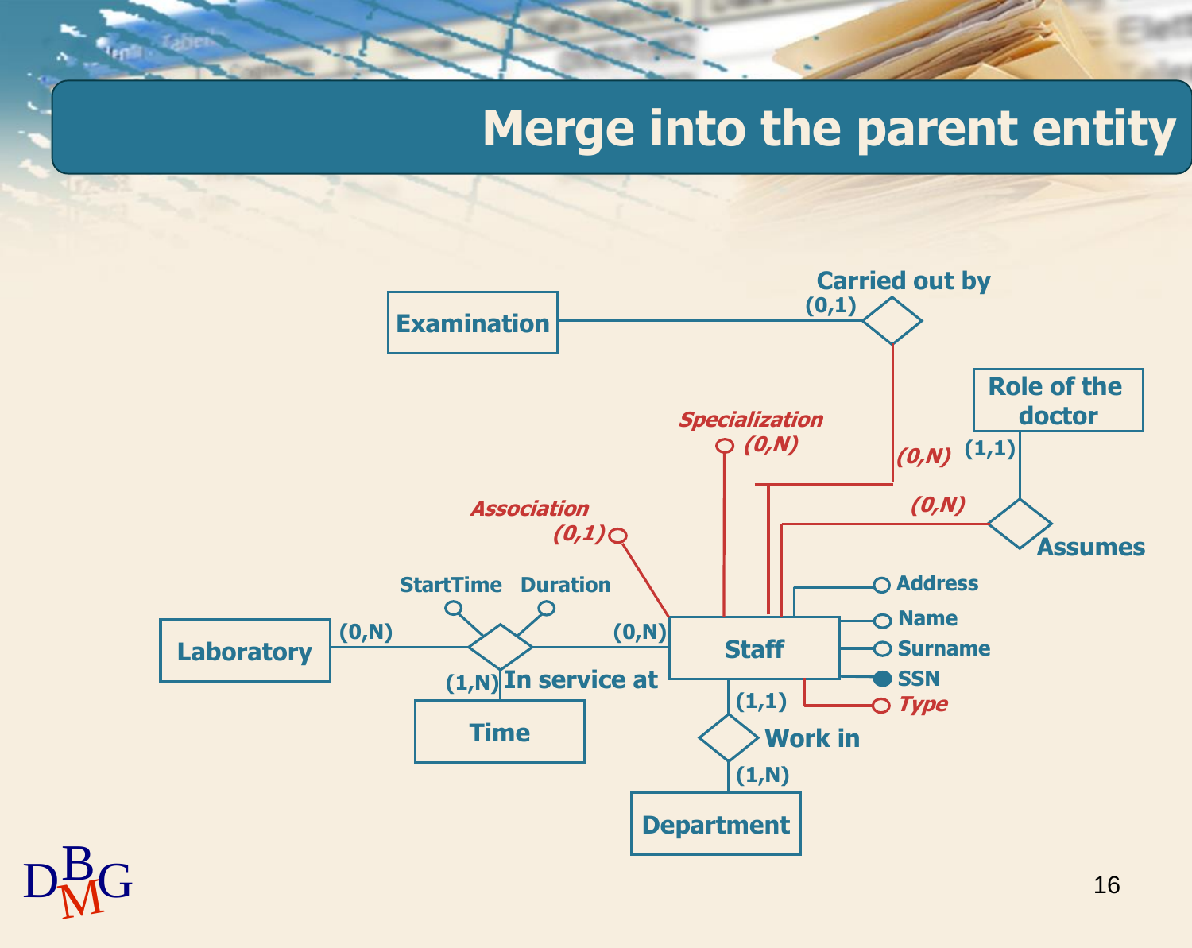# Merge into the parent entity

Examination

Carried out by

(0,1)

Role of the doctor

Specialization (0,N)

(0,N)

(1,1)

Association (0,1)

(0,N)

Assumes

StartTime

Duration

Address

Name

Surname

SSN

*Type*

Laboratory

(0,N)

(0,N)

Staff

(1,N)

In service at

Time

(1,1)

Work in

(1,N)

Department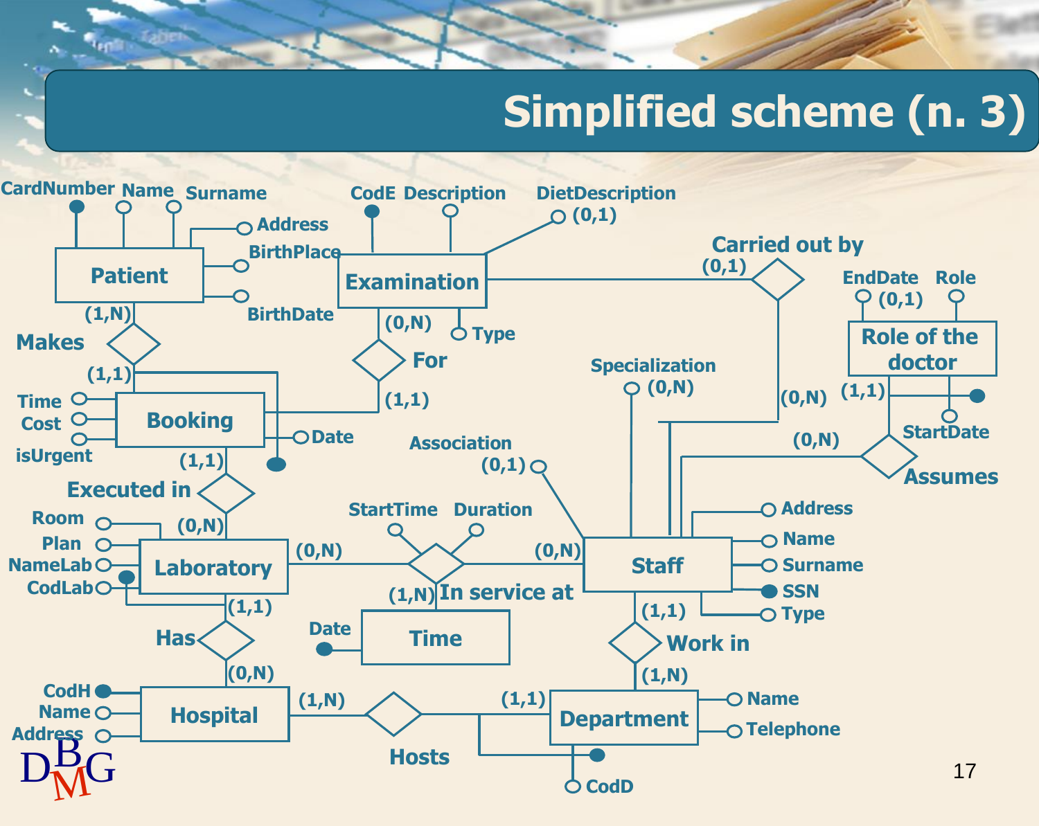# Simplified scheme (n. 3)

**Patient** (CardNumber, Name, Surname, Address, BirthPlace, BirthDate)

**Makes**: Patient (1,N) — Booking (1,1)

**Booking** (Time, Cost, isUrgent, Date)

**Examination** (CodE, Description, DietDescription (0,1), Type)

**For**: Examination (0,N) — Booking (1,1)

**Carried out by**: Examination (0,1) — Staff (0,N)

**Executed in**: Booking (1,1) — Laboratory (0,N)

**Laboratory** (Room, Plan, NameLab, CodLab)

**In service at**: Laboratory (0,N) — Staff (0,N) — Time (1,N); attributes: StartTime, Duration

**Time** (Date)

**Staff** (Address, Name, Surname, SSN, Type, Specialization (0,N), Association (0,1))

**Role of the doctor** (EndDate (0,1), Role, StartDate)

**Assumes**: Staff (0,N) — Role of the doctor (1,1)

**Has**: Laboratory (1,1) — Hospital (0,N)

**Hospital** (CodH, Name, Address)

**Hosts**: Hospital (1,N) — Department (1,1)

**Work in**: Staff (1,1) — Department (1,N)

**Department** (Name, Telephone, CodD)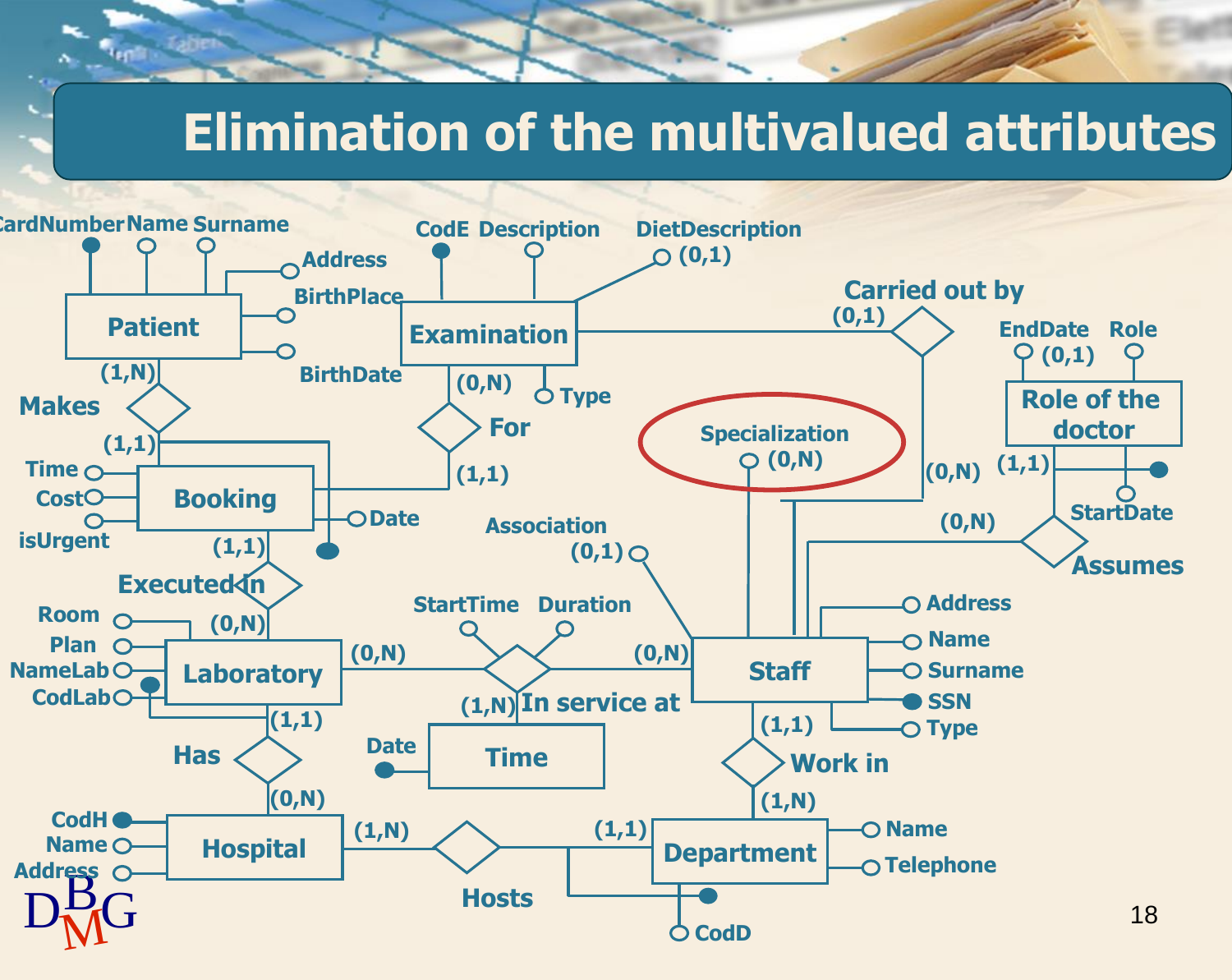# Elimination of the multivalued attributes

CardNumber Name Surname

Address

BirthPlace

BirthDate

Patient

(1,N)

Makes

(1,1)

Time

Cost

isUrgent

Booking

Date

(1,1)

Executed in

(0,N)

Room

Plan

NameLab

CodLab

Laboratory

(0,N)

(1,1)

Has

(0,N)

CodH

Name

Address

Hospital

(1,N)

Hosts

(1,1)

Department

Name

Telephone

CodD

CodE Description

DietDescription (0,1)

Examination

(0,N)

Type

For

(1,1)

Carried out by

(0,1)

(0,N)

Specialization (0,N)

Association (0,1)

StartTime Duration

(0,N)

In service at

(1,N)

Date

Time

Staff

Address

Name

Surname

SSN

Type

(1,1)

Work in

(1,N)

EndDate (0,1) Role

Role of the doctor

(1,1)

StartDate

(0,N)

Assumes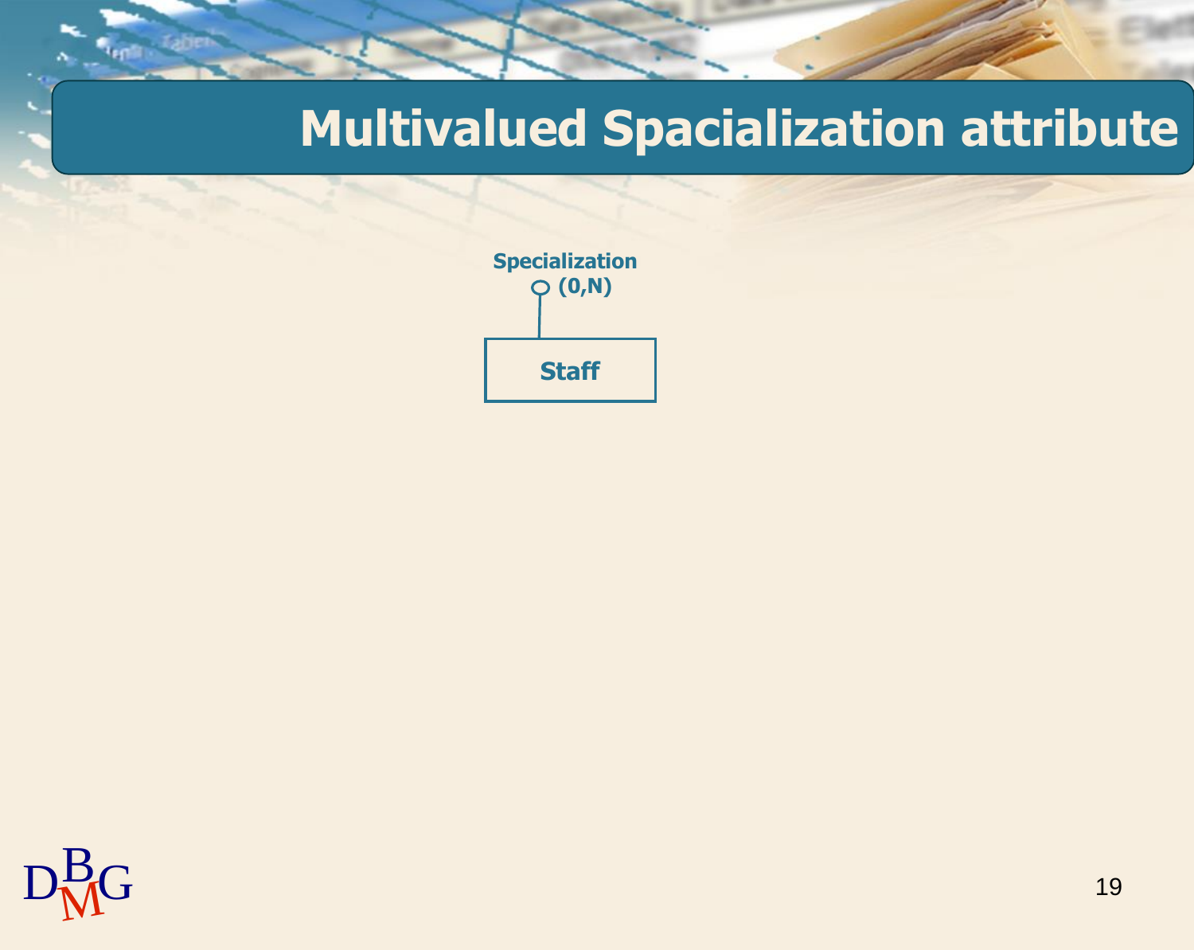# Multivalued Spacialization attribute

Specialization (0,N)

Staff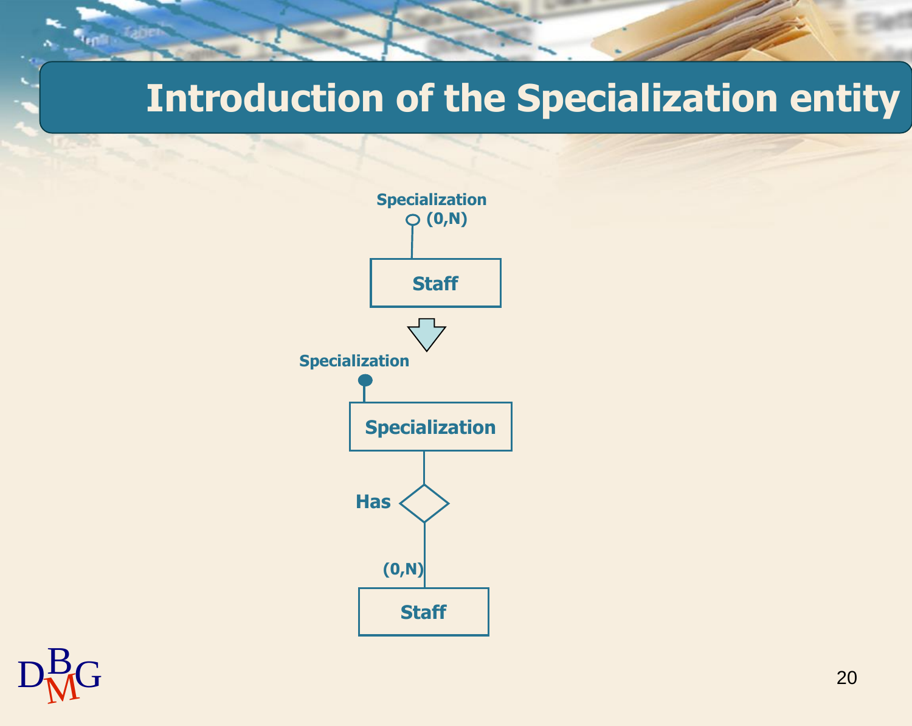# Introduction of the Specialization entity

Specialization (0,N)

Staff

Specialization

Specialization

Has

(0,N)

Staff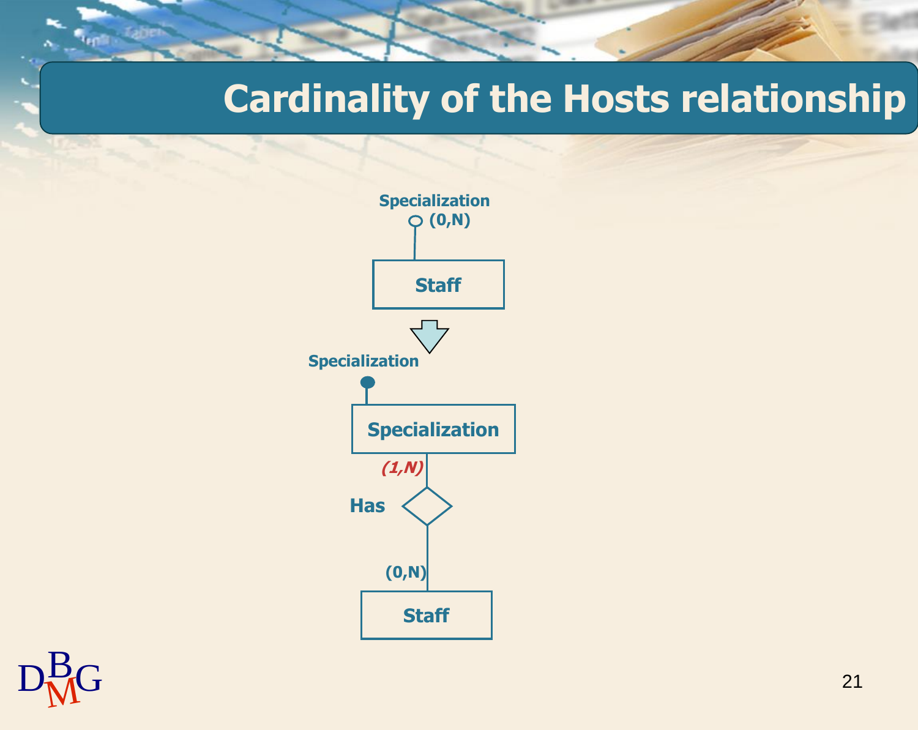# Cardinality of the Hosts relationship

Specialization (0,N)

Staff

Specialization

Specialization

*(1,N)*

Has

(0,N)

Staff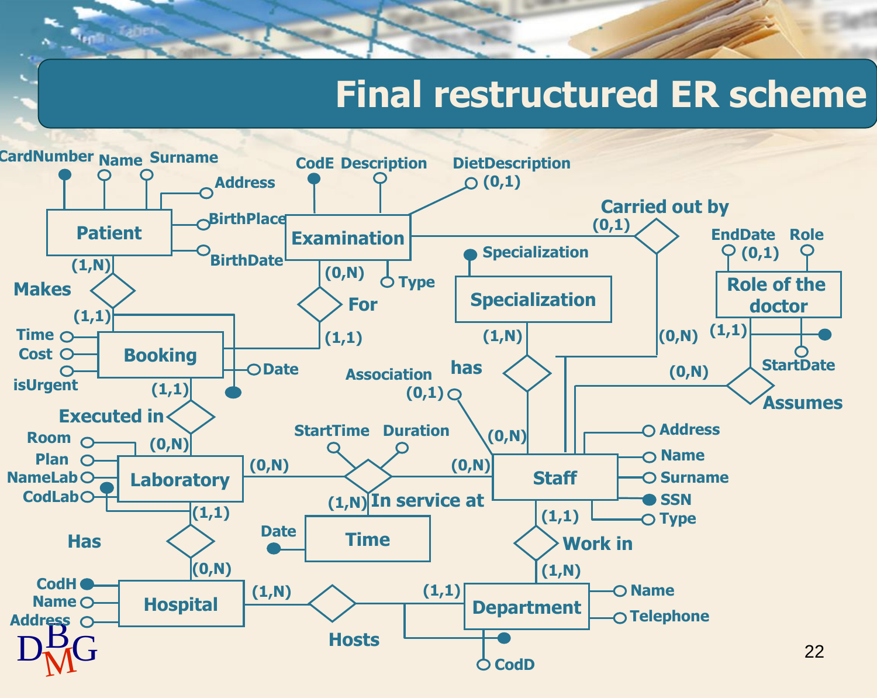# Final restructured ER scheme

**Patient**: CardNumber, Name, Surname, Address, BirthPlace, BirthDate

**Examination**: CodE, Description, DietDescription (0,1), Type

**Specialization**: Specialization

**Role of the doctor**: EndDate (0,1), Role, StartDate

**Booking**: Time, Cost, isUrgent, Date

**Laboratory**: Room, Plan, NameLab, CodLab

**Time**: Date

**Staff**: Address, Name, Surname, SSN, Type

**Hospital**: CodH, Name, Address

**Department**: Name, Telephone, CodD

**Relationships**:

- Makes: Patient (1,N) – Booking (1,1)
- For: Examination (0,N) – Booking (1,1)
- Carried out by: Examination (0,1) – Staff (0,N)
- has: Specialization (1,N) – Staff (0,N); Association (0,1)
- Assumes: Role of the doctor (1,1) – Staff (0,N)
- Executed in: Booking (1,1) – Laboratory (0,N)
- In service at: Laboratory (0,N) – Staff (0,N) – Time (1,N); StartTime, Duration
- Has: Laboratory (1,1) – Hospital (0,N)
- Work in: Staff (1,1) – Department (1,N)
- Hosts: Hospital (1,N) – Department (1,1)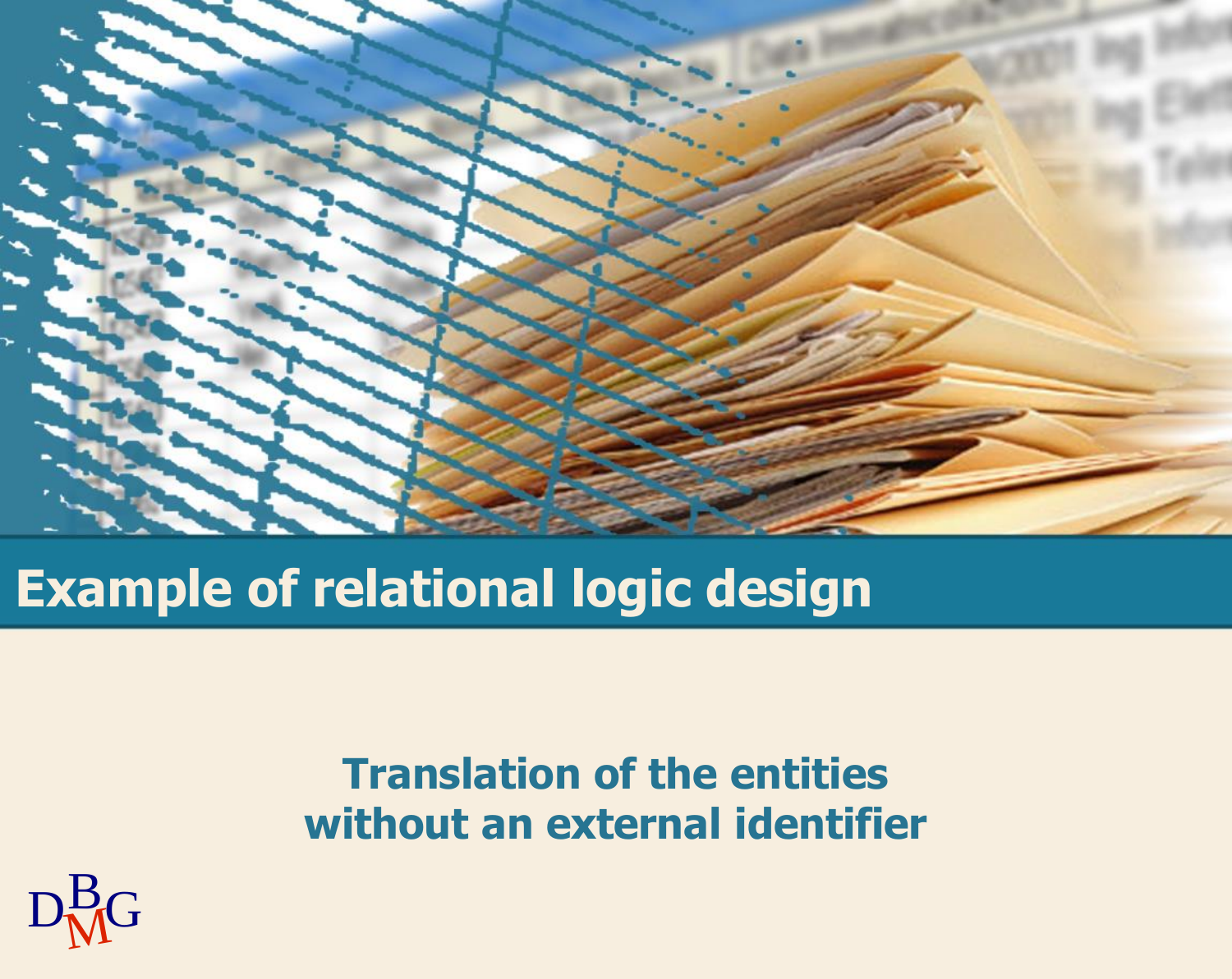# Example of relational logic design

## Translation of the entities without an external identifier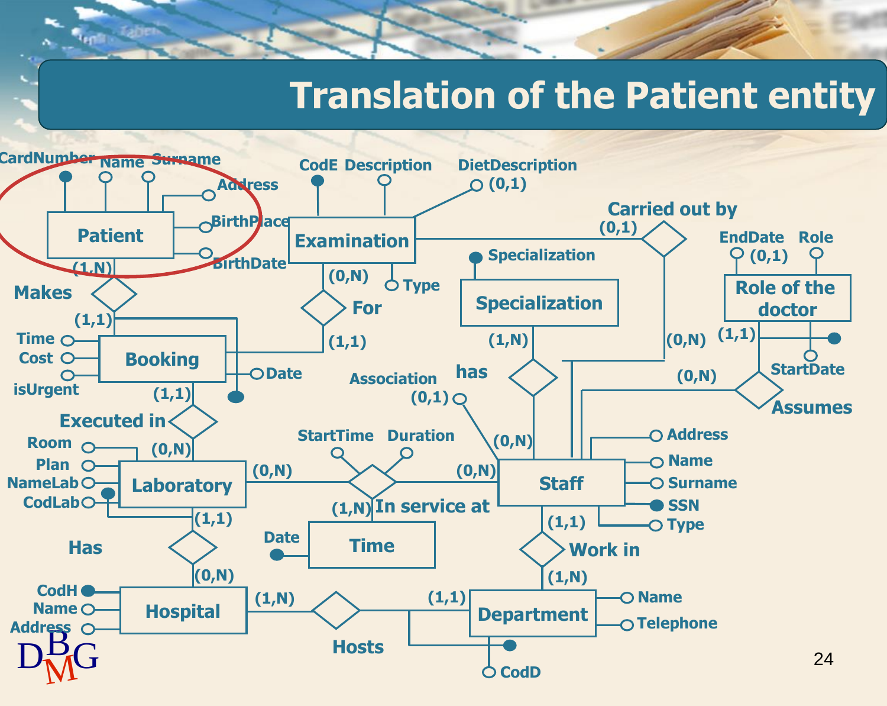# Translation of the Patient entity

CardNumber Name Surname Address BirthPlace BirthDate Patient (1,N) Makes (1,1) Booking Time Cost isUrgent Date (1,1) Executed in (0,N) Laboratory Room Plan NameLab CodLab (1,1) Has (0,N) Hospital CodH Name Address (1,N) Hosts (1,1) Department Name Telephone CodD (1,N) Work in (1,1) Staff Address Name Surname SSN Type (0,N) In service at (0,N) StartTime Duration (1,N) Time Date Examination CodE Description DietDescription (0,1) (0,N) For (1,1) Type Carried out by (0,1) (0,N) Specialization Specialization (1,N) has (0,N) Association (0,1) Role of the doctor EndDate (0,1) Role StartDate (1,1) Assumes (0,N)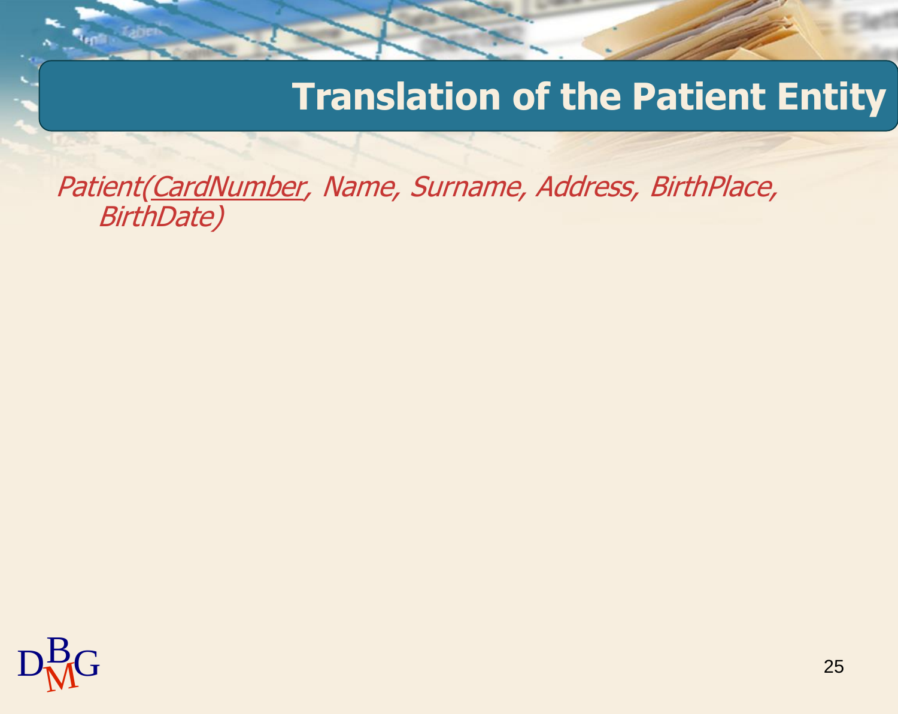# Translation of the Patient Entity

*Patient(<u>CardNumber</u>, Name, Surname, Address, BirthPlace, BirthDate)*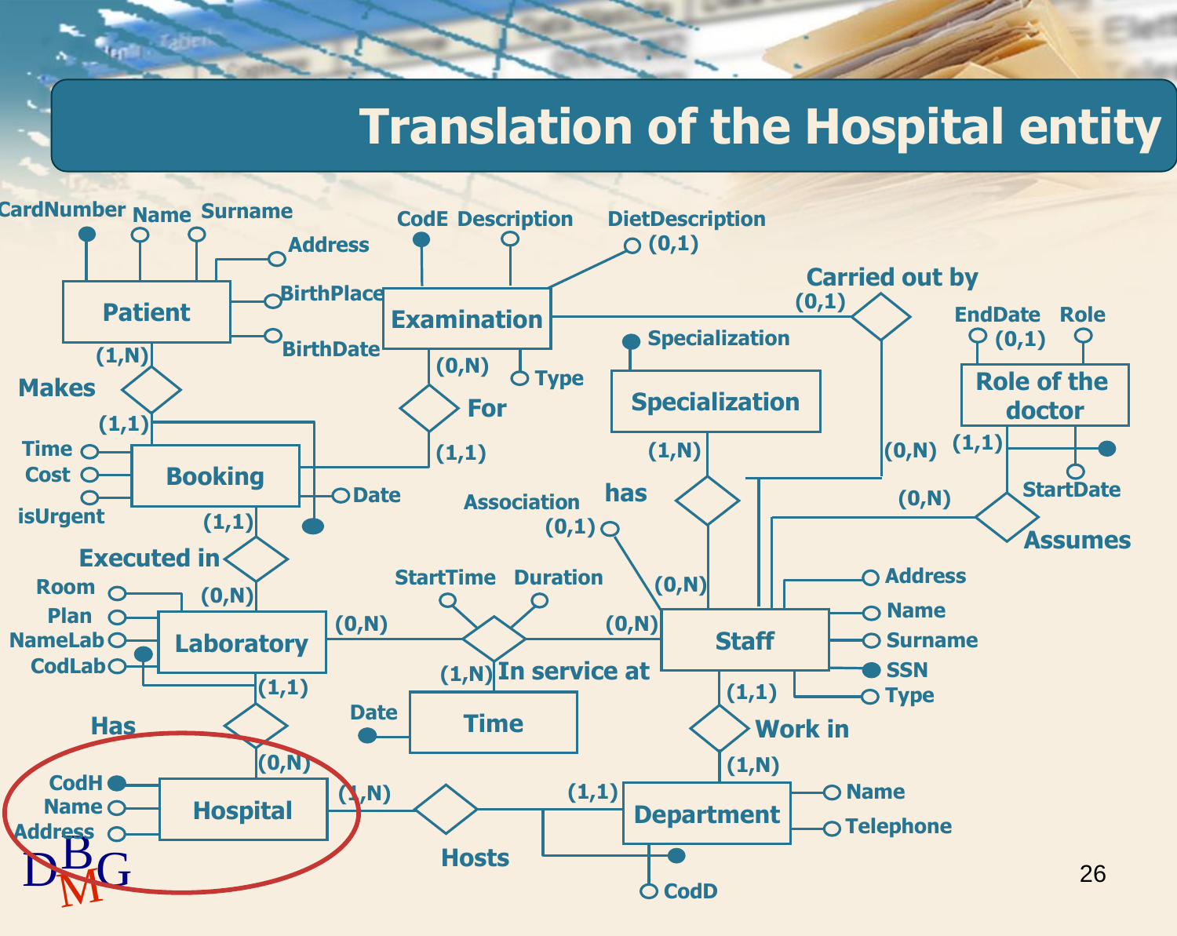# Translation of the Hospital entity

Patient: CardNumber, Name, Surname, Address, BirthPlace, BirthDate

Examination: CodE, Description, DietDescription (0,1), Type

Carried out by: Examination (0,1) – Staff (0,N)

Specialization: Specialization

Role of the doctor: EndDate (0,1), Role, StartDate

Makes: Patient (1,N) – Booking (1,1)

For: Examination (0,N) – Booking (1,1)

Booking: Time, Cost, isUrgent, Date

has: Specialization (1,N) – Staff (0,N), Association (0,1)

Assumes: Role of the doctor (1,1) – Staff (0,N)

Executed in: Booking (1,1) – Laboratory (0,N)

Laboratory: Room, Plan, NameLab, CodLab

In service at: Laboratory (0,N) – Staff (0,N) – Time (1,N), StartTime, Duration

Time: Date

Staff: Address, Name, Surname, SSN, Type

Work in: Staff (1,1) – Department (1,N)

Has: Laboratory (1,1) – Hospital (0,N)

Hospital: CodH, Name, Address

Hosts: Hospital (1,N) – Department (1,1)

Department: Name, Telephone, CodD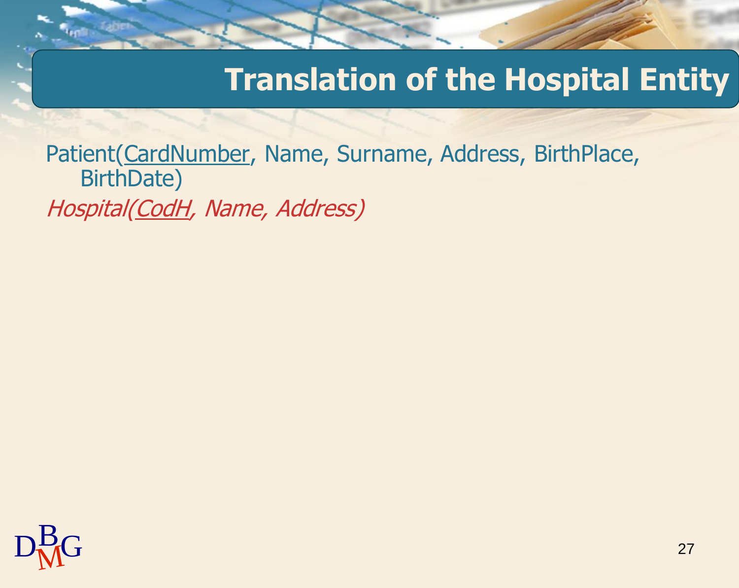# Translation of the Hospital Entity

Patient(<u>CardNumber</u>, Name, Surname, Address, BirthPlace, BirthDate)

*Hospital(<u>CodH</u>, Name, Address)*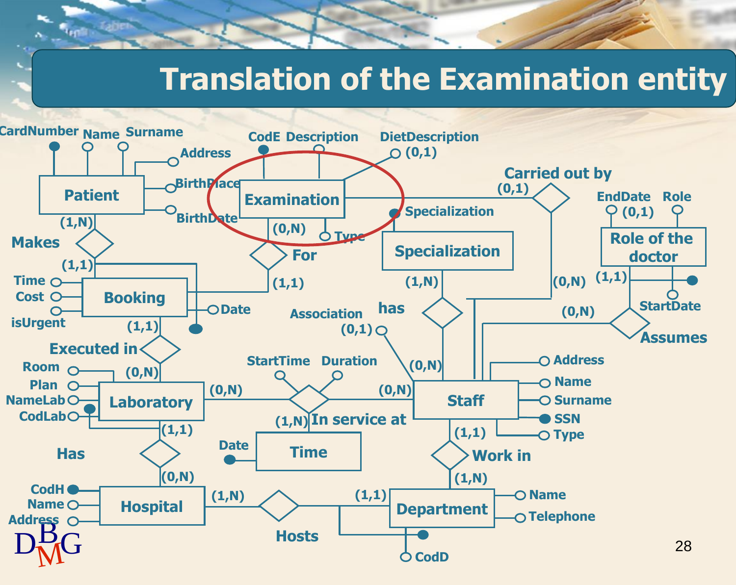# Translation of the Examination entity

CardNumber Name Surname

Address

Patient

BirthPlace

BirthDate

(1,N)

Makes

(1,1)

Time

Cost

isUrgent

Booking

Date

(1,1)

Executed in

Room

Plan

NameLab

CodLab

(0,N)

Laboratory

(1,1)

Has

(0,N)

CodH

Name

Address

Hospital

(1,N)

Hosts

(1,1)

Department

Name

Telephone

CodD

CodE Description

DietDescription (0,1)

Examination

(0,N)

Type

For

(1,1)

Carried out by

(0,1)

Specialization

Specialization

(1,N)

has

Association (0,1)

(0,N)

(0,N)

StartTime Duration

(0,N)

In service at

(1,N)

Date

Time

Staff

Address

Name

Surname

SSN

Type

(1,1)

Work in

(1,N)

EndDate Role

(0,1)

Role of the doctor

(1,1)

StartDate

(0,N)

Assumes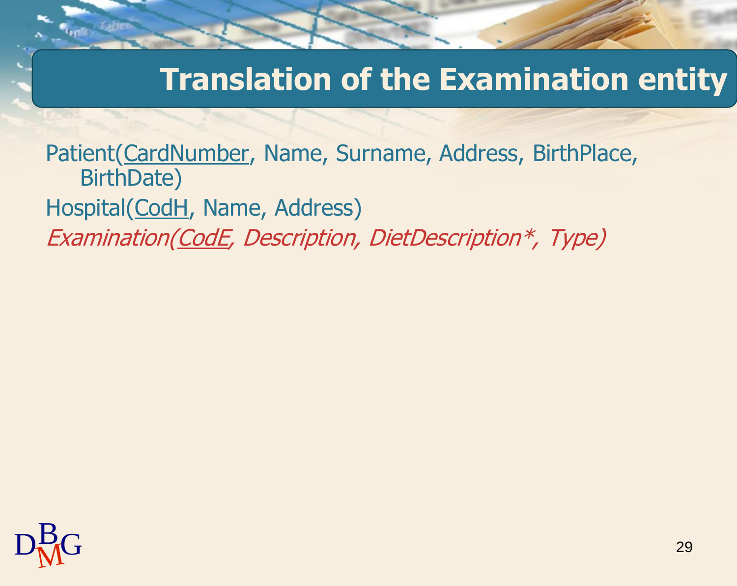# Translation of the Examination entity

Patient(<u>CardNumber</u>, Name, Surname, Address, BirthPlace, BirthDate)

Hospital(<u>CodH</u>, Name, Address)

*Examination(<u>CodE</u>, Description, DietDescription*\*, *Type)*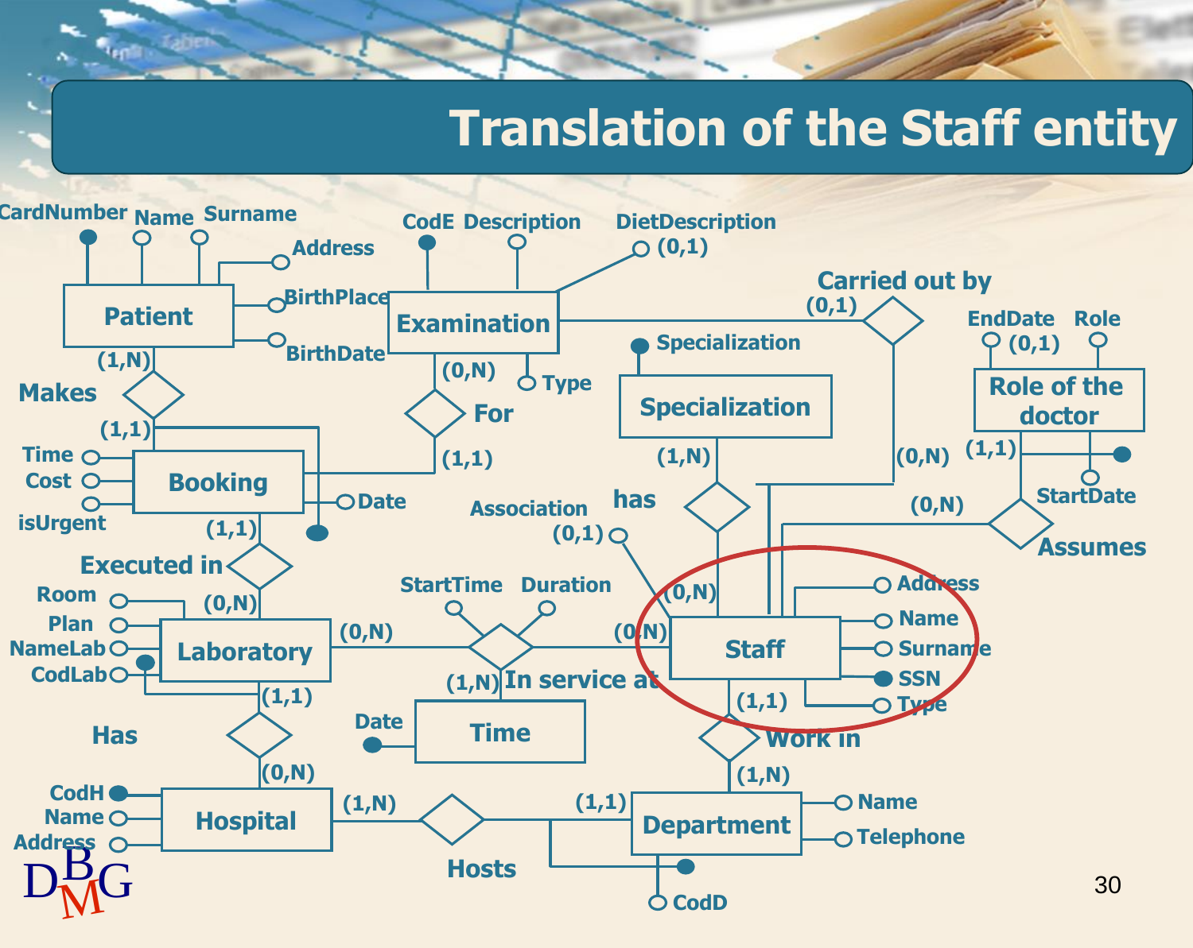# Translation of the Staff entity

CardNumber Name Surname

Address

BirthPlace

BirthDate

Patient

(1,N)

Makes

(1,1)

Time

Cost

isUrgent

Booking

Date

(1,1)

Executed in

(0,N)

Room

Plan

NameLab

CodLab

Laboratory

(1,1)

Has

(0,N)

CodH

Name

Address

Hospital

(1,N)

Hosts

(1,1)

Department

Name

Telephone

CodD

CodE Description

DietDescription (0,1)

Examination

(0,N)

Type

For

(1,1)

Carried out by

(0,1)

(0,N)

Specialization

Specialization

(1,N)

has

Association (0,1)

(0,N)

EndDate Role

(0,1)

Role of the doctor

(1,1)

StartDate

(0,N)

Assumes

StartTime Duration

(0,N)

In service at

(0,N)

(1,N)

Date

Time

Staff

Address

Name

Surname

SSN

Type

(1,1)

Work in

(1,N)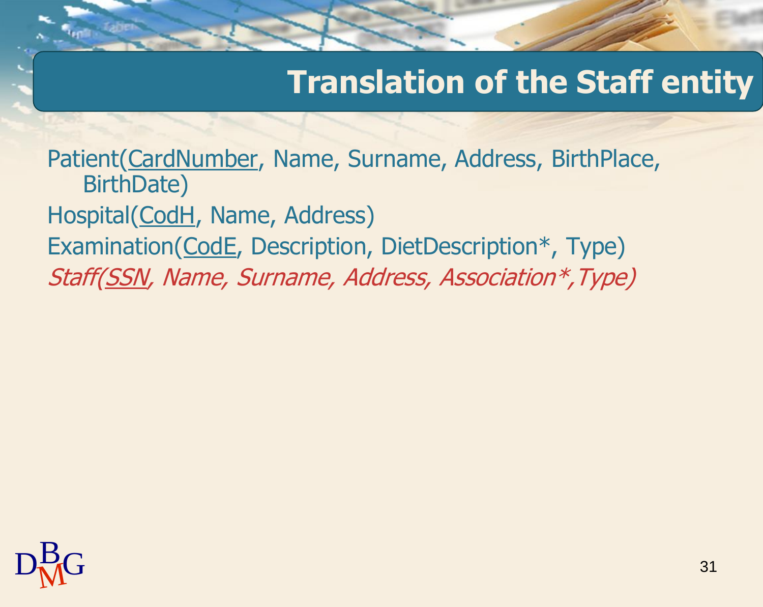# Translation of the Staff entity

Patient(<u>CardNumber</u>, Name, Surname, Address, BirthPlace, BirthDate)

Hospital(<u>CodH</u>, Name, Address)

Examination(<u>CodE</u>, Description, DietDescription*, Type)

*Staff(<u>SSN</u>, Name, Surname, Address, Association*,Type)*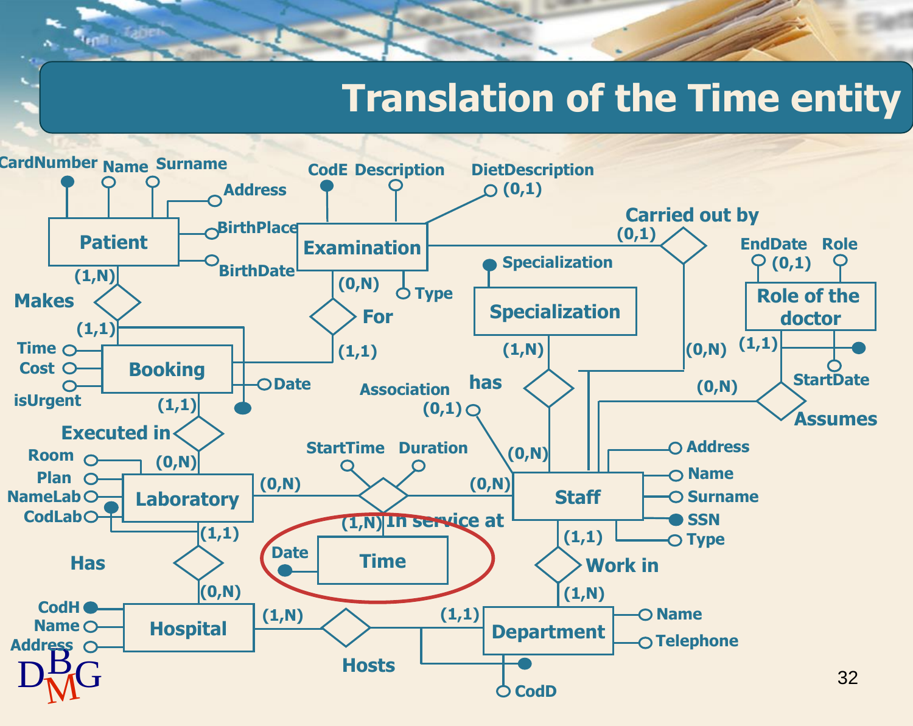# Translation of the Time entity

CardNumber Name Surname

Address

BirthPlace

BirthDate

Patient

(1,N)

Makes

(1,1)

Time

Cost

isUrgent

Booking

Date

(1,1)

Executed in

(0,N)

Room

Plan

NameLab

CodLab

Laboratory

(1,1)

Has

(0,N)

CodH

Name

Address

Hospital

(1,N)

Hosts

(1,1)

Department

Name

Telephone

CodD

CodE Description

DietDescription (0,1)

Examination

(0,N)

Type

For

(1,1)

Carried out by

(0,1)

(0,N)

Specialization

Specialization

(1,N)

has

(0,N)

Association (0,1)

StartTime Duration

(0,N)

(0,N)

(1,N) In service at

Date

Time

Staff

Address

Name

Surname

SSN

Type

(1,1)

Work in

(1,N)

EndDate Role

(0,1)

Role of the doctor

(1,1)

StartDate

(0,N)

Assumes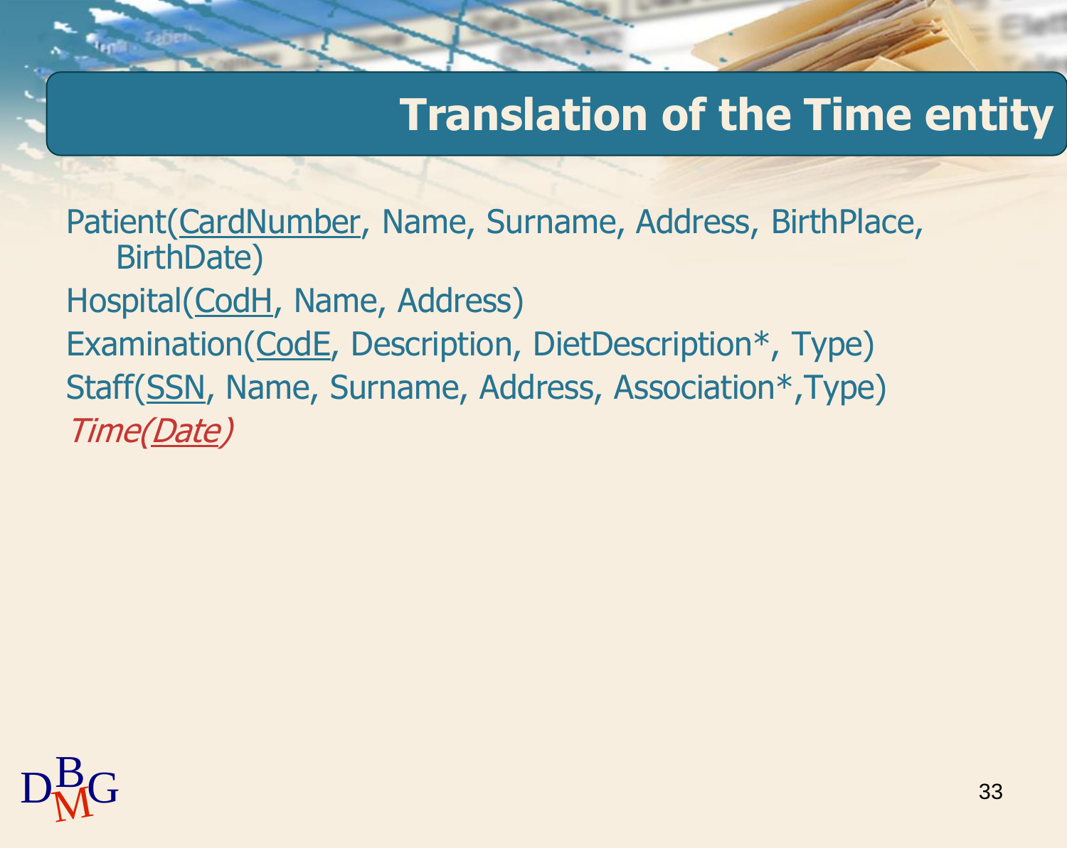# Translation of the Time entity

Patient(<u>CardNumber</u>, Name, Surname, Address, BirthPlace, BirthDate)

Hospital(<u>CodH</u>, Name, Address)

Examination(<u>CodE</u>, Description, DietDescription*, Type)

Staff(<u>SSN</u>, Name, Surname, Address, Association*,Type)

*Time(<u>Date</u>)*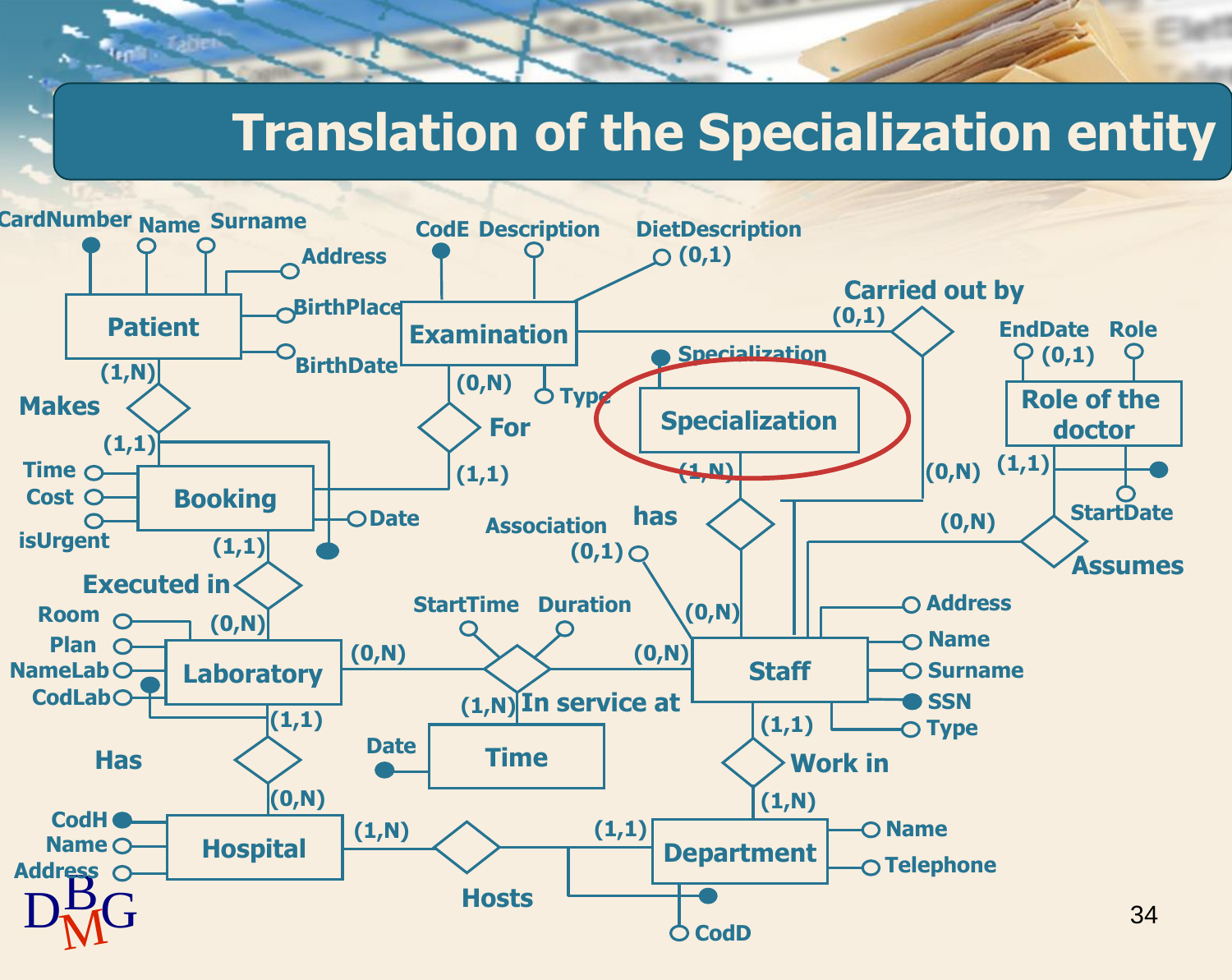# Translation of the Specialization entity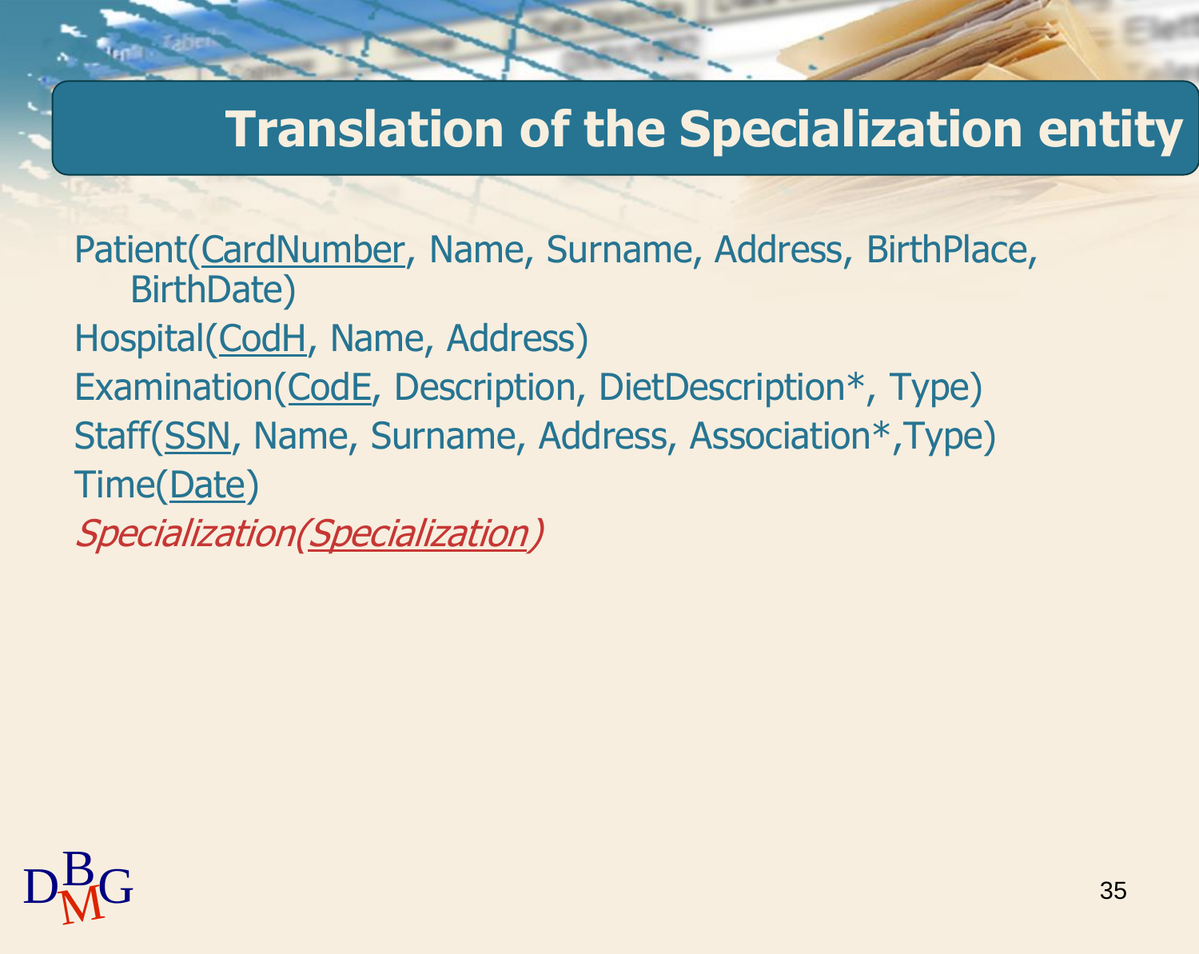# Translation of the Specialization entity

Patient(<u>CardNumber</u>, Name, Surname, Address, BirthPlace, BirthDate)

Hospital(<u>CodH</u>, Name, Address)

Examination(<u>CodE</u>, Description, DietDescription*, Type)

Staff(<u>SSN</u>, Name, Surname, Address, Association*,Type)

Time(<u>Date</u>)

*Specialization(<u>Specialization</u>)*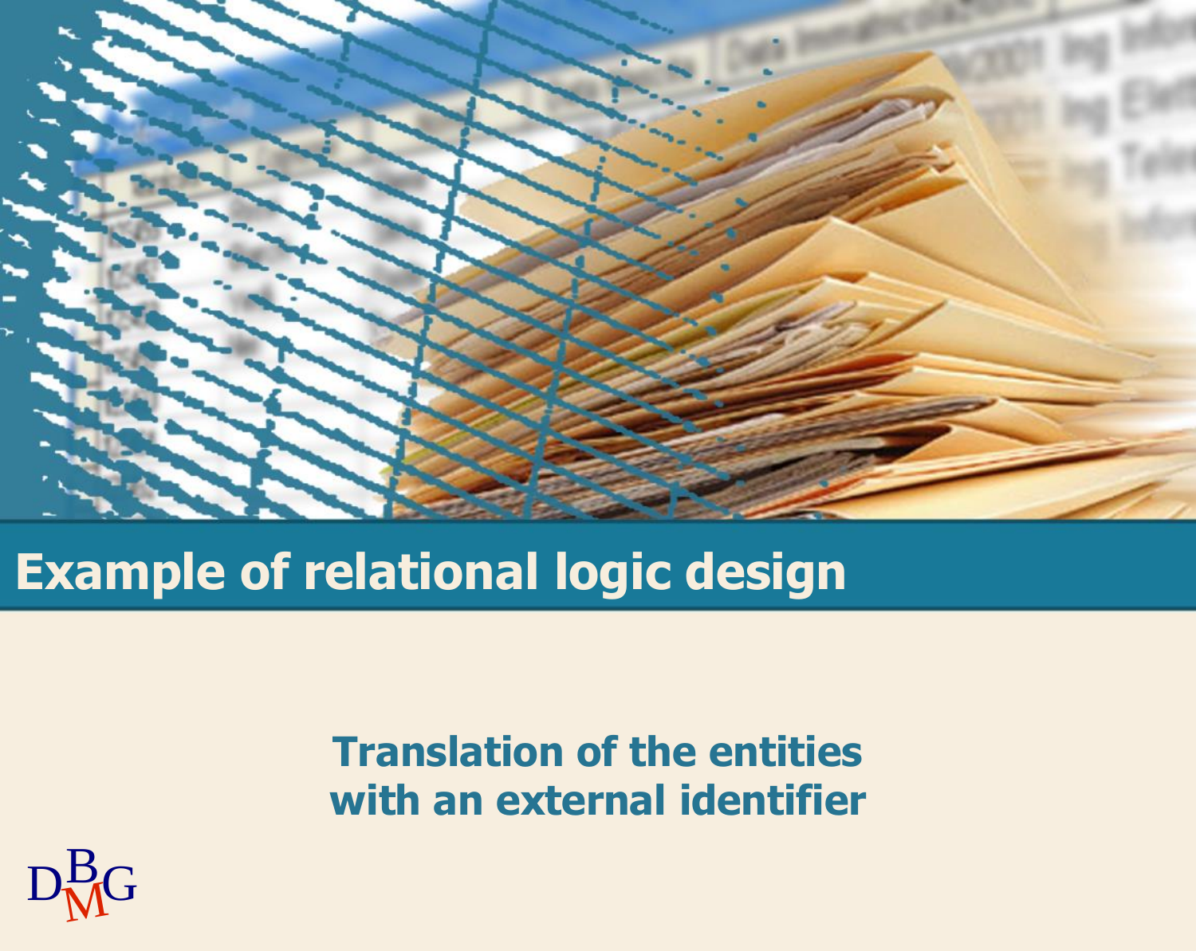# Example of relational logic design

**Translation of the entities with an external identifier**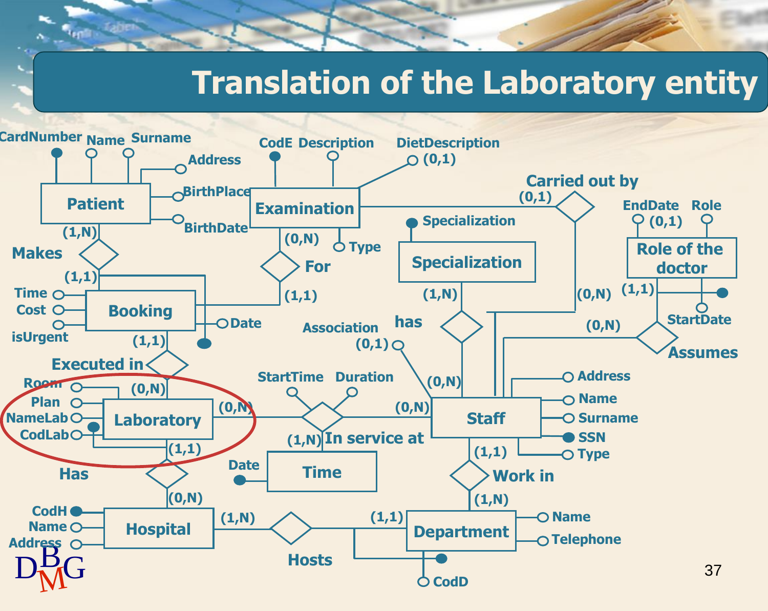# Translation of the Laboratory entity

Patient: CardNumber, Name, Surname, Address, BirthPlace, BirthDate

Examination: CodE, Description, DietDescription (0,1), Type

Carried out by: Examination (0,1) — Staff (0,N)

Specialization: Specialization

has: Specialization (1,N) — Staff (0,N)

Role of the doctor: EndDate (0,1), Role, StartDate

Assumes: Role of the doctor (1,1) — Staff (0,N)

Makes: Patient (1,N) — Booking (1,1)

For: Examination (0,N) — Booking (1,1)

Booking: Time, Cost, isUrgent, Date

Executed in: Booking (1,1) — Laboratory (0,N)

Laboratory: Room, Plan, NameLab, CodLab

In service at: Laboratory (0,N) — Staff (0,N) — Time (1,N); StartTime, Duration

Time: Date

Staff: Association (0,1), Address, Name, Surname, SSN, Type

Has: Laboratory (1,1) — Hospital (0,N)

Work in: Staff (1,1) — Department (1,N)

Hospital: CodH, Name, Address

Hosts: Hospital (1,N) — Department (1,1)

Department: Name, Telephone, CodD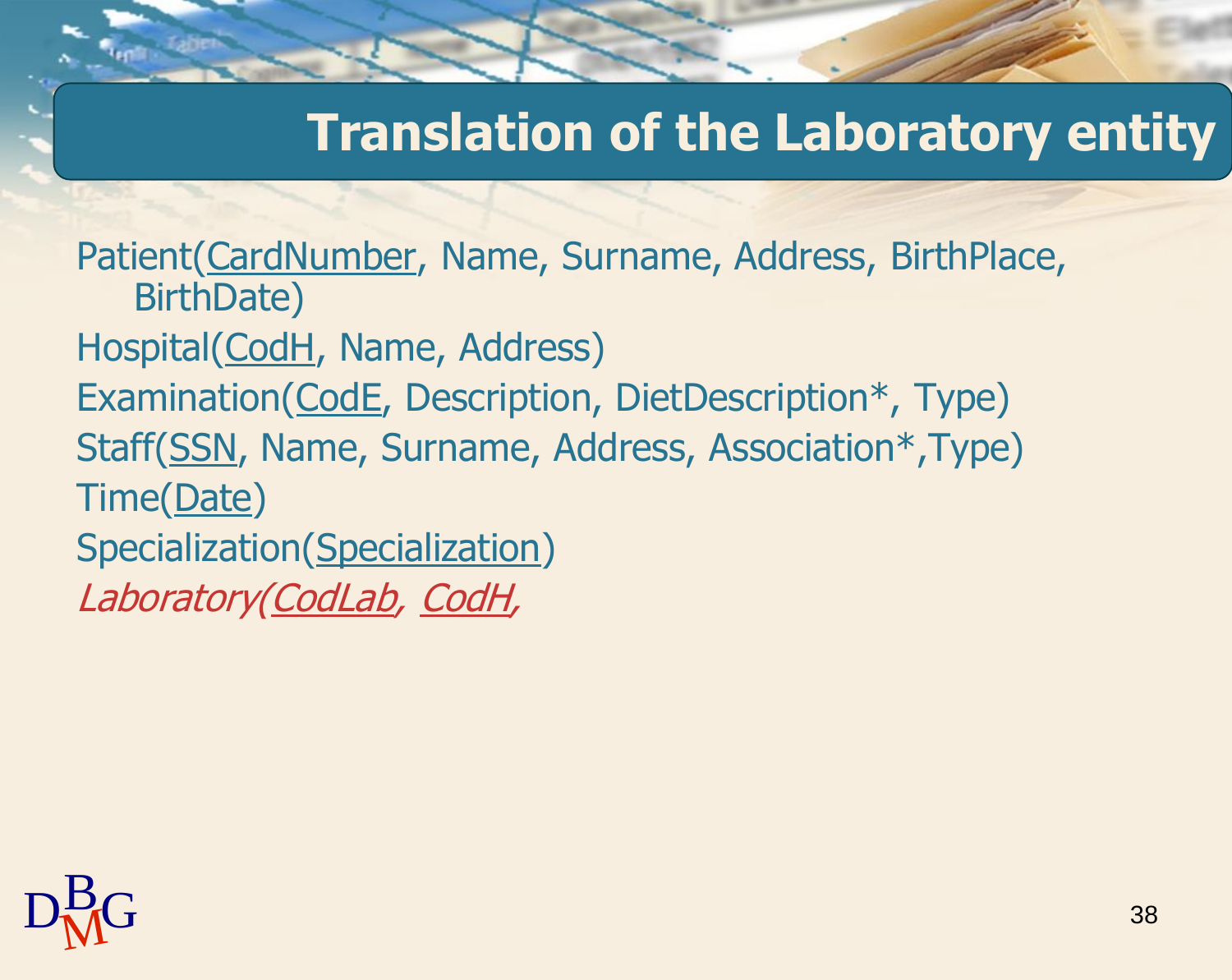# Translation of the Laboratory entity

Patient(<u>CardNumber</u>, Name, Surname, Address, BirthPlace, BirthDate)

Hospital(<u>CodH</u>, Name, Address)

Examination(<u>CodE</u>, Description, DietDescription*, Type)

Staff(<u>SSN</u>, Name, Surname, Address, Association*,Type)

Time(<u>Date</u>)

Specialization(<u>Specialization</u>)

*Laboratory(<u>CodLab</u>, <u>CodH</u>,*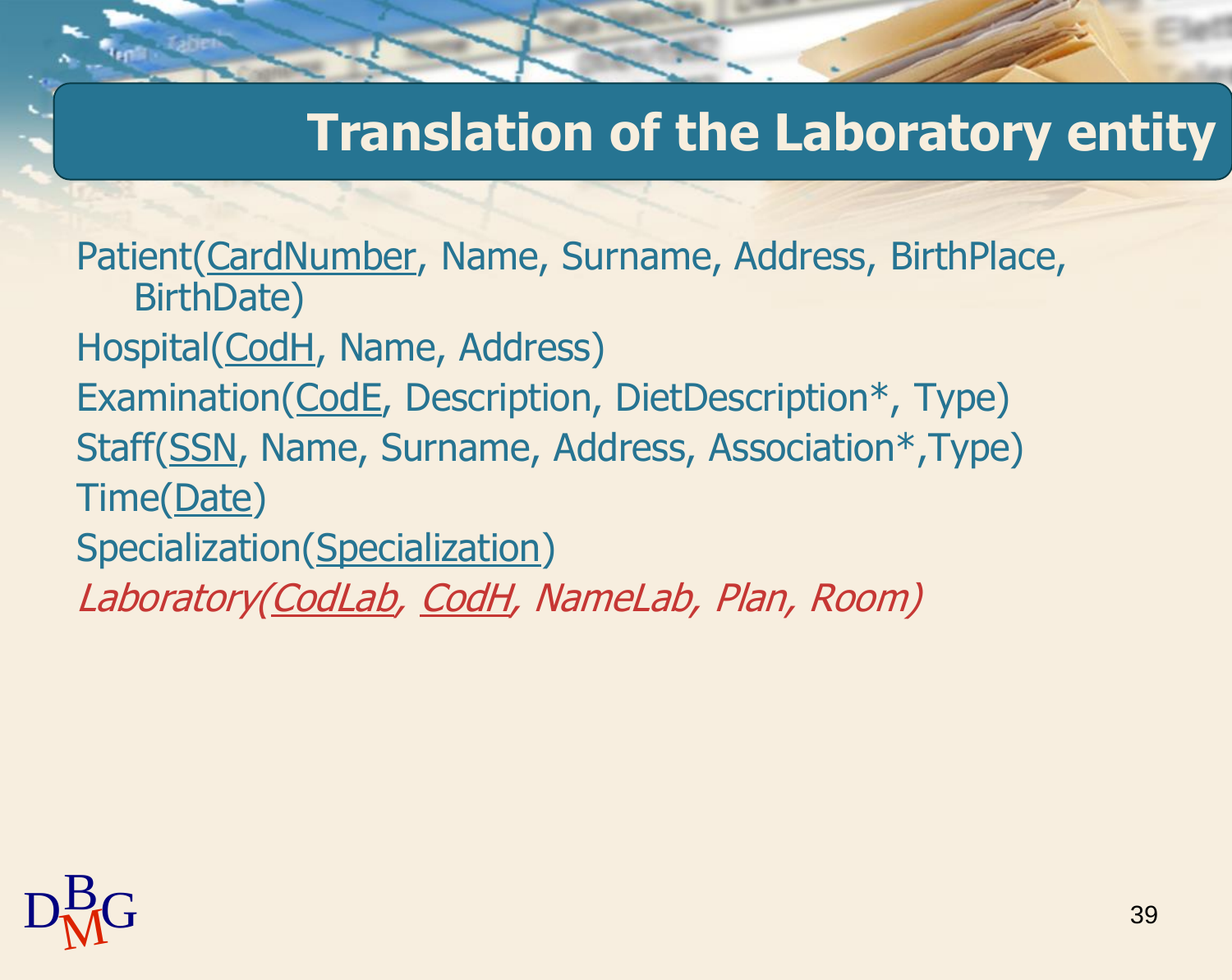# Translation of the Laboratory entity

Patient(<u>CardNumber</u>, Name, Surname, Address, BirthPlace, BirthDate)

Hospital(<u>CodH</u>, Name, Address)

Examination(<u>CodE</u>, Description, DietDescription*, Type)

Staff(<u>SSN</u>, Name, Surname, Address, Association*,Type)

Time(<u>Date</u>)

Specialization(<u>Specialization</u>)

*Laboratory(<u>CodLab</u>, <u>CodH</u>, NameLab, Plan, Room)*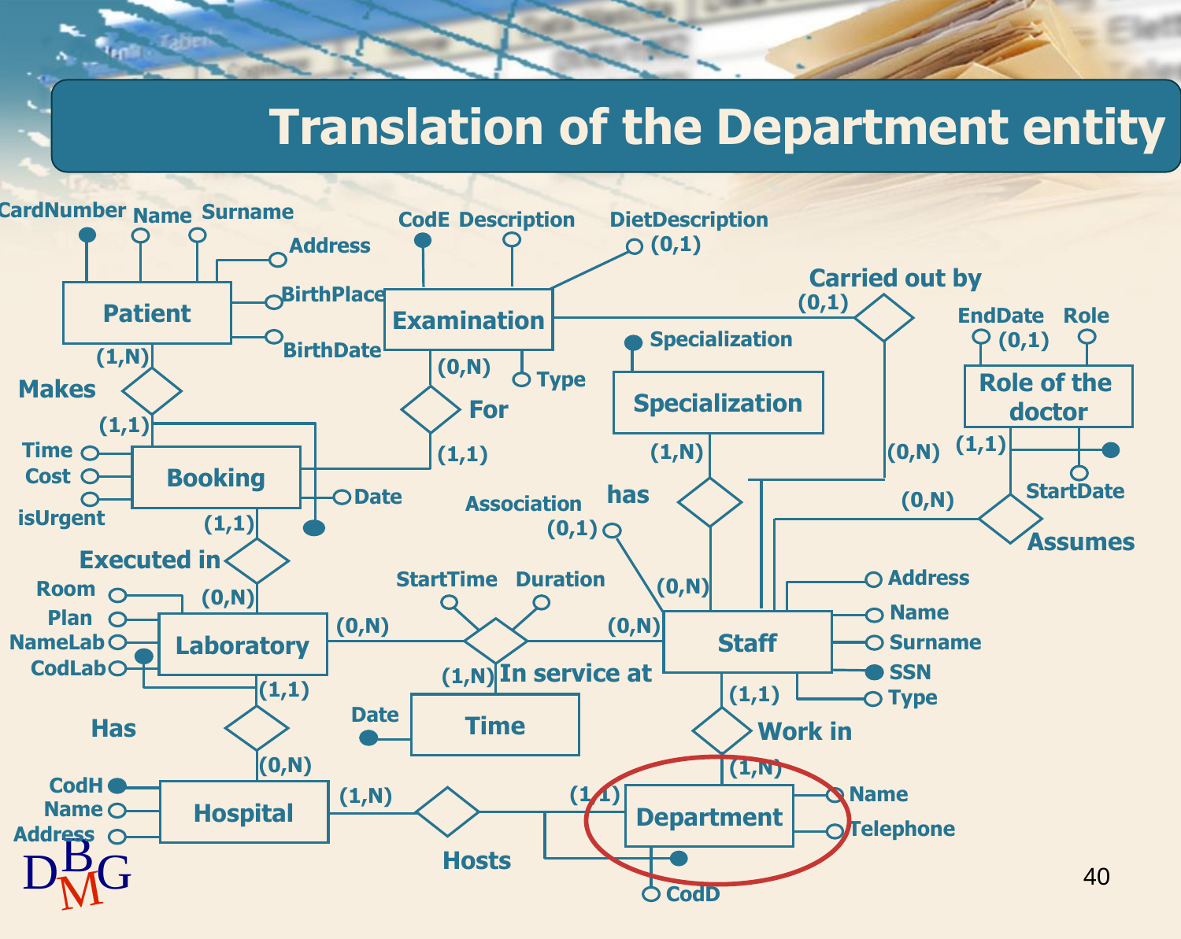# Translation of the Department entity

CardNumber Name Surname

Address

Patient

BirthPlace

BirthDate

(1,N)

Makes

(1,1)

Time

Cost

isUrgent

Booking

Date

(1,1)

Executed in

Room

Plan

NameLab

CodLab

(0,N)

Laboratory

(1,1)

Has

(0,N)

CodH

Name

Address

Hospital

(1,N)

Hosts

CodE Description

DietDescription (0,1)

Examination

(0,N)

Type

For

(1,1)

Carried out by

(0,1)

Specialization

Specialization

(1,N)

has

Association (0,1)

(0,N)

(0,N)

EndDate Role

(0,1)

Role of the doctor

(1,1)

StartDate

(0,N)

Assumes

StartTime Duration

(0,N)

(0,N)

(1,N) In service at

Date

Time

Staff

Address

Name

Surname

SSN

Type

(1,1)

Work in

(1,N)

(1,1)

Department

Name

Telephone

CodD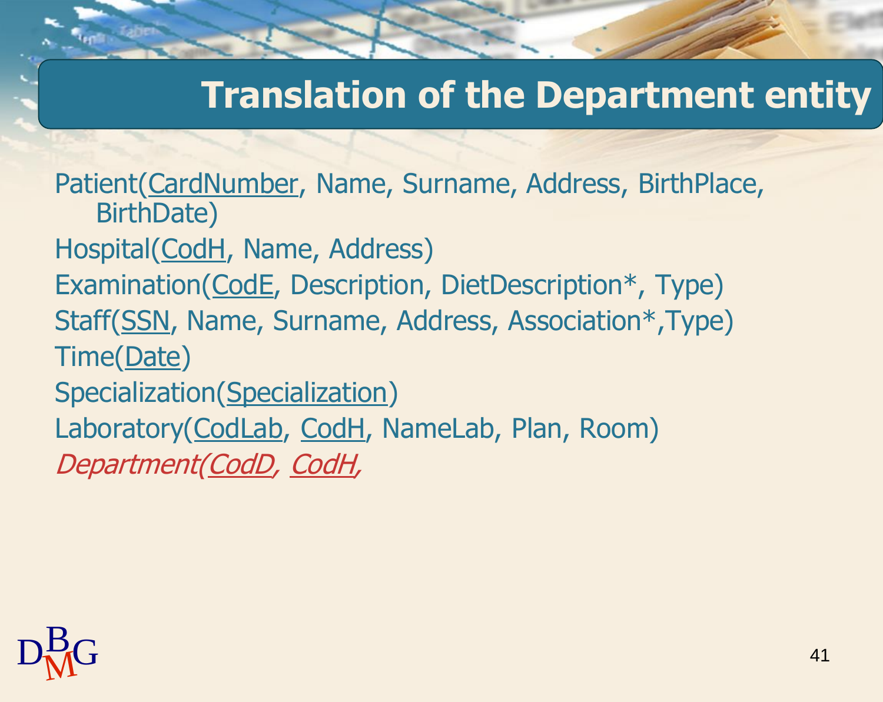# Translation of the Department entity

Patient(<u>CardNumber</u>, Name, Surname, Address, BirthPlace, BirthDate)

Hospital(<u>CodH</u>, Name, Address)

Examination(<u>CodE</u>, Description, DietDescription*, Type)

Staff(<u>SSN</u>, Name, Surname, Address, Association*,Type)

Time(<u>Date</u>)

Specialization(<u>Specialization</u>)

Laboratory(<u>CodLab</u>, <u>CodH</u>, NameLab, Plan, Room)

*Department(<u>CodD</u>, <u>CodH</u>,*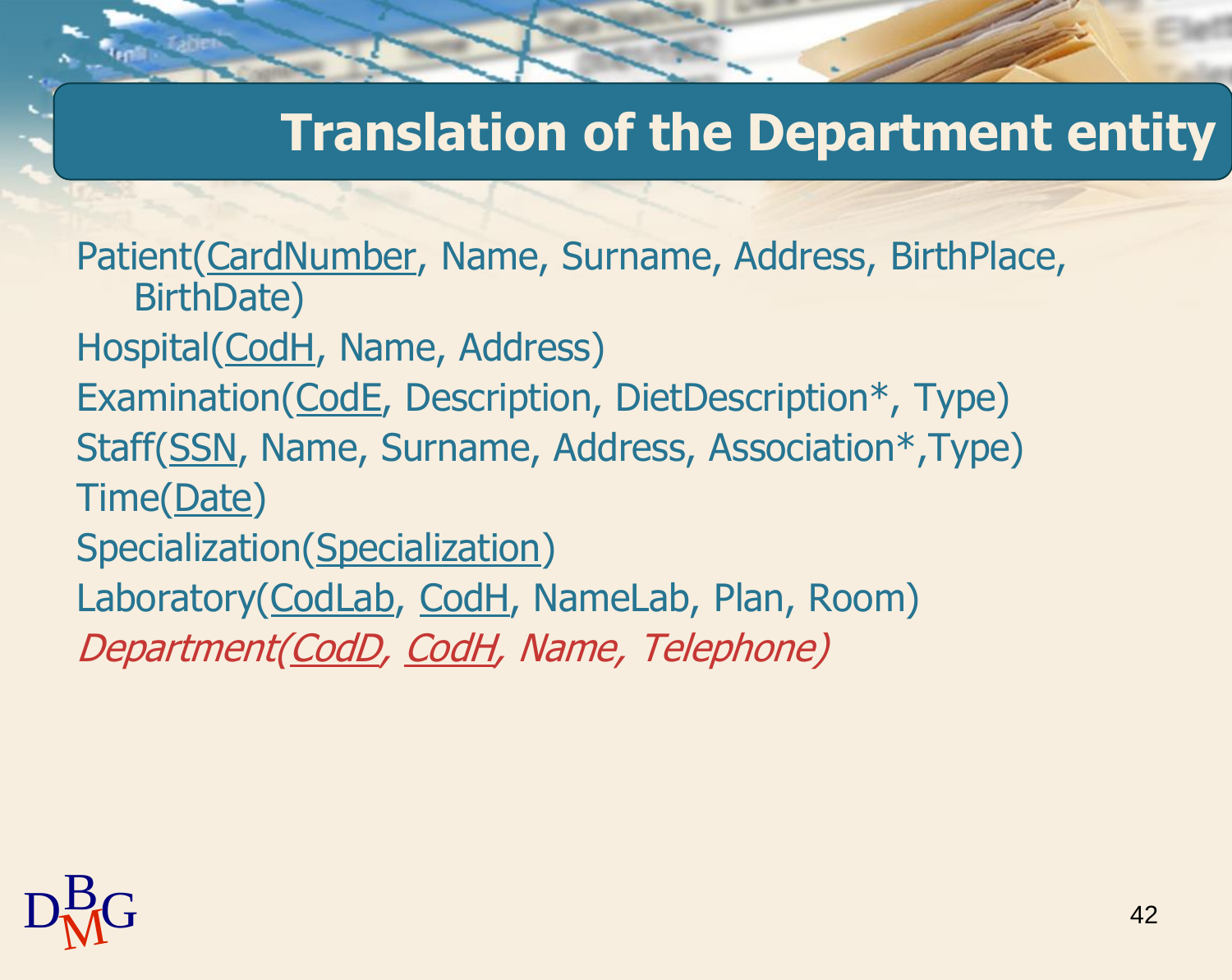# Translation of the Department entity

Patient(<u>CardNumber</u>, Name, Surname, Address, BirthPlace, BirthDate)

Hospital(<u>CodH</u>, Name, Address)

Examination(<u>CodE</u>, Description, DietDescription*, Type)

Staff(<u>SSN</u>, Name, Surname, Address, Association*,Type)

Time(<u>Date</u>)

Specialization(<u>Specialization</u>)

Laboratory(<u>CodLab</u>, <u>CodH</u>, NameLab, Plan, Room)

*Department(<u>CodD</u>, <u>CodH</u>, Name, Telephone)*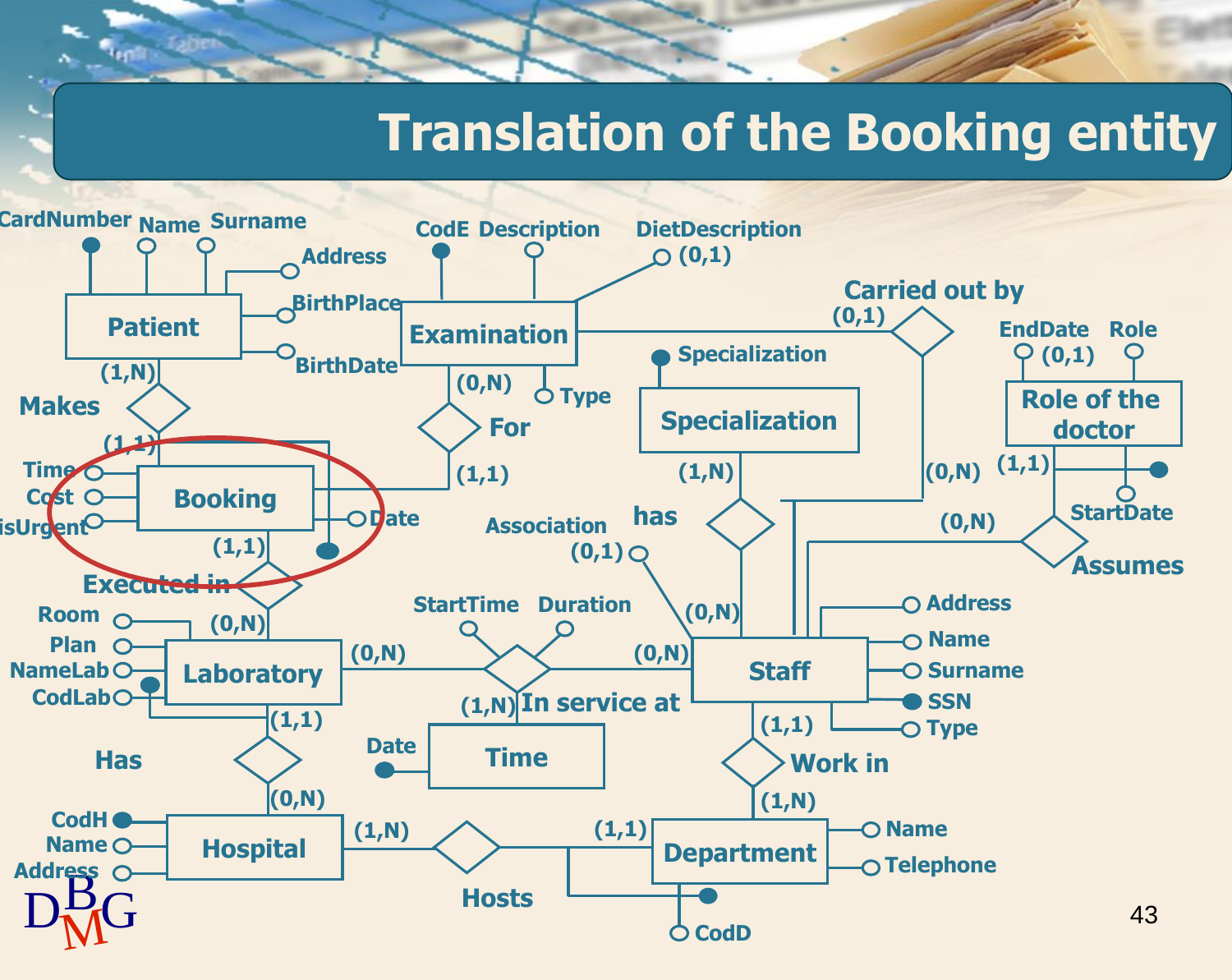# Translation of the Booking entity

Patient: CardNumber, Name, Surname, Address, BirthPlace, BirthDate

Examination: CodE, Description, DietDescription (0,1), Type

Specialization: Specialization

Role of the doctor: EndDate (0,1), Role, StartDate

Booking: Time, Cost, isUrgent, Date

Laboratory: Room, Plan, NameLab, CodLab

Staff: Address, Name, Surname, SSN, Type

Time: Date

Hospital: CodH, Name, Address

Department: Name, Telephone, CodD

Relationships:

- Makes: Patient (1,N) – Booking (1,1)
- For: Examination (0,N) – Booking (1,1)
- Executed in: Booking (1,1) – Laboratory (0,N)
- Carried out by: Examination (0,1) – Staff (0,N)
- has: Specialization (1,N) – Staff (0,N), attribute Association (0,1)
- Assumes: Role of the doctor (1,1) – Staff (0,N)
- In service at: Laboratory (0,N) – Staff (0,N) – Time (1,N), attributes StartTime, Duration
- Has: Laboratory (1,1) – Hospital (0,N)
- Work in: Staff (1,1) – Department (1,N)
- Hosts: Hospital (1,N) – Department (1,1)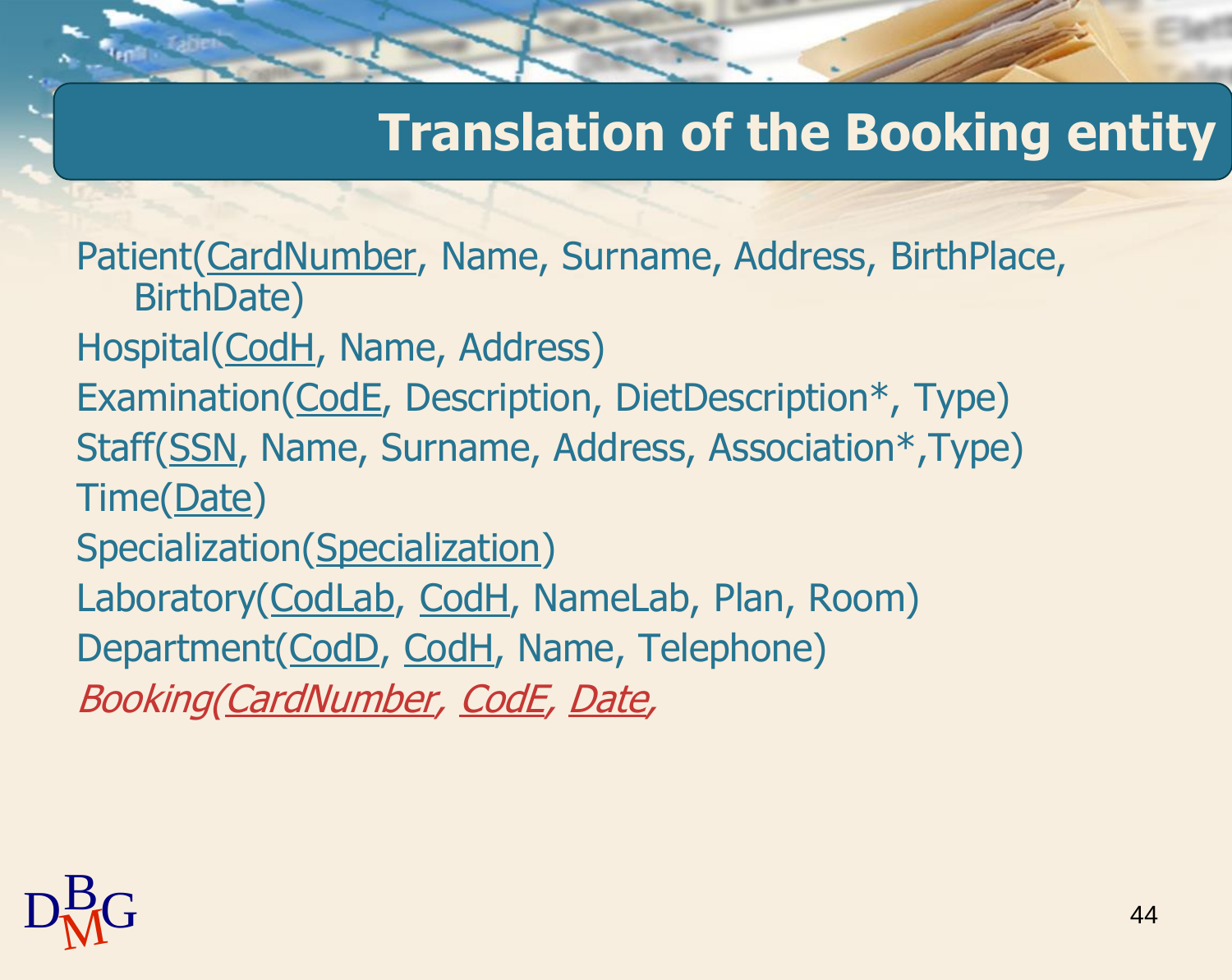# Translation of the Booking entity

Patient(<u>CardNumber</u>, Name, Surname, Address, BirthPlace, BirthDate)

Hospital(<u>CodH</u>, Name, Address)

Examination(<u>CodE</u>, Description, DietDescription*, Type)

Staff(<u>SSN</u>, Name, Surname, Address, Association*,Type)

Time(<u>Date</u>)

Specialization(<u>Specialization</u>)

Laboratory(<u>CodLab</u>, <u>CodH</u>, NameLab, Plan, Room)

Department(<u>CodD</u>, <u>CodH</u>, Name, Telephone)

*Booking(<u>CardNumber</u>, <u>CodE</u>, <u>Date</u>,*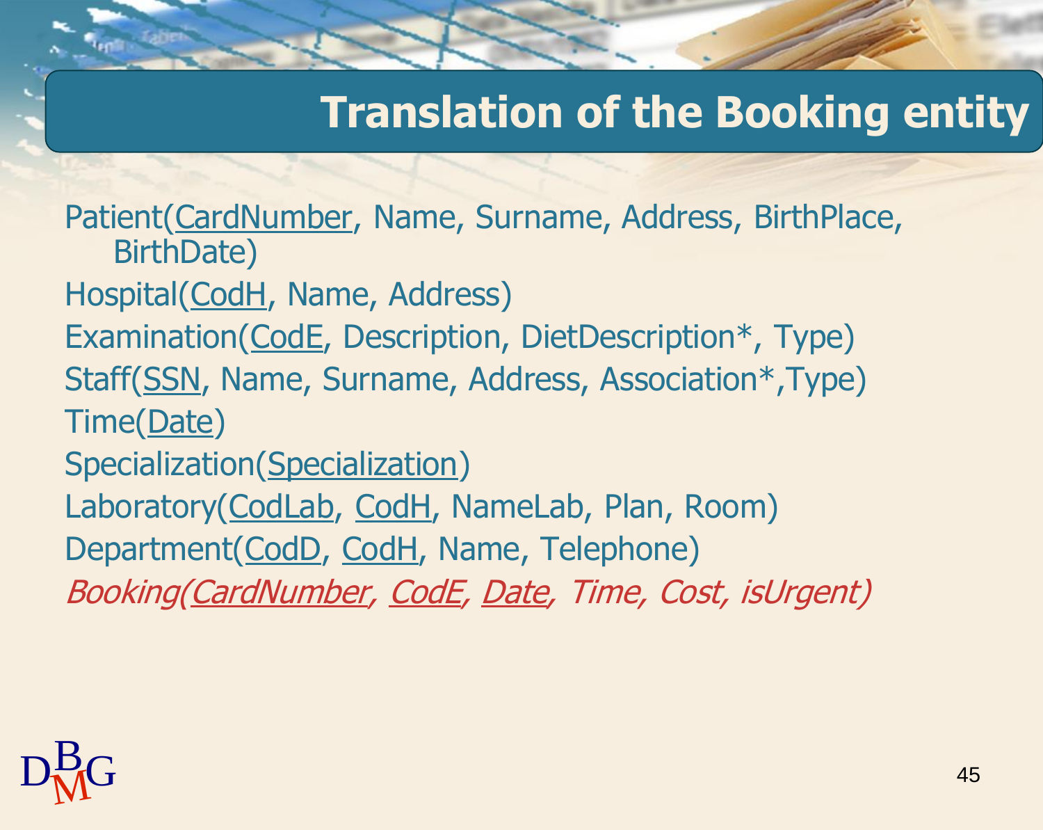# Translation of the Booking entity

Patient(<u>CardNumber</u>, Name, Surname, Address, BirthPlace, BirthDate)

Hospital(<u>CodH</u>, Name, Address)

Examination(<u>CodE</u>, Description, DietDescription*, Type)

Staff(<u>SSN</u>, Name, Surname, Address, Association*,Type)

Time(<u>Date</u>)

Specialization(<u>Specialization</u>)

Laboratory(<u>CodLab</u>, <u>CodH</u>, NameLab, Plan, Room)

Department(<u>CodD</u>, <u>CodH</u>, Name, Telephone)

*Booking(<u>CardNumber</u>, <u>CodE</u>, <u>Date</u>, Time, Cost, isUrgent)*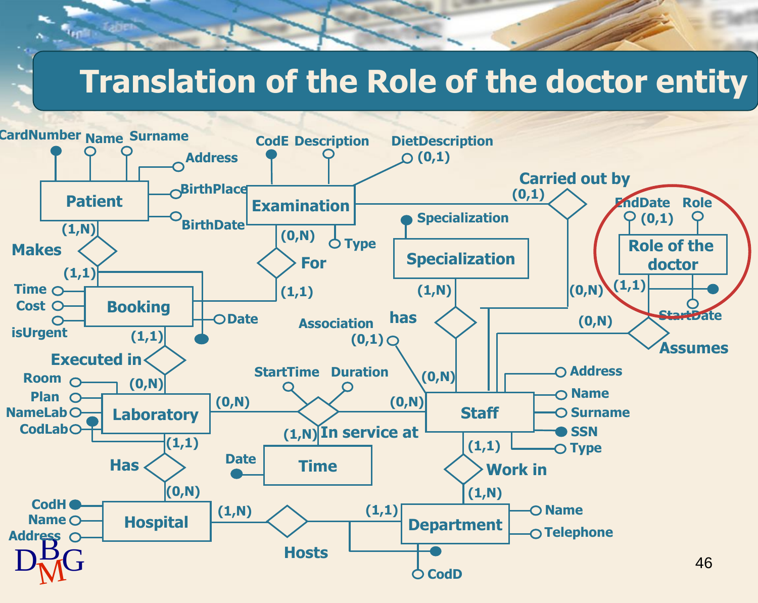# Translation of the Role of the doctor entity

CardNumber Name Surname

Address

BirthPlace

BirthDate

Patient

(1,N)

Makes

(1,1)

Time

Cost

isUrgent

Booking

Date

(1,1)

Executed in

(0,N)

Room

Plan

NameLab

CodLab

Laboratory

(1,1)

Has

(0,N)

CodH

Name

Address

Hospital

CodE Description

DietDescription (0,1)

Examination

(0,N)

Type

For

(1,1)

Carried out by

(0,1)

Specialization

Specialization

(1,N)

has

Association (0,1)

(0,N)

StartTime Duration

(0,N)

(0,N)

In service at

(1,N)

Date

Time

(1,N)

Hosts

(1,1)

EndDate Role

(0,1)

Role of the doctor

(1,1)

StartDate

(0,N)

(0,N)

Assumes

Staff

Address

Name

Surname

SSN

Type

(1,1)

Work in

(1,N)

Department

Name

Telephone

CodD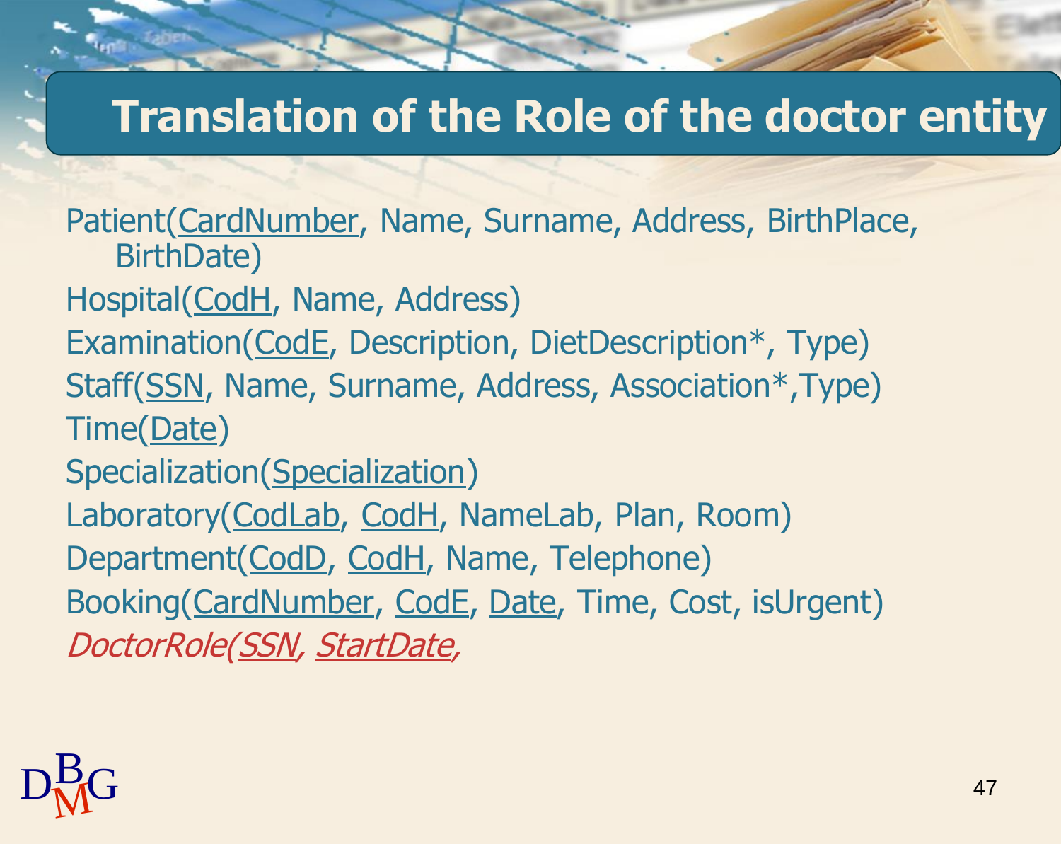# Translation of the Role of the doctor entity

Patient(<u>CardNumber</u>, Name, Surname, Address, BirthPlace, BirthDate)

Hospital(<u>CodH</u>, Name, Address)

Examination(<u>CodE</u>, Description, DietDescription*, Type)

Staff(<u>SSN</u>, Name, Surname, Address, Association*,Type)

Time(<u>Date</u>)

Specialization(<u>Specialization</u>)

Laboratory(<u>CodLab</u>, <u>CodH</u>, NameLab, Plan, Room)

Department(<u>CodD</u>, <u>CodH</u>, Name, Telephone)

Booking(<u>CardNumber</u>, <u>CodE</u>, <u>Date</u>, Time, Cost, isUrgent)

*DoctorRole(<u>SSN</u>, <u>StartDate</u>,*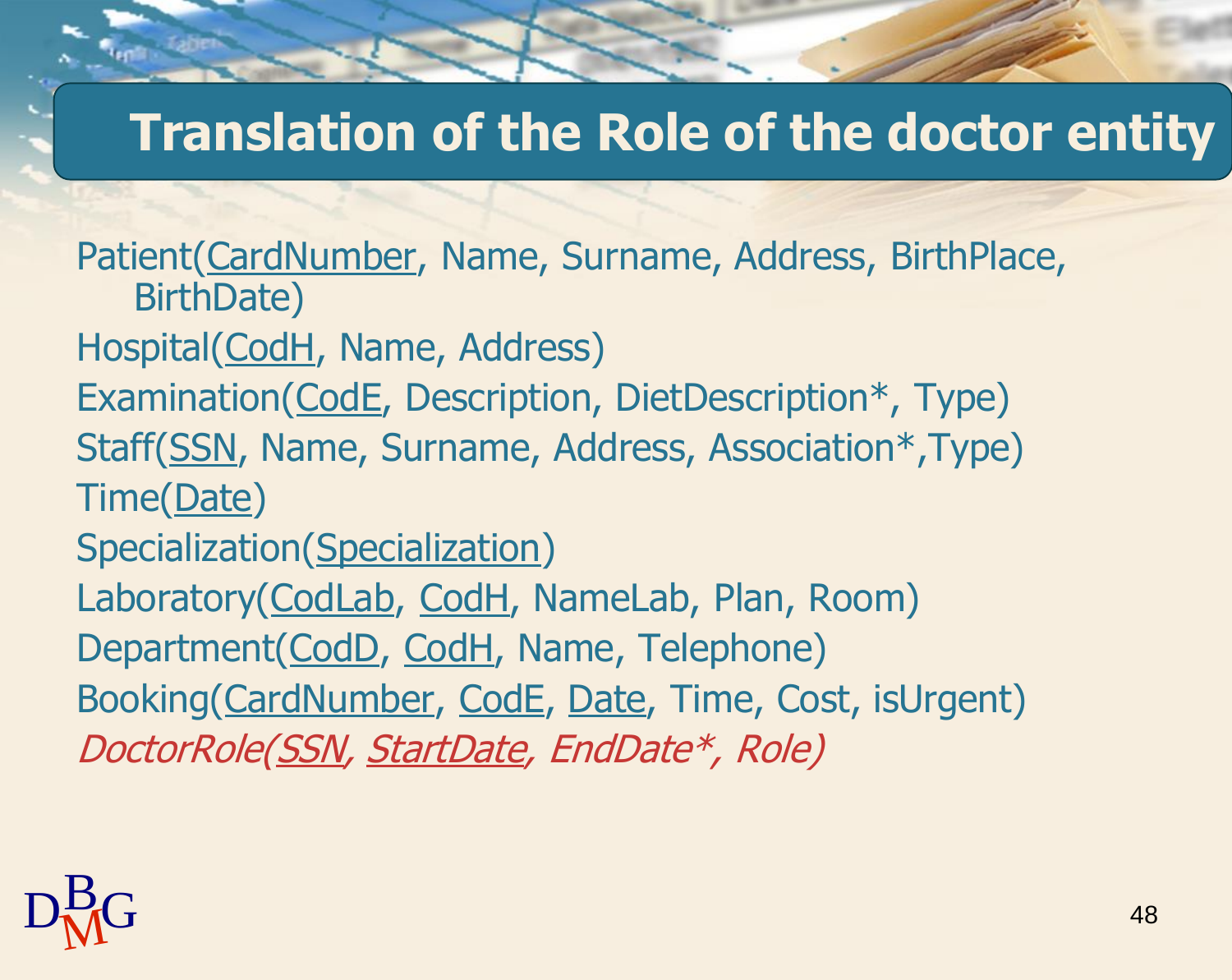# Translation of the Role of the doctor entity

Patient(<u>CardNumber</u>, Name, Surname, Address, BirthPlace, BirthDate)

Hospital(<u>CodH</u>, Name, Address)

Examination(<u>CodE</u>, Description, DietDescription*, Type)

Staff(<u>SSN</u>, Name, Surname, Address, Association*,Type)

Time(<u>Date</u>)

Specialization(<u>Specialization</u>)

Laboratory(<u>CodLab</u>, <u>CodH</u>, NameLab, Plan, Room)

Department(<u>CodD</u>, <u>CodH</u>, Name, Telephone)

Booking(<u>CardNumber</u>, <u>CodE</u>, <u>Date</u>, Time, Cost, isUrgent)

*DoctorRole(<u>SSN</u>, <u>StartDate</u>, EndDate*, Role)*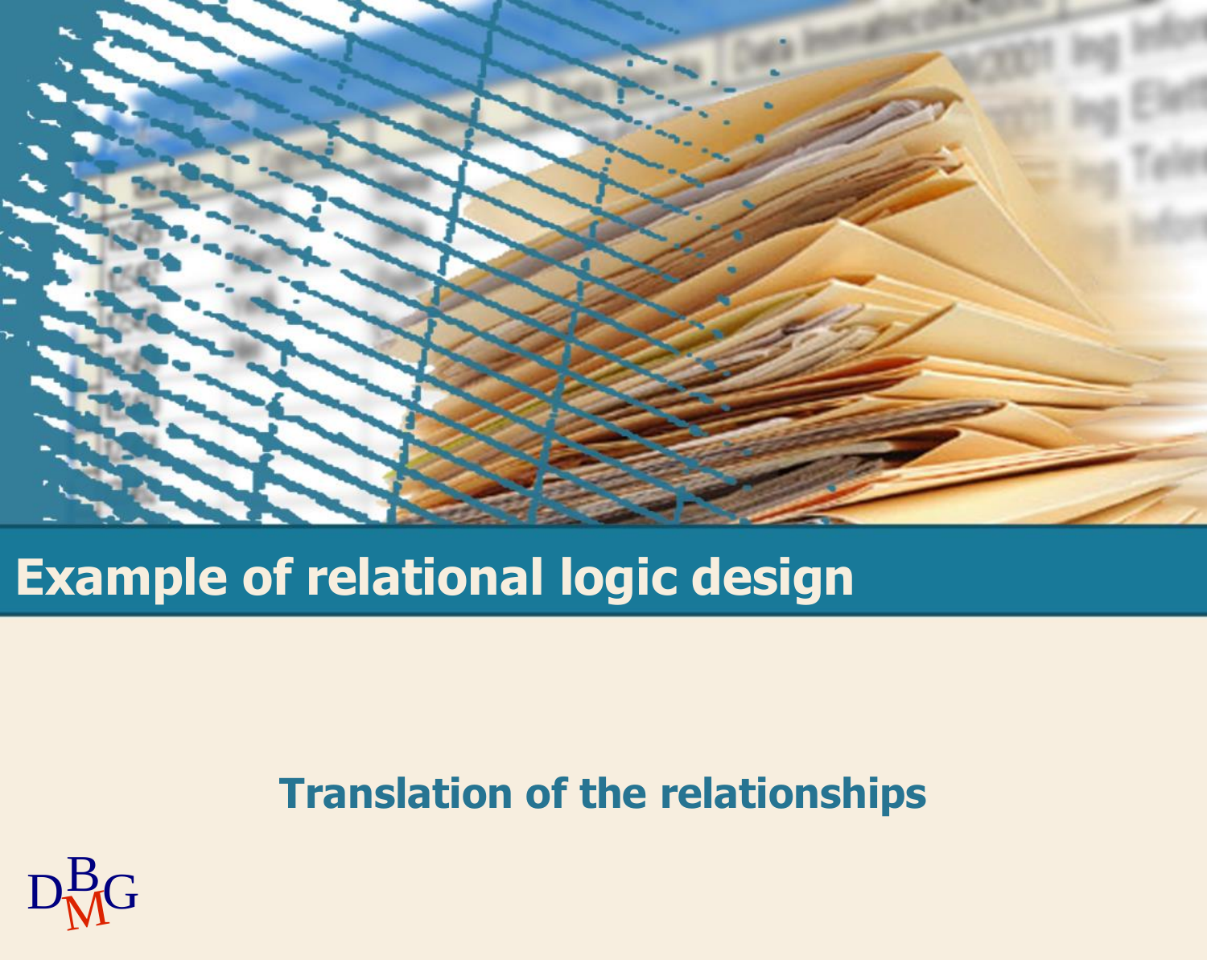# Example of relational logic design

## Translation of the relationships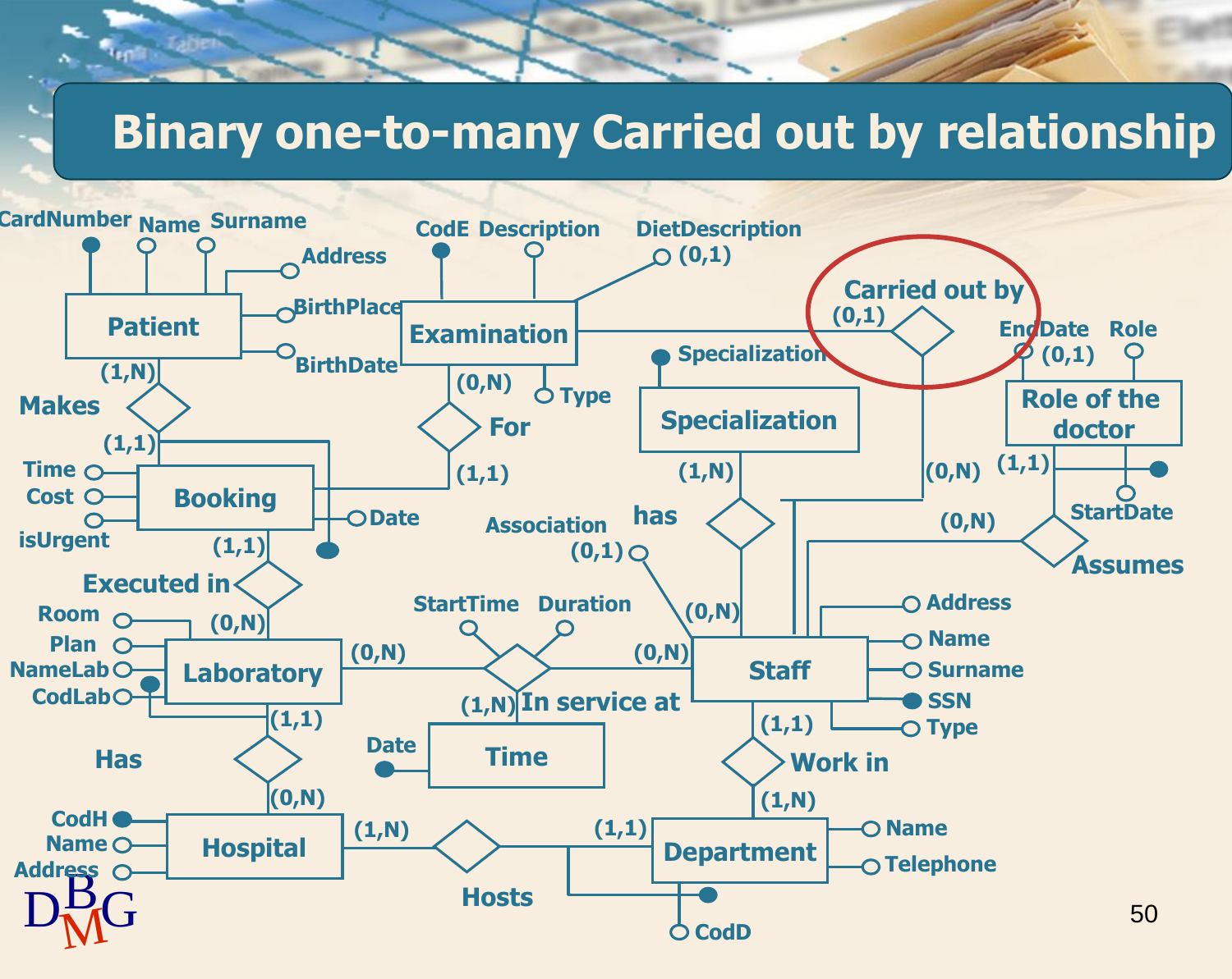# Binary one-to-many Carried out by relationship

CardNumber Name Surname

Address

BirthPlace

BirthDate

Patient

(1,N)

Makes

(1,1)

Time

Cost

isUrgent

Booking

Date

(1,1)

Executed in

Room

Plan

NameLab

CodLab

(0,N)

Laboratory

(1,1)

Has

(0,N)

CodH

Name

Address

Hospital

CodE Description

DietDescription (0,1)

Examination

(0,N)

Type

For

(1,1)

Carried out by

(0,1)

Specialization

Specialization

(1,N)

has

Association (0,1)

(0,N)

StartTime Duration

(0,N)

(0,N)

In service at

(1,N)

Date

Time

(1,N)

Hosts

(1,1)

EndDate Role

(0,1)

Role of the doctor

(1,1)

StartDate

(0,N)

(0,N)

Assumes

Staff

Address

Name

Surname

SSN

Type

(1,1)

Work in

(1,N)

Department

Name

Telephone

CodD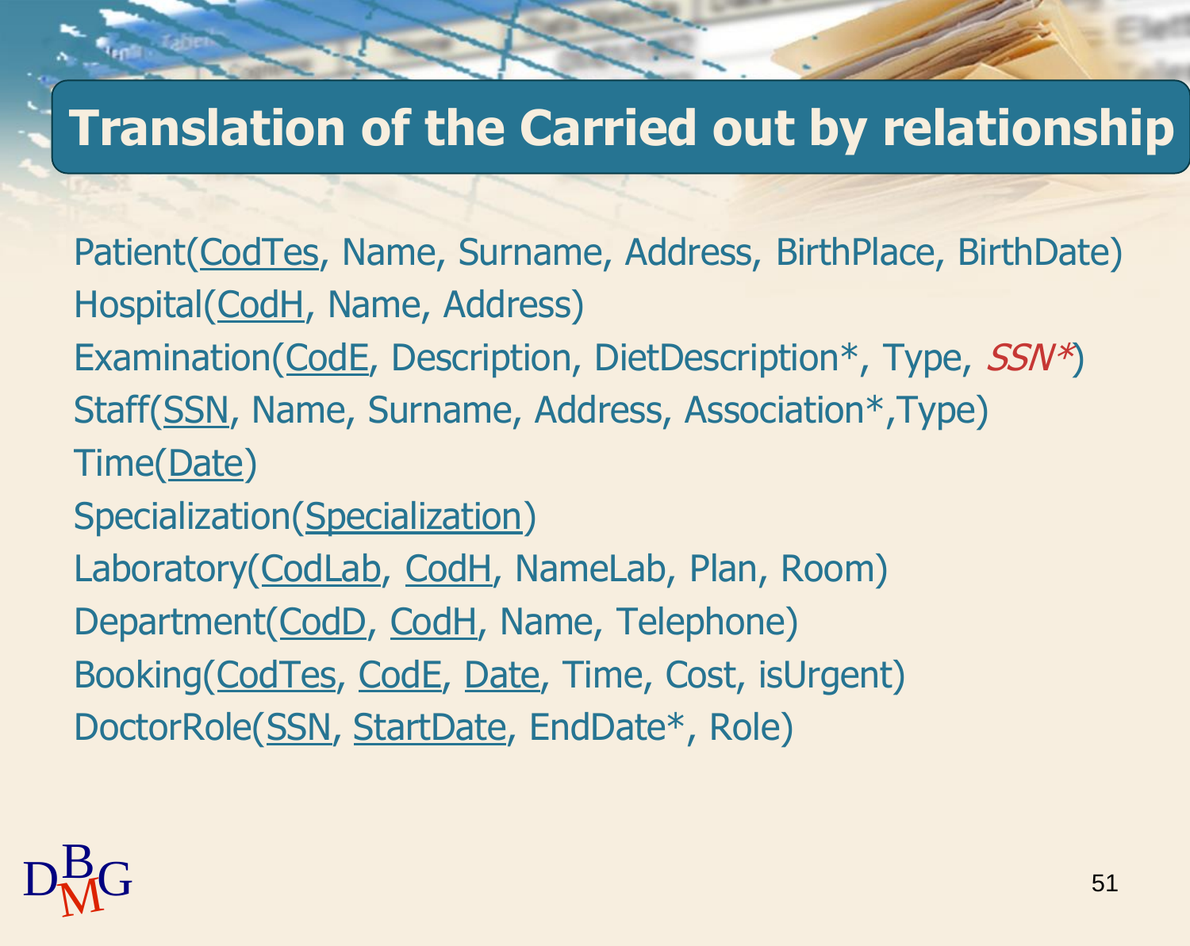# Translation of the Carried out by relationship

Patient(<u>CodTes</u>, Name, Surname, Address, BirthPlace, BirthDate)

Hospital(<u>CodH</u>, Name, Address)

Examination(<u>CodE</u>, Description, DietDescription*, Type, *SSN**)

Staff(<u>SSN</u>, Name, Surname, Address, Association*,Type)

Time(<u>Date</u>)

Specialization(<u>Specialization</u>)

Laboratory(<u>CodLab</u>, <u>CodH</u>, NameLab, Plan, Room)

Department(<u>CodD</u>, <u>CodH</u>, Name, Telephone)

Booking(<u>CodTes</u>, <u>CodE</u>, <u>Date</u>, Time, Cost, isUrgent)

DoctorRole(<u>SSN</u>, <u>StartDate</u>, EndDate*, Role)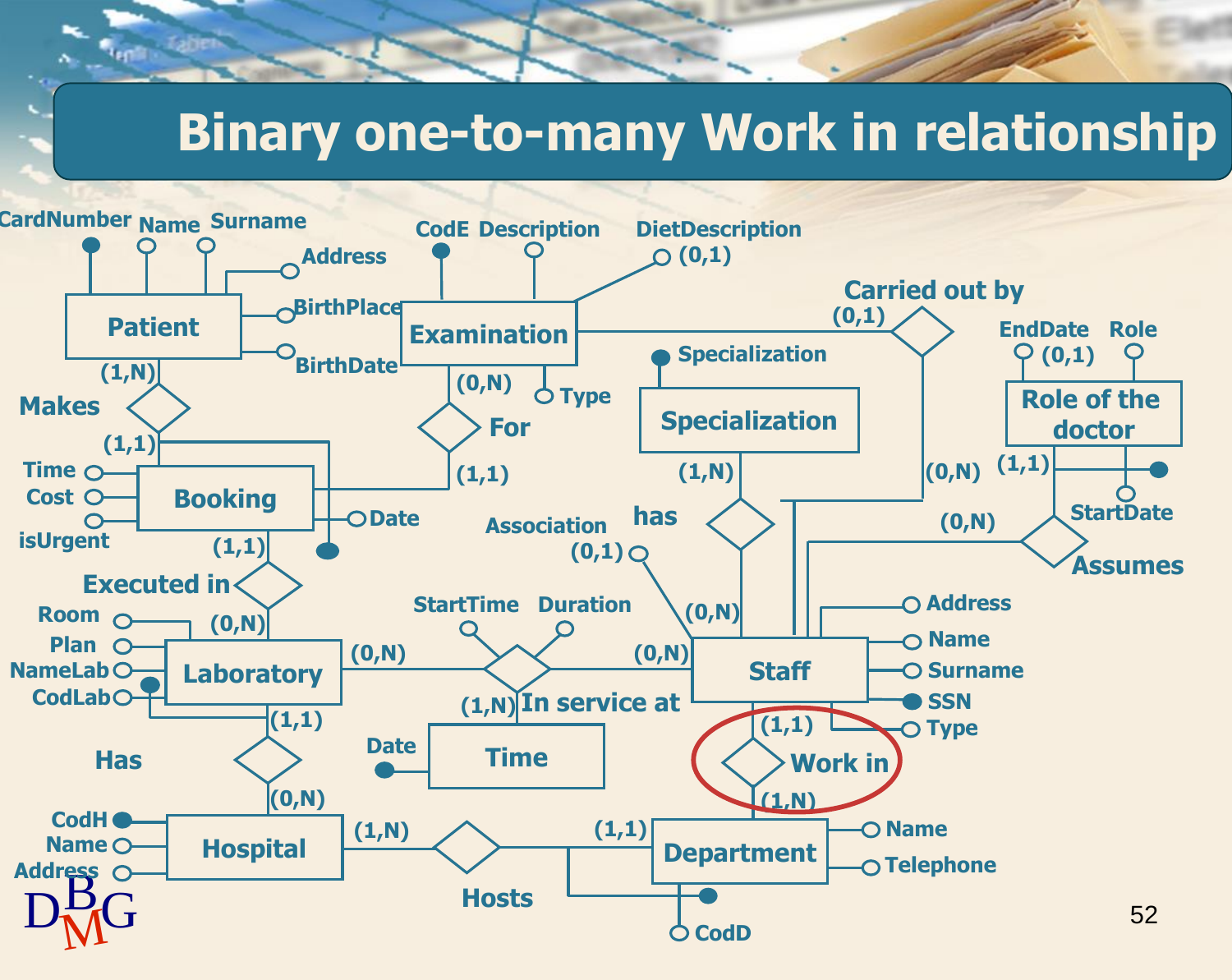# Binary one-to-many Work in relationship

CardNumber Name Surname

Address

Patient

BirthPlace

BirthDate

(1,N)

Makes

(1,1)

Time

Cost

isUrgent

Booking

Date

(1,1)

Executed in

(0,N)

Room

Plan

NameLab

CodLab

Laboratory

(1,1)

Has

(0,N)

CodH

Name

Address

Hospital

(1,N)

Hosts

(1,1)

Department

Name

Telephone

CodD

CodE Description

DietDescription (0,1)

Examination

(0,N)

Type

For

(1,1)

Carried out by

(0,1)

Specialization

Specialization

(1,N)

has

(0,N)

(0,N)

Association (0,1)

StartTime Duration

(0,N)

(0,N)

In service at

(1,N)

Date

Time

Staff

Address

Name

Surname

SSN

Type

(1,1)

Work in

(1,N)

EndDate Role

(0,1)

Role of the doctor

(1,1)

StartDate

(0,N)

Assumes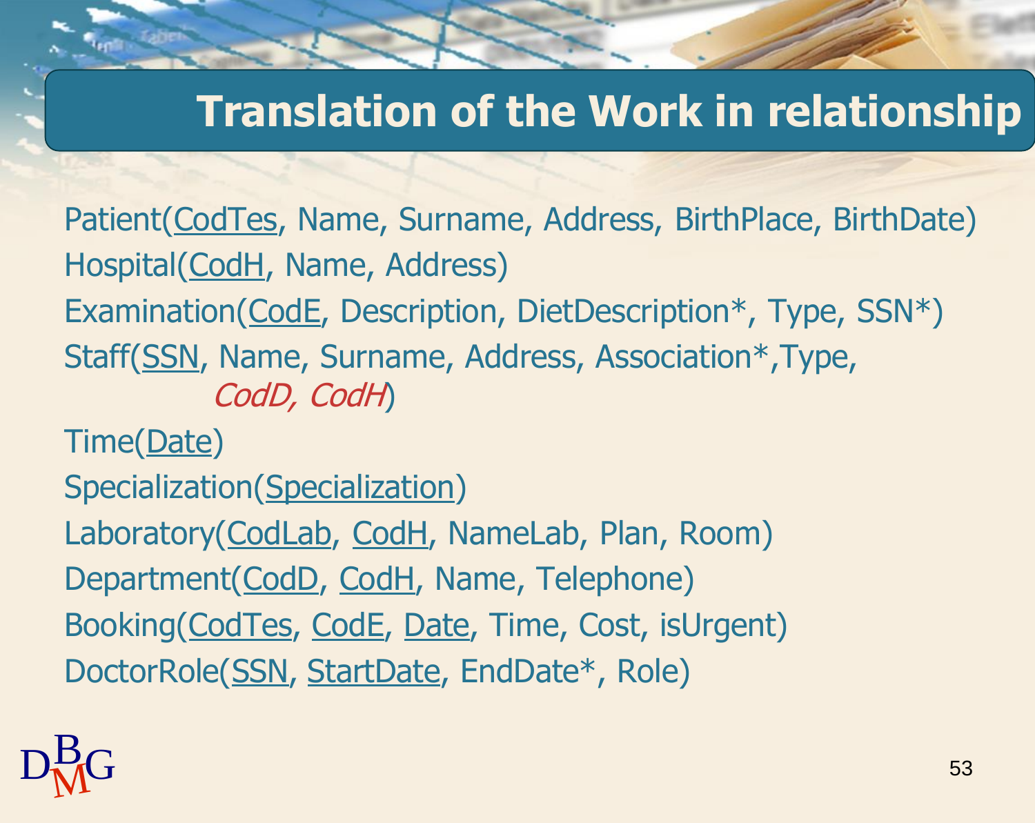# Translation of the Work in relationship

Patient(<u>CodTes</u>, Name, Surname, Address, BirthPlace, BirthDate)

Hospital(<u>CodH</u>, Name, Address)

Examination(<u>CodE</u>, Description, DietDescription*, Type, SSN*)

Staff(<u>SSN</u>, Name, Surname, Address, Association*,Type, *CodD, CodH*)

Time(<u>Date</u>)

Specialization(<u>Specialization</u>)

Laboratory(<u>CodLab</u>, <u>CodH</u>, NameLab, Plan, Room)

Department(<u>CodD</u>, <u>CodH</u>, Name, Telephone)

Booking(<u>CodTes</u>, <u>CodE</u>, <u>Date</u>, Time, Cost, isUrgent)

DoctorRole(<u>SSN</u>, <u>StartDate</u>, EndDate*, Role)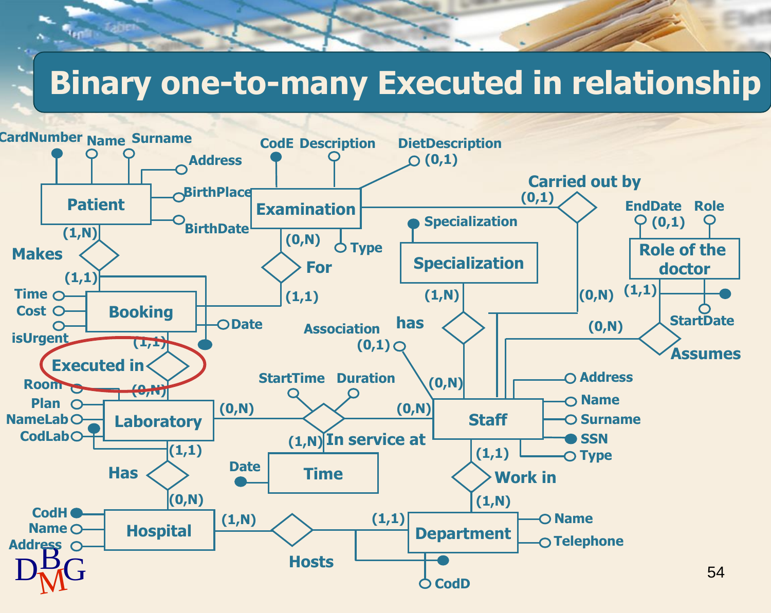# Binary one-to-many Executed in relationship

CardNumber Name Surname
Address
BirthPlace
BirthDate
Patient
(1,N)
Makes
(1,1)
Time
Cost
isUrgent
Booking
Date
(1,1)
Executed in
(0,N)
Room
Plan
NameLab
CodLab
Laboratory
(1,1)
Has
(0,N)
CodH
Name
Address
Hospital
(1,N)
Hosts
(1,1)
Department
Name
Telephone
CodD
CodE Description
DietDescription (0,1)
Examination
(0,N)
Type
For
(1,1)
Carried out by
(0,1)
(0,N)
Specialization
Specialization
(1,N)
has
Association (0,1)
(0,N)
StartTime Duration
(0,N)
(0,N)
In service at
(1,N)
Date
Time
Staff
Address
Name
Surname
SSN
Type
(1,1)
Work in
(1,N)
EndDate Role
(0,1)
Role of the doctor
(1,1)
StartDate
(0,N)
Assumes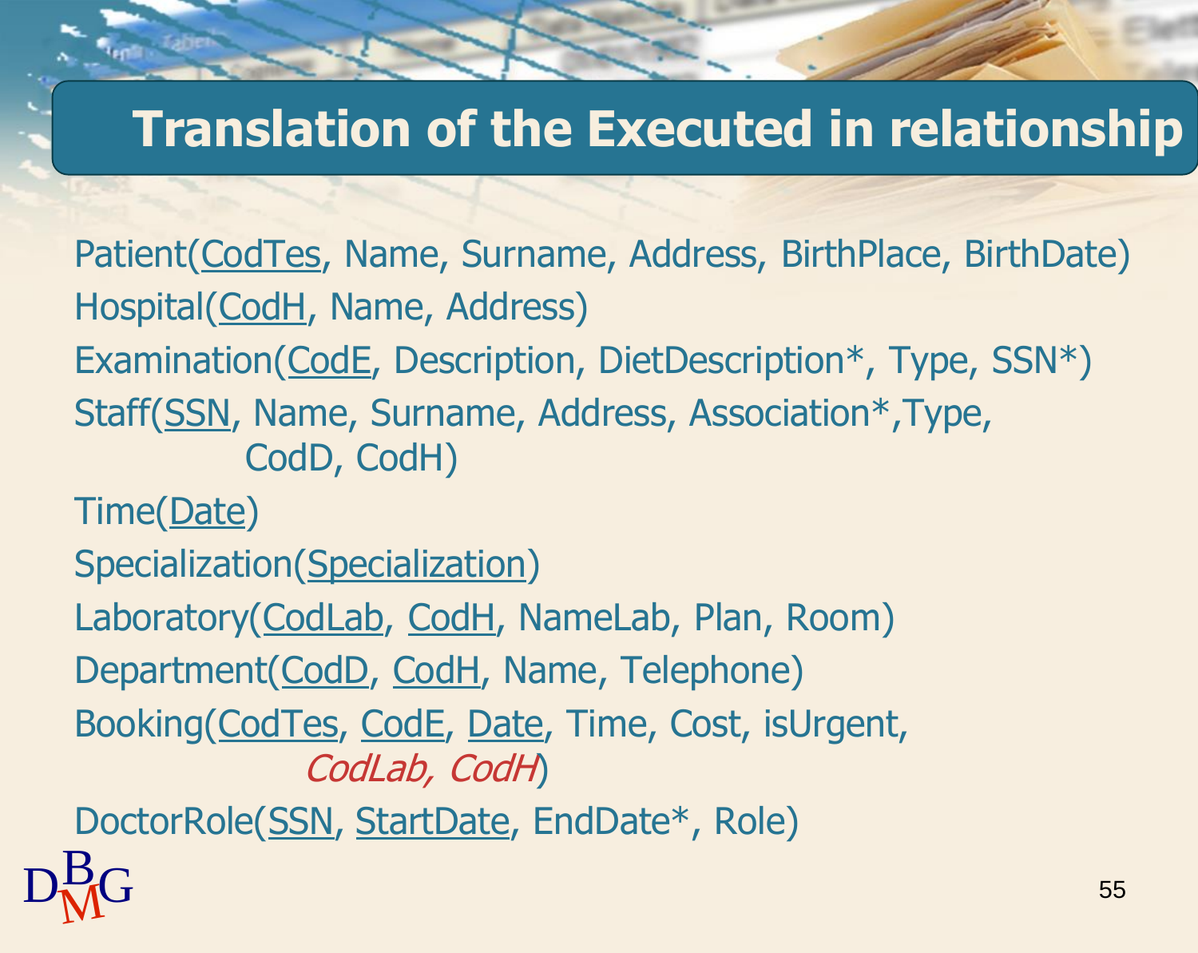# Translation of the Executed in relationship

Patient(<u>CodTes</u>, Name, Surname, Address, BirthPlace, BirthDate)

Hospital(<u>CodH</u>, Name, Address)

Examination(<u>CodE</u>, Description, DietDescription*, Type, SSN*)

Staff(<u>SSN</u>, Name, Surname, Address, Association*,Type, CodD, CodH)

Time(<u>Date</u>)

Specialization(<u>Specialization</u>)

Laboratory(<u>CodLab</u>, <u>CodH</u>, NameLab, Plan, Room)

Department(<u>CodD</u>, <u>CodH</u>, Name, Telephone)

Booking(<u>CodTes</u>, <u>CodE</u>, <u>Date</u>, Time, Cost, isUrgent, *CodLab, CodH*)

DoctorRole(<u>SSN</u>, <u>StartDate</u>, EndDate*, Role)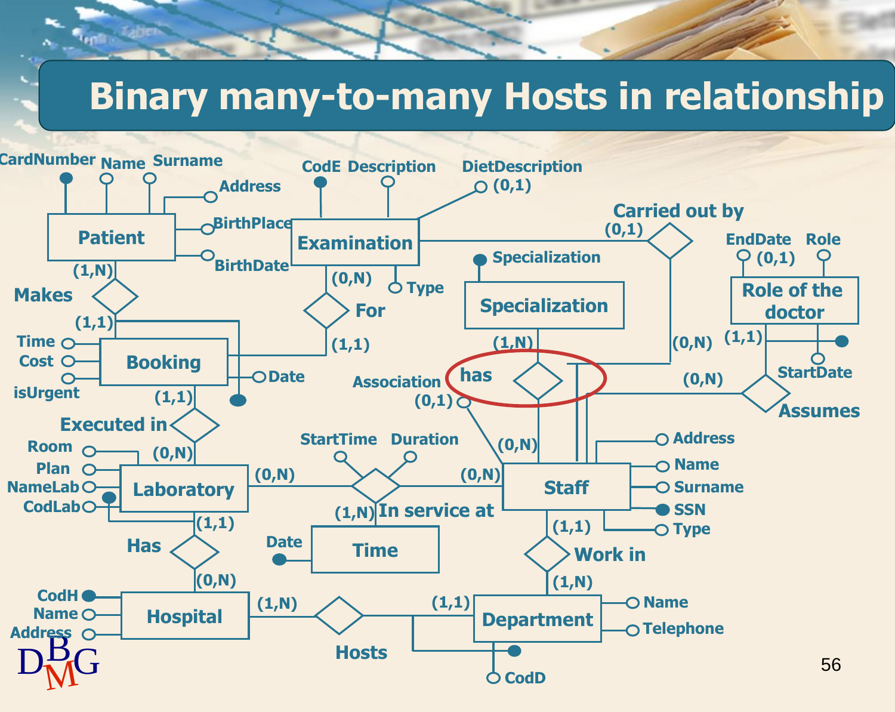# Binary many-to-many Hosts in relationship

CardNumber Name Surname Address BirthPlace BirthDate Patient (1,N) Makes (1,1) Booking Time Cost isUrgent Date (1,1) Executed in (0,N) Laboratory Room Plan NameLab CodLab (1,1) Has (0,N) Hospital CodH Name Address (1,N) Hosts (1,1) Department Name Telephone CodD (1,N) Work in (1,1) Staff Address Name Surname SSN Type (0,N) In service at (0,N) StartTime Duration (1,N) Time Date

CodE Description DietDescription (0,1) Examination (0,N) Type For (1,1) Carried out by (0,1) (0,N) Specialization Specialization (1,N) has Association (0,1) (0,N) Role of the doctor EndDate (0,1) Role StartDate (1,1) Assumes (0,N)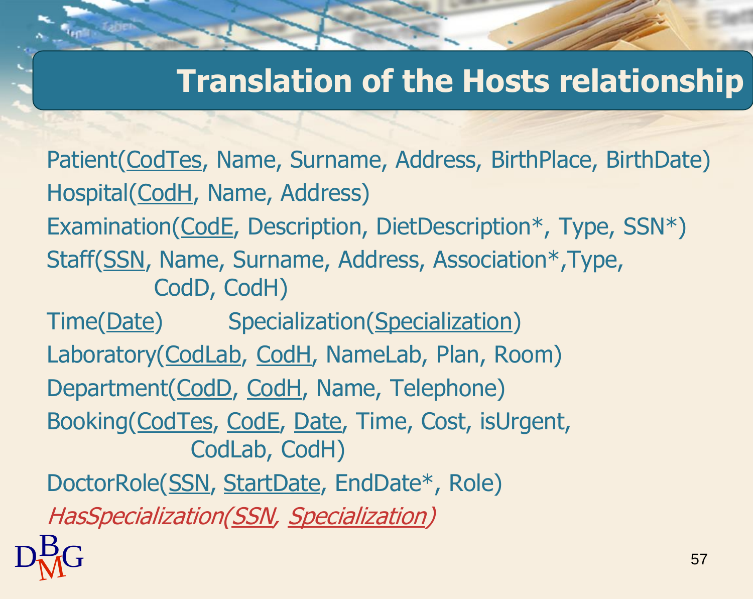# Translation of the Hosts relationship

Patient(<u>CodTes</u>, Name, Surname, Address, BirthPlace, BirthDate)

Hospital(<u>CodH</u>, Name, Address)

Examination(<u>CodE</u>, Description, DietDescription*, Type, SSN*)

Staff(<u>SSN</u>, Name, Surname, Address, Association*,Type, CodD, CodH)

Time(<u>Date</u>) Specialization(<u>Specialization</u>)

Laboratory(<u>CodLab</u>, <u>CodH</u>, NameLab, Plan, Room)

Department(<u>CodD</u>, <u>CodH</u>, Name, Telephone)

Booking(<u>CodTes</u>, <u>CodE</u>, <u>Date</u>, Time, Cost, isUrgent, CodLab, CodH)

DoctorRole(<u>SSN</u>, <u>StartDate</u>, EndDate*, Role)

*HasSpecialization(<u>SSN</u>, <u>Specialization</u>)*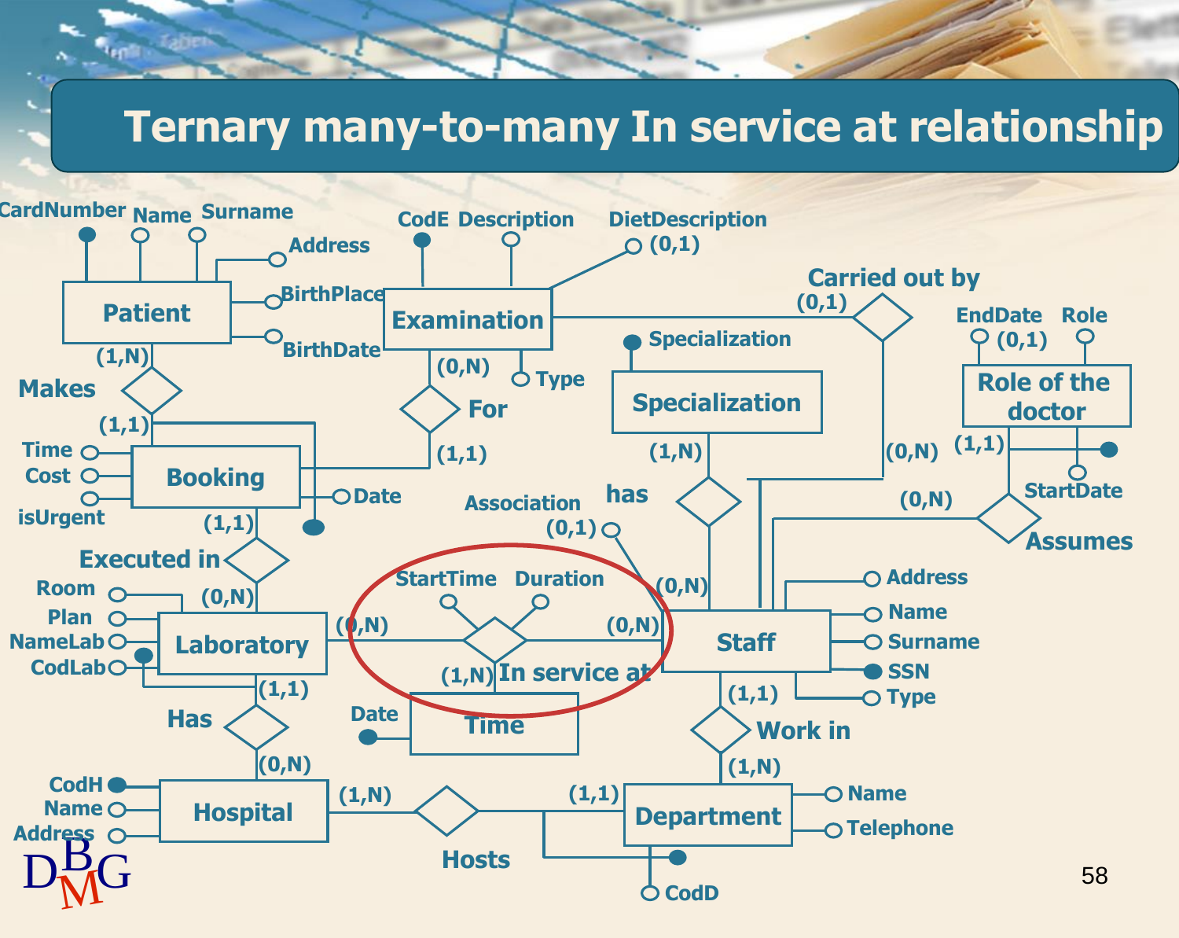# Ternary many-to-many In service at relationship

Patient: CardNumber, Name, Surname, Address, BirthPlace, BirthDate

Examination: CodE, Description, DietDescription (0,1), Type

Specialization: Specialization

Role of the doctor: EndDate (0,1), Role, StartDate

Booking: Time, Cost, isUrgent, Date

Laboratory: Room, Plan, NameLab, CodLab

Time: Date

Staff: Address, Name, Surname, SSN, Type

Hospital: CodH, Name, Address

Department: Name, Telephone, CodD

Relationships:

- Makes: Patient (1,N) – Booking (1,1)
- For: Examination (0,N) – Booking (1,1)
- Carried out by: Examination (0,1) – Staff (0,N)
- has: Specialization (1,N) – Staff (0,N); Association (0,1)
- Assumes: Role of the doctor (1,1) – Staff (0,N)
- Executed in: Booking (1,1) – Laboratory (0,N)
- In service at: Laboratory (0,N) – Staff (0,N) – Time (1,N); StartTime, Duration
- Has: Laboratory (1,1) – Hospital (0,N)
- Work in: Staff (1,1) – Department (1,N)
- Hosts: Hospital (1,N) – Department (1,1)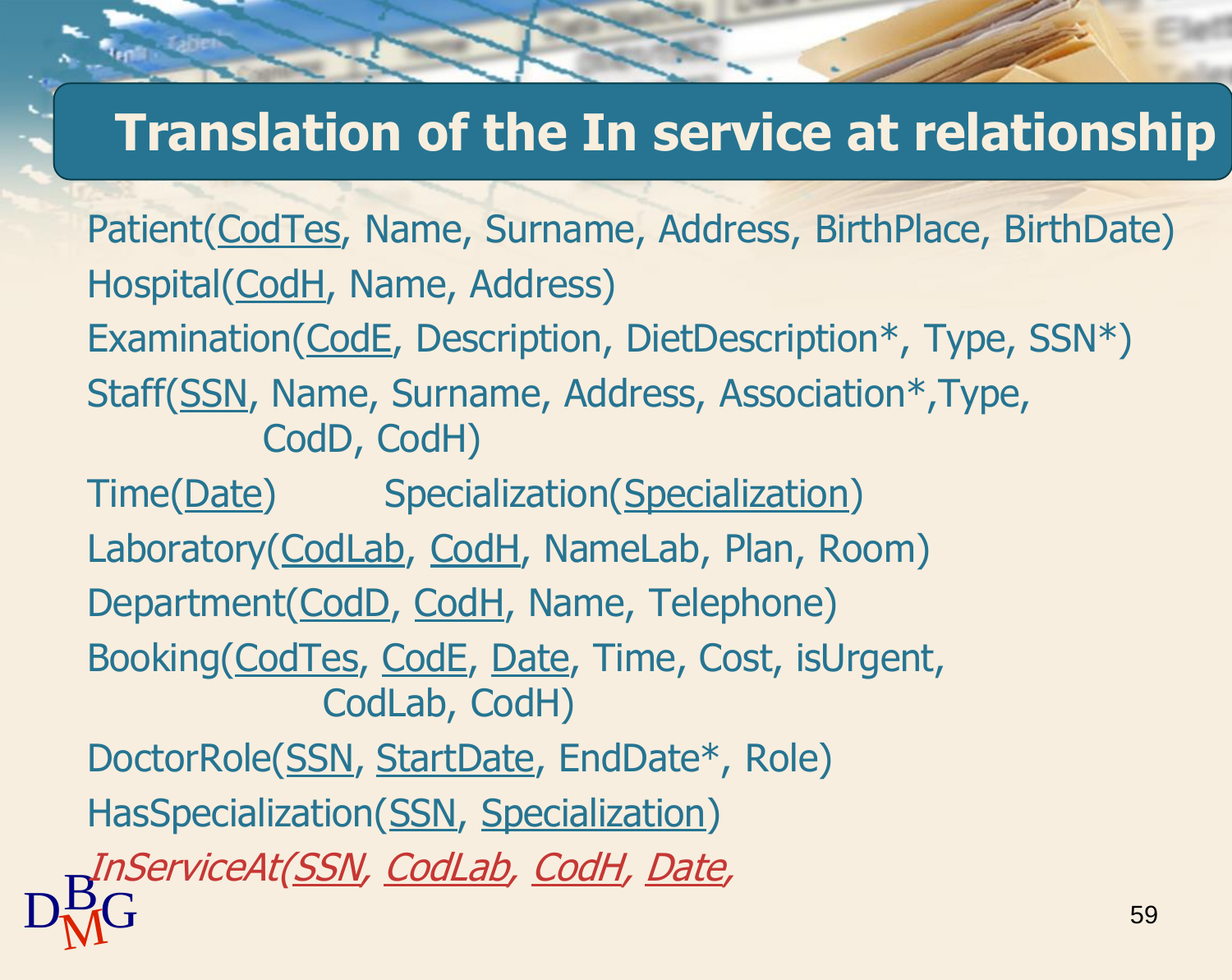# Translation of the In service at relationship

Patient(<u>CodTes</u>, Name, Surname, Address, BirthPlace, BirthDate)

Hospital(<u>CodH</u>, Name, Address)

Examination(<u>CodE</u>, Description, DietDescription*, Type, SSN*)

Staff(<u>SSN</u>, Name, Surname, Address, Association*,Type, CodD, CodH)

Time(<u>Date</u>) Specialization(<u>Specialization</u>)

Laboratory(<u>CodLab</u>, <u>CodH</u>, NameLab, Plan, Room)

Department(<u>CodD</u>, <u>CodH</u>, Name, Telephone)

Booking(<u>CodTes</u>, <u>CodE</u>, <u>Date</u>, Time, Cost, isUrgent, CodLab, CodH)

DoctorRole(<u>SSN</u>, <u>StartDate</u>, EndDate*, Role)

HasSpecialization(<u>SSN</u>, <u>Specialization</u>)

*InServiceAt(<u>SSN</u>, <u>CodLab</u>, <u>CodH</u>, <u>Date</u>,*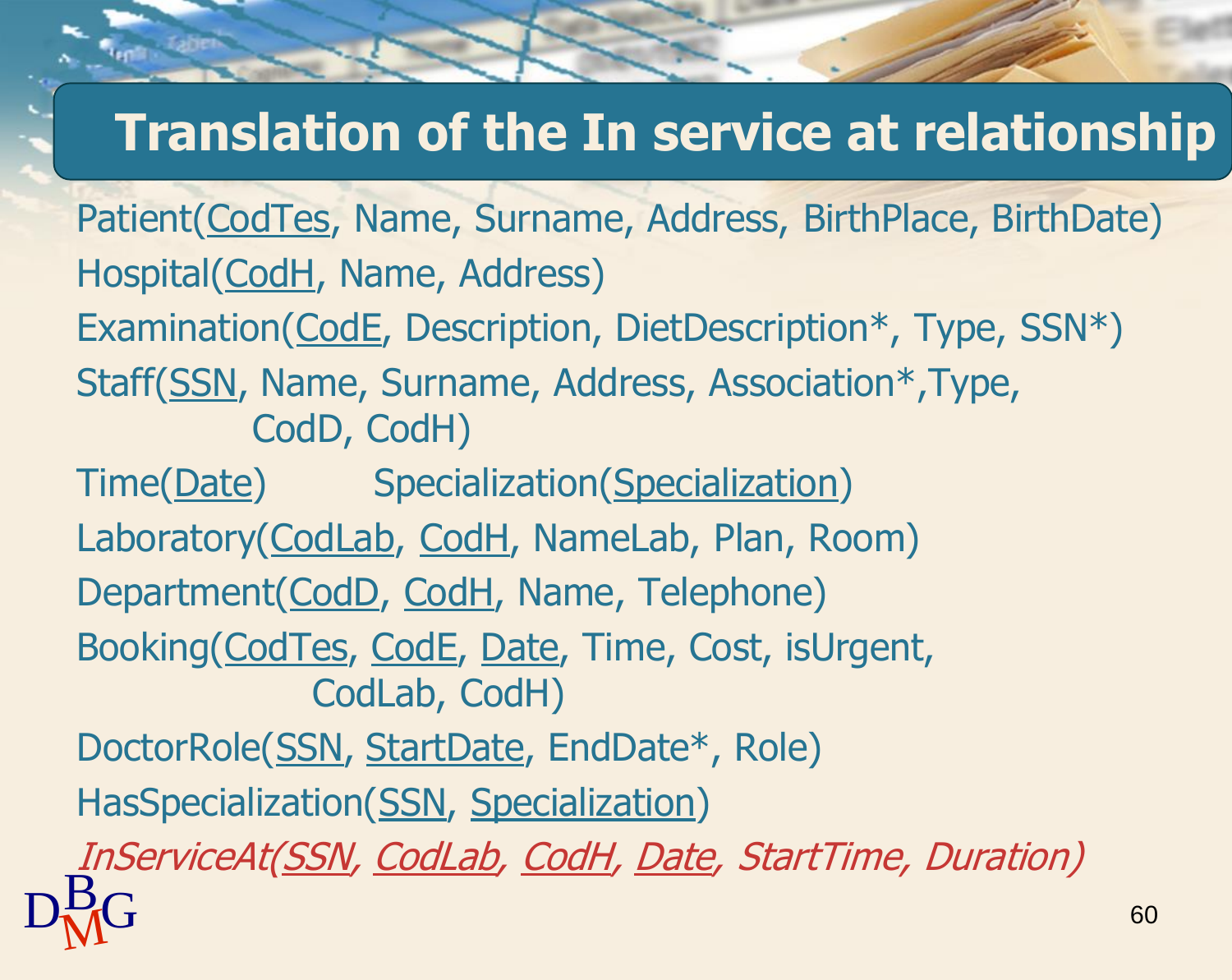# Translation of the In service at relationship

Patient(<u>CodTes</u>, Name, Surname, Address, BirthPlace, BirthDate)

Hospital(<u>CodH</u>, Name, Address)

Examination(<u>CodE</u>, Description, DietDescription*, Type, SSN*)

Staff(<u>SSN</u>, Name, Surname, Address, Association*,Type, CodD, CodH)

Time(<u>Date</u>)    Specialization(<u>Specialization</u>)

Laboratory(<u>CodLab</u>, <u>CodH</u>, NameLab, Plan, Room)

Department(<u>CodD</u>, <u>CodH</u>, Name, Telephone)

Booking(<u>CodTes</u>, <u>CodE</u>, <u>Date</u>, Time, Cost, isUrgent, CodLab, CodH)

DoctorRole(<u>SSN</u>, <u>StartDate</u>, EndDate*, Role)

HasSpecialization(<u>SSN</u>, <u>Specialization</u>)

*InServiceAt(<u>SSN</u>, <u>CodLab</u>, <u>CodH</u>, <u>Date</u>, StartTime, Duration)*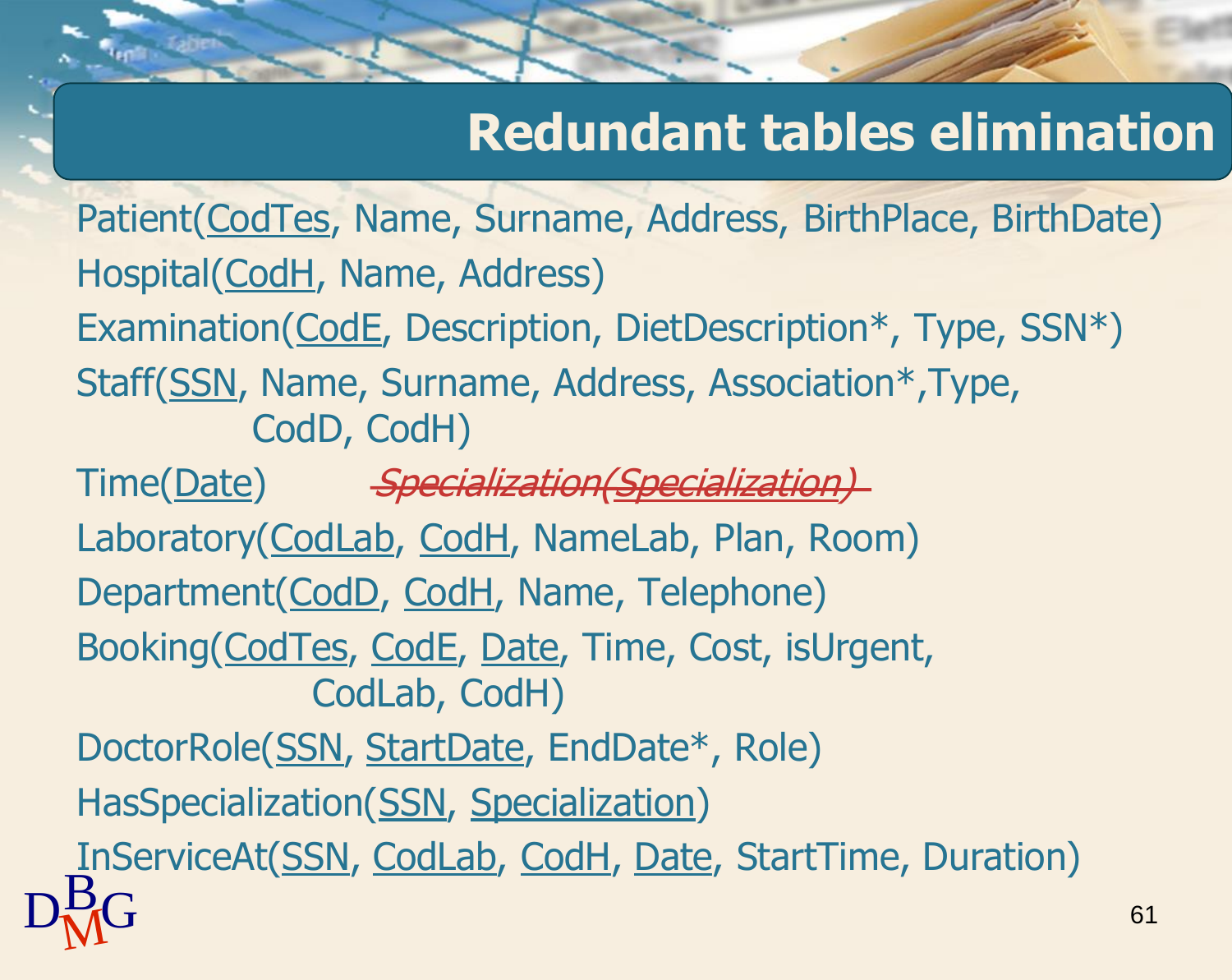# Redundant tables elimination

Patient(<u>CodTes</u>, Name, Surname, Address, BirthPlace, BirthDate)

Hospital(<u>CodH</u>, Name, Address)

Examination(<u>CodE</u>, Description, DietDescription*, Type, SSN*)

Staff(<u>SSN</u>, Name, Surname, Address, Association*,Type, CodD, CodH)

Time(<u>Date</u>) ~~*Specialization(Specialization)*~~

Laboratory(<u>CodLab</u>, <u>CodH</u>, NameLab, Plan, Room)

Department(<u>CodD</u>, <u>CodH</u>, Name, Telephone)

Booking(<u>CodTes</u>, <u>CodE</u>, <u>Date</u>, Time, Cost, isUrgent, CodLab, CodH)

DoctorRole(<u>SSN</u>, <u>StartDate</u>, EndDate*, Role)

HasSpecialization(<u>SSN</u>, <u>Specialization</u>)

InServiceAt(<u>SSN</u>, <u>CodLab</u>, <u>CodH</u>, <u>Date</u>, StartTime, Duration)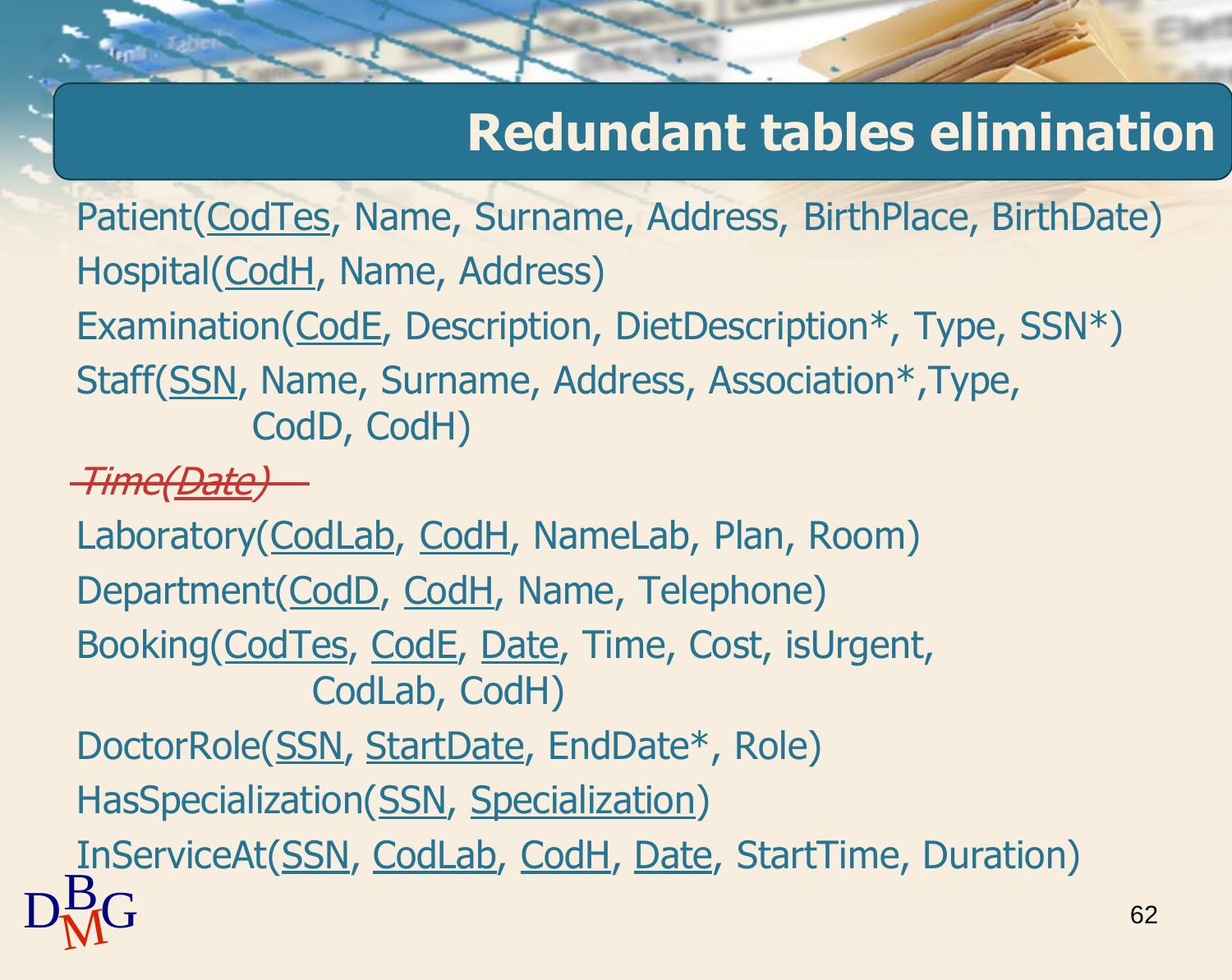# Redundant tables elimination

Patient(<u>CodTes</u>, Name, Surname, Address, BirthPlace, BirthDate)

Hospital(<u>CodH</u>, Name, Address)

Examination(<u>CodE</u>, Description, DietDescription*, Type, SSN*)

Staff(<u>SSN</u>, Name, Surname, Address, Association*,Type, CodD, CodH)

~~*Time(<u>Date</u>)*~~

Laboratory(<u>CodLab</u>, <u>CodH</u>, NameLab, Plan, Room)

Department(<u>CodD</u>, <u>CodH</u>, Name, Telephone)

Booking(<u>CodTes</u>, <u>CodE</u>, <u>Date</u>, Time, Cost, isUrgent, CodLab, CodH)

DoctorRole(<u>SSN</u>, <u>StartDate</u>, EndDate*, Role)

HasSpecialization(<u>SSN</u>, <u>Specialization</u>)

InServiceAt(<u>SSN</u>, <u>CodLab</u>, <u>CodH</u>, <u>Date</u>, StartTime, Duration)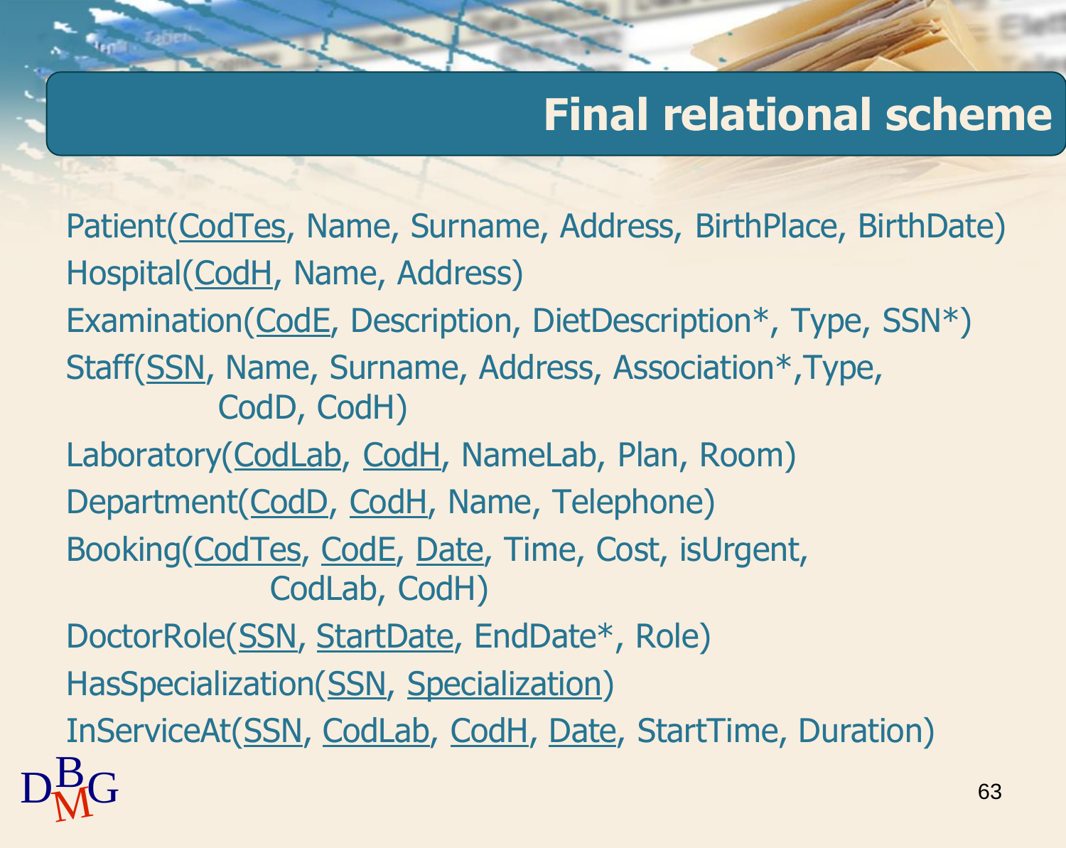# Final relational scheme

Patient(<u>CodTes</u>, Name, Surname, Address, BirthPlace, BirthDate)

Hospital(<u>CodH</u>, Name, Address)

Examination(<u>CodE</u>, Description, DietDescription*, Type, SSN*)

Staff(<u>SSN</u>, Name, Surname, Address, Association*,Type, CodD, CodH)

Laboratory(<u>CodLab</u>, <u>CodH</u>, NameLab, Plan, Room)

Department(<u>CodD</u>, <u>CodH</u>, Name, Telephone)

Booking(<u>CodTes</u>, <u>CodE</u>, <u>Date</u>, Time, Cost, isUrgent, CodLab, CodH)

DoctorRole(<u>SSN</u>, <u>StartDate</u>, EndDate*, Role)

HasSpecialization(<u>SSN</u>, <u>Specialization</u>)

InServiceAt(<u>SSN</u>, <u>CodLab</u>, <u>CodH</u>, <u>Date</u>, StartTime, Duration)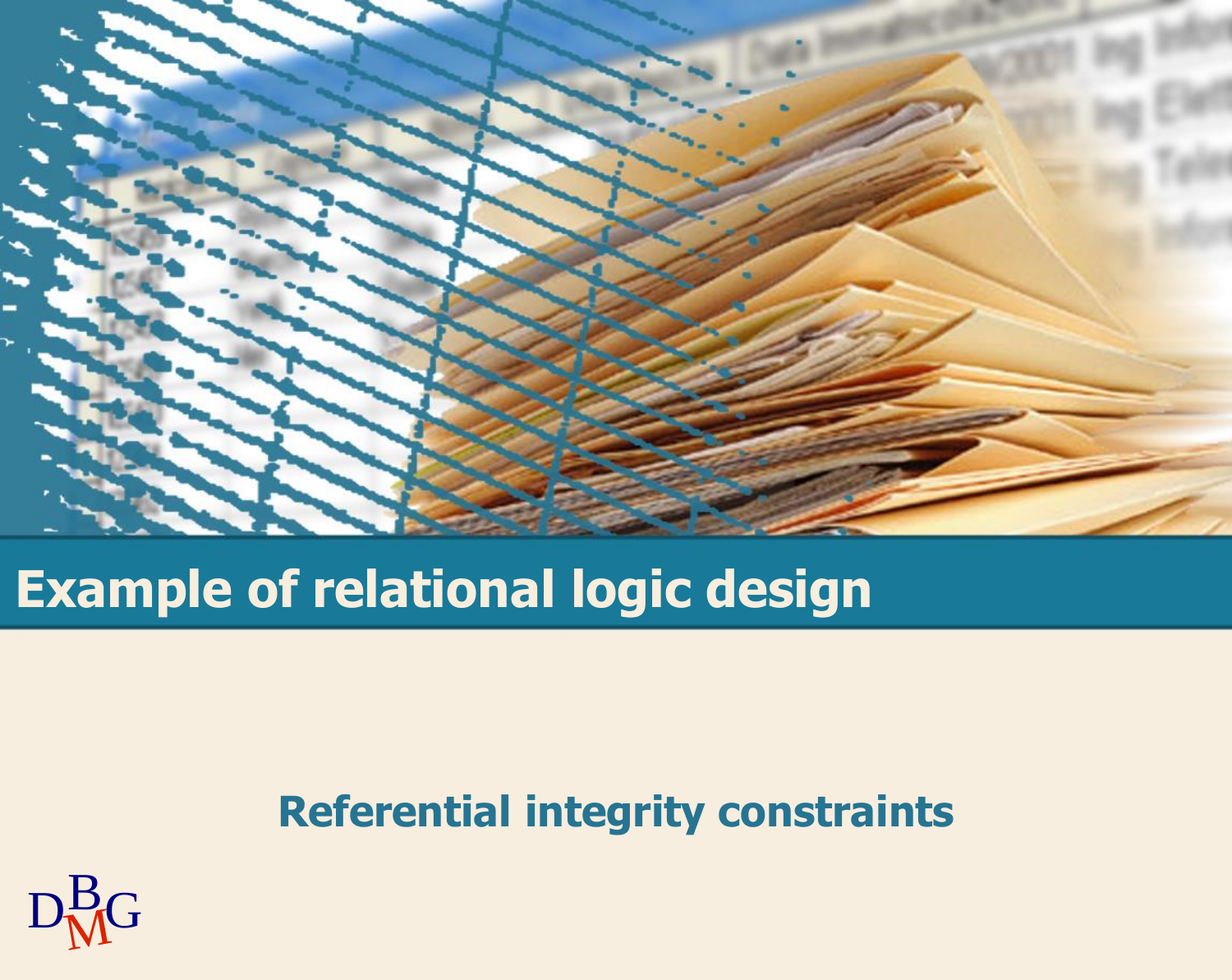# Example of relational logic design

## Referential integrity constraints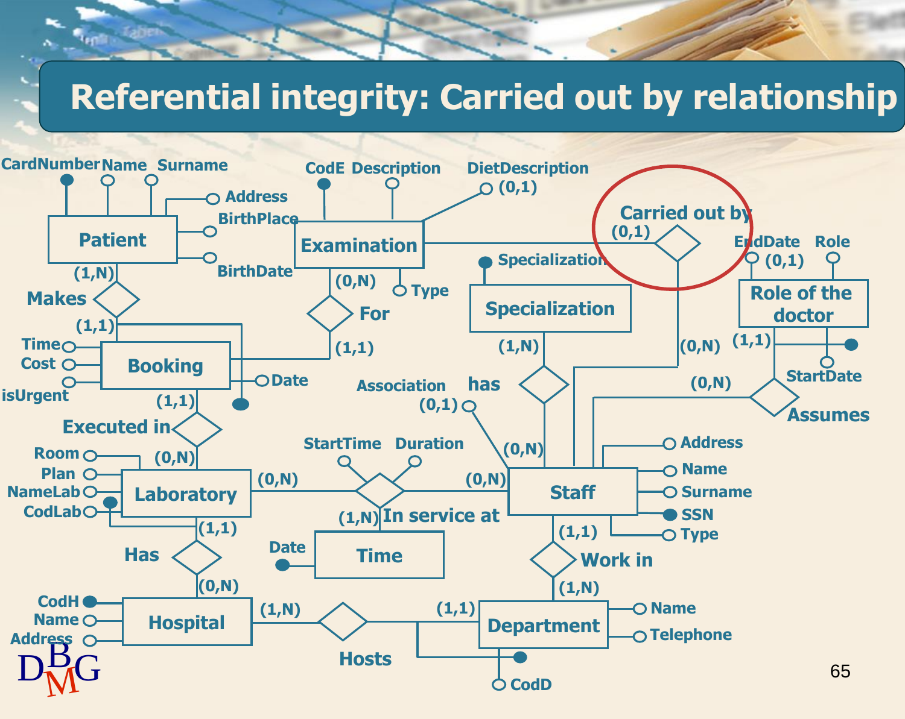# Referential integrity: Carried out by relationship

CardNumber Name Surname

Address

BirthPlace

BirthDate

Patient

(1,N)

Makes

(1,1)

Time

Cost

isUrgent

Booking

Date

(1,1)

Executed in

(0,N)

Room

Plan

NameLab

CodLab

Laboratory

(1,1)

Has

(0,N)

CodH

Name

Address

Hospital

(1,N)

Hosts

(1,1)

Department

Name

Telephone

CodD

CodE Description

DietDescription (0,1)

Examination

(0,N)

Type

For

(1,1)

Carried out by

(0,1)

(0,N)

Specialization

Specialization

(1,N)

has

Association (0,1)

(0,N)

EndDate (0,1)

Role

Role of the doctor

(1,1)

StartDate

(0,N)

Assumes

StartTime Duration

(0,N)

(0,N)

(1,N) In service at

Date

Time

Staff

Address

Name

Surname

SSN

Type

(1,1)

Work in

(1,N)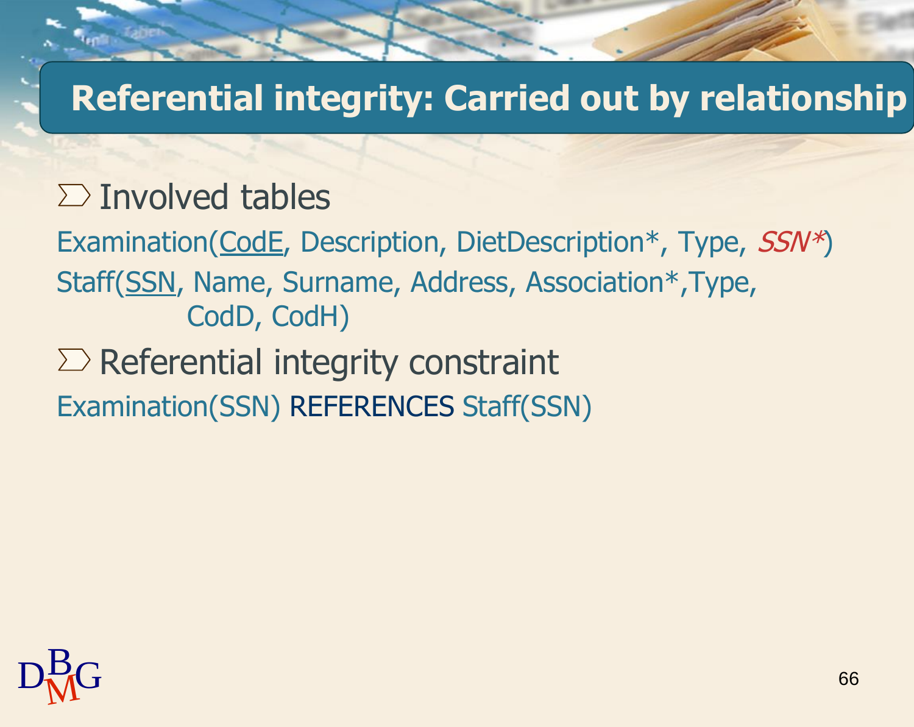# Referential integrity: Carried out by relationship

- Involved tables

Examination(<u>CodE</u>, Description, DietDescription*, Type, *SSN**)

Staff(<u>SSN</u>, Name, Surname, Address, Association*,Type, CodD, CodH)

- Referential integrity constraint

Examination(SSN) REFERENCES Staff(SSN)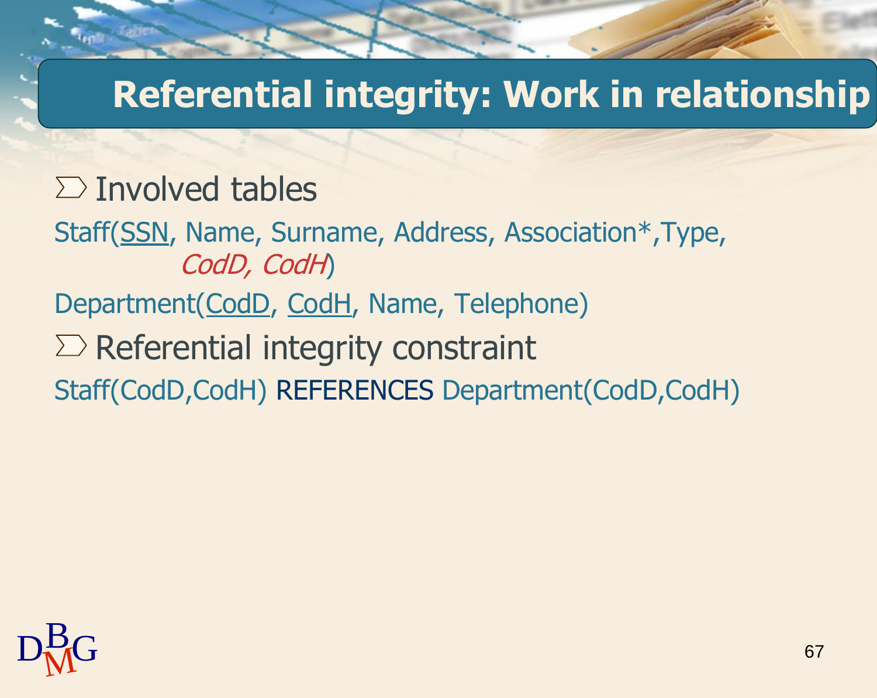# Referential integrity: Work in relationship

- Involved tables

Staff(<u>SSN</u>, Name, Surname, Address, Association*,Type, *CodD, CodH*)

Department(<u>CodD</u>, <u>CodH</u>, Name, Telephone)

- Referential integrity constraint

Staff(CodD,CodH) REFERENCES Department(CodD,CodH)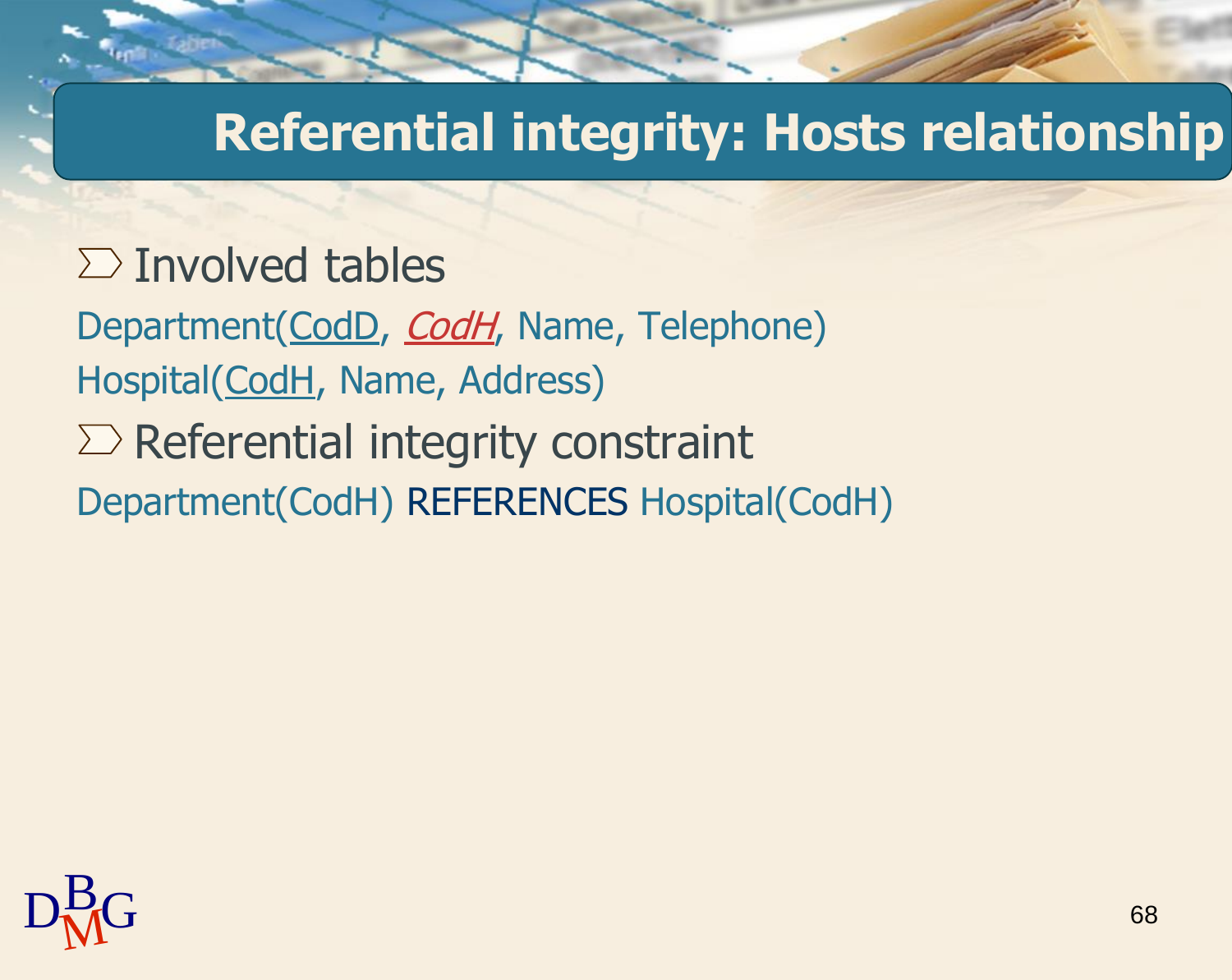# Referential integrity: Hosts relationship

- Involved tables

Department(<u>CodD</u>, <u>*CodH*</u>, Name, Telephone)

Hospital(<u>CodH</u>, Name, Address)

- Referential integrity constraint

Department(CodH) REFERENCES Hospital(CodH)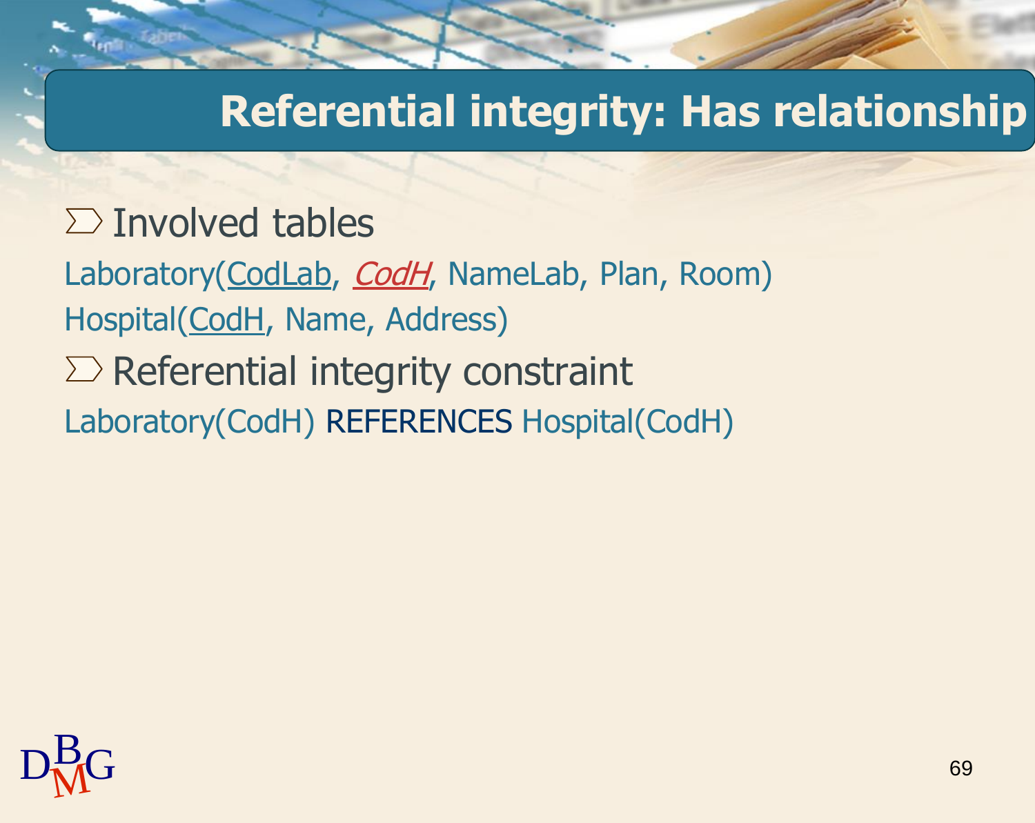# Referential integrity: Has relationship

- Involved tables

Laboratory(<u>CodLab</u>, <u>*CodH*</u>, NameLab, Plan, Room)

Hospital(<u>CodH</u>, Name, Address)

- Referential integrity constraint

Laboratory(CodH) REFERENCES Hospital(CodH)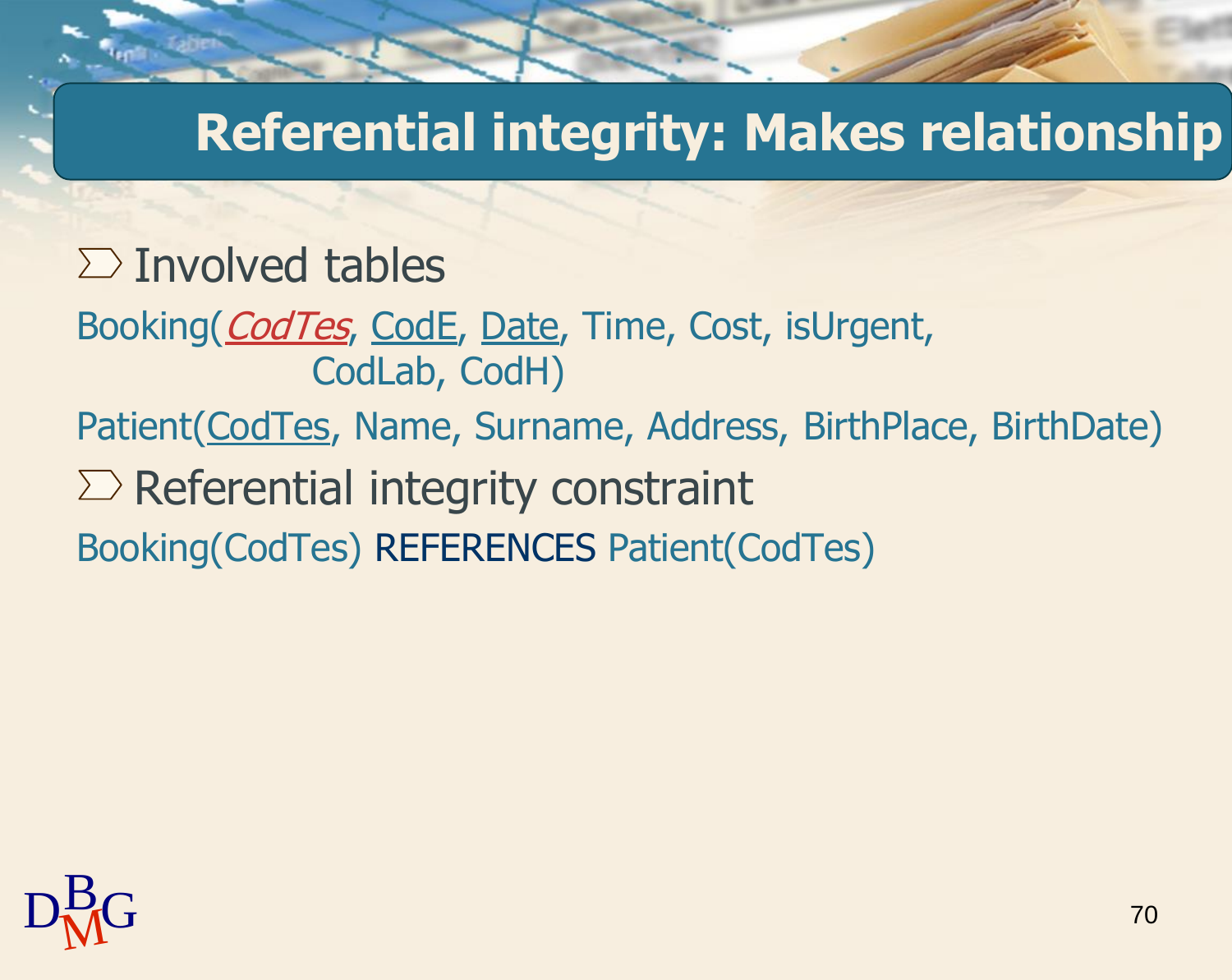# Referential integrity: Makes relationship

- Involved tables

Booking(*CodTes*, CodE, Date, Time, Cost, isUrgent, CodLab, CodH)

Patient(CodTes, Name, Surname, Address, BirthPlace, BirthDate)

- Referential integrity constraint

Booking(CodTes) REFERENCES Patient(CodTes)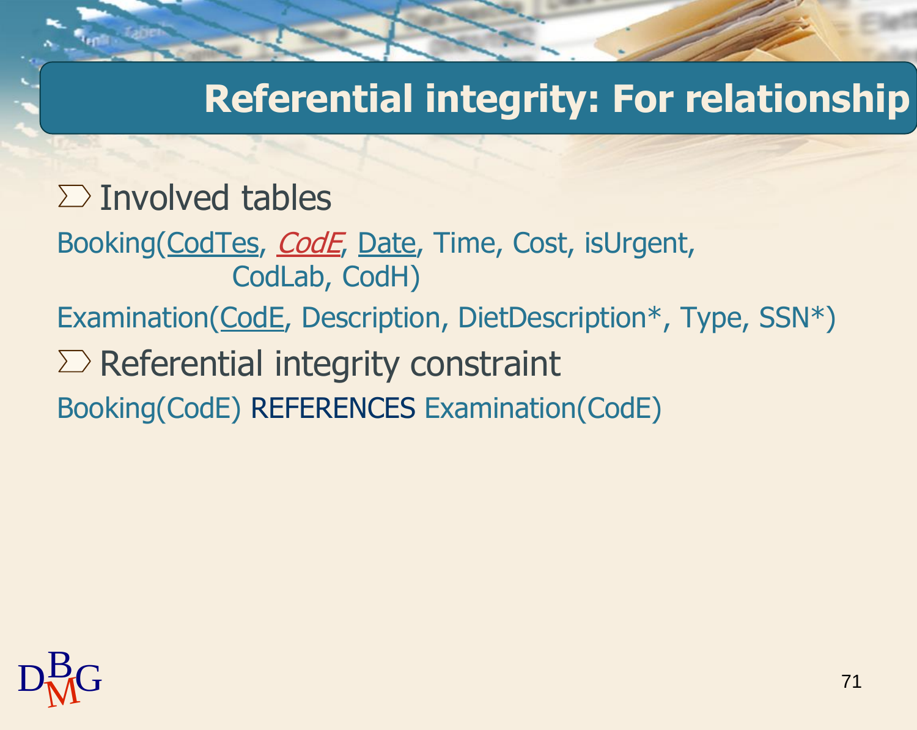# Referential integrity: For relationship

- Involved tables

Booking(<u>CodTes</u>, <u>*CodE*</u>, <u>Date</u>, Time, Cost, isUrgent, CodLab, CodH)

Examination(<u>CodE</u>, Description, DietDescription*, Type, SSN*)

- Referential integrity constraint

Booking(CodE) REFERENCES Examination(CodE)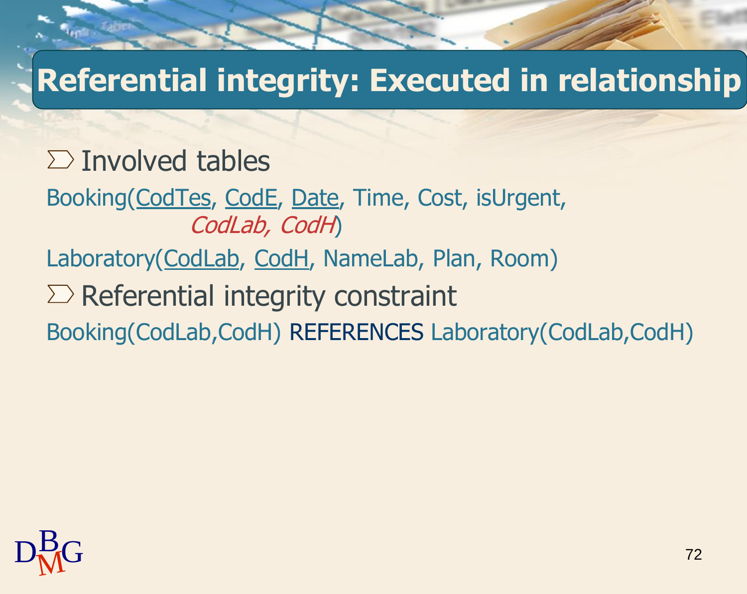# Referential integrity: Executed in relationship

- Involved tables

Booking(<u>CodTes</u>, <u>CodE</u>, <u>Date</u>, Time, Cost, isUrgent, *CodLab, CodH*)

Laboratory(<u>CodLab</u>, <u>CodH</u>, NameLab, Plan, Room)

- Referential integrity constraint

Booking(CodLab,CodH) REFERENCES Laboratory(CodLab,CodH)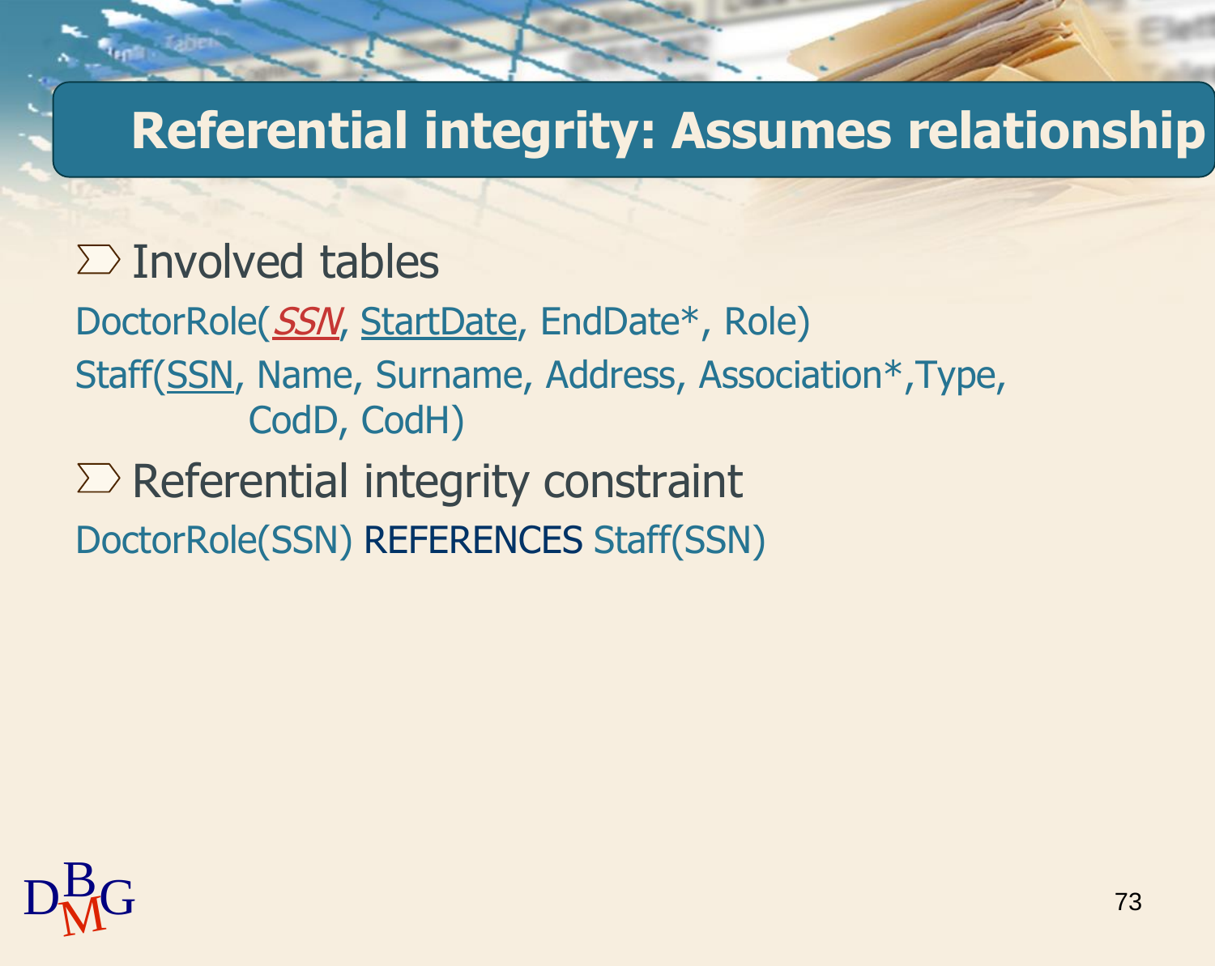# Referential integrity: Assumes relationship

- Involved tables

DoctorRole(<u>*SSN*</u>, <u>StartDate</u>, EndDate*, Role)

Staff(<u>SSN</u>, Name, Surname, Address, Association*,Type, CodD, CodH)

- Referential integrity constraint

DoctorRole(SSN) REFERENCES Staff(SSN)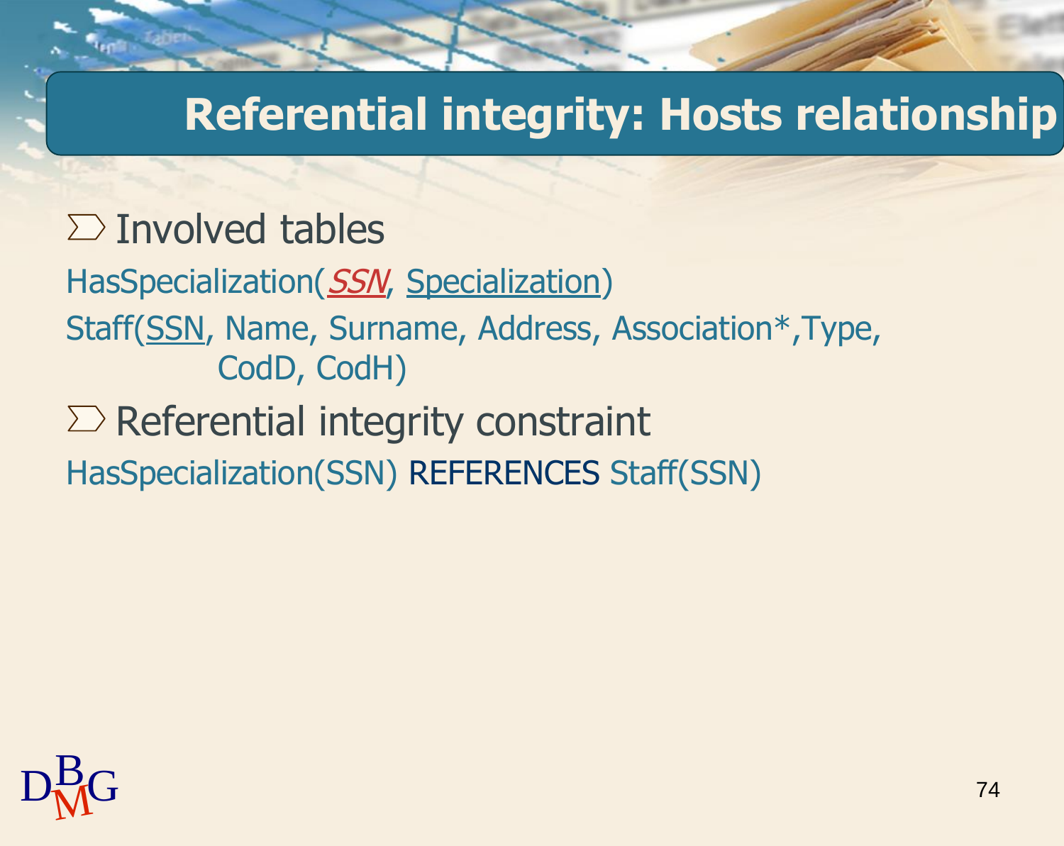# Referential integrity: Hosts relationship

- Involved tables

HasSpecialization(*SSN*, Specialization)

Staff(SSN, Name, Surname, Address, Association*,Type, CodD, CodH)

- Referential integrity constraint

HasSpecialization(SSN) REFERENCES Staff(SSN)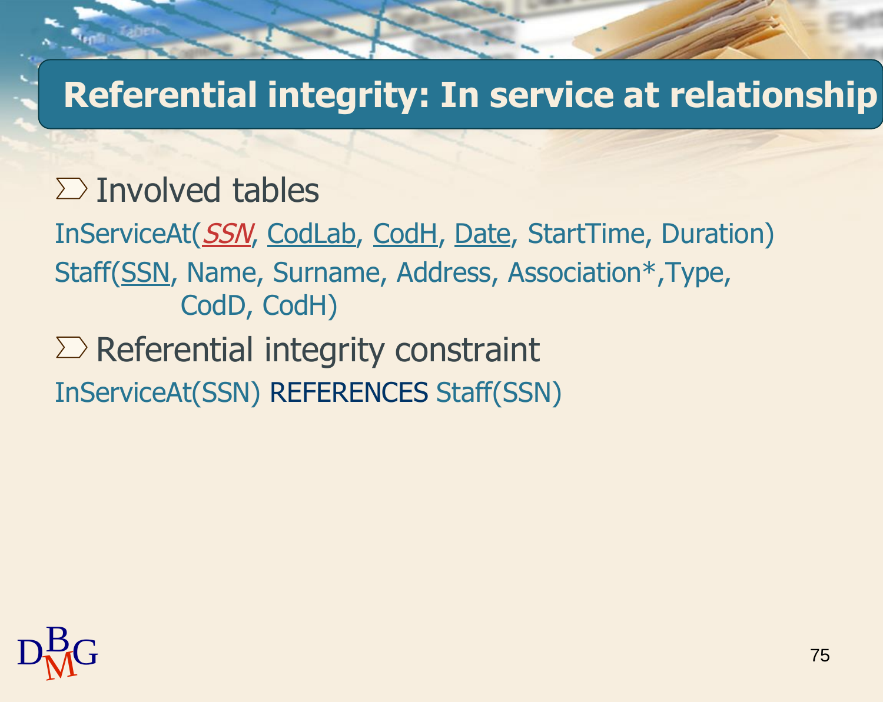# Referential integrity: In service at relationship

- Involved tables

InServiceAt(*SSN*, CodLab, CodH, Date, StartTime, Duration)

Staff(SSN, Name, Surname, Address, Association*,Type, CodD, CodH)

- Referential integrity constraint

InServiceAt(SSN) REFERENCES Staff(SSN)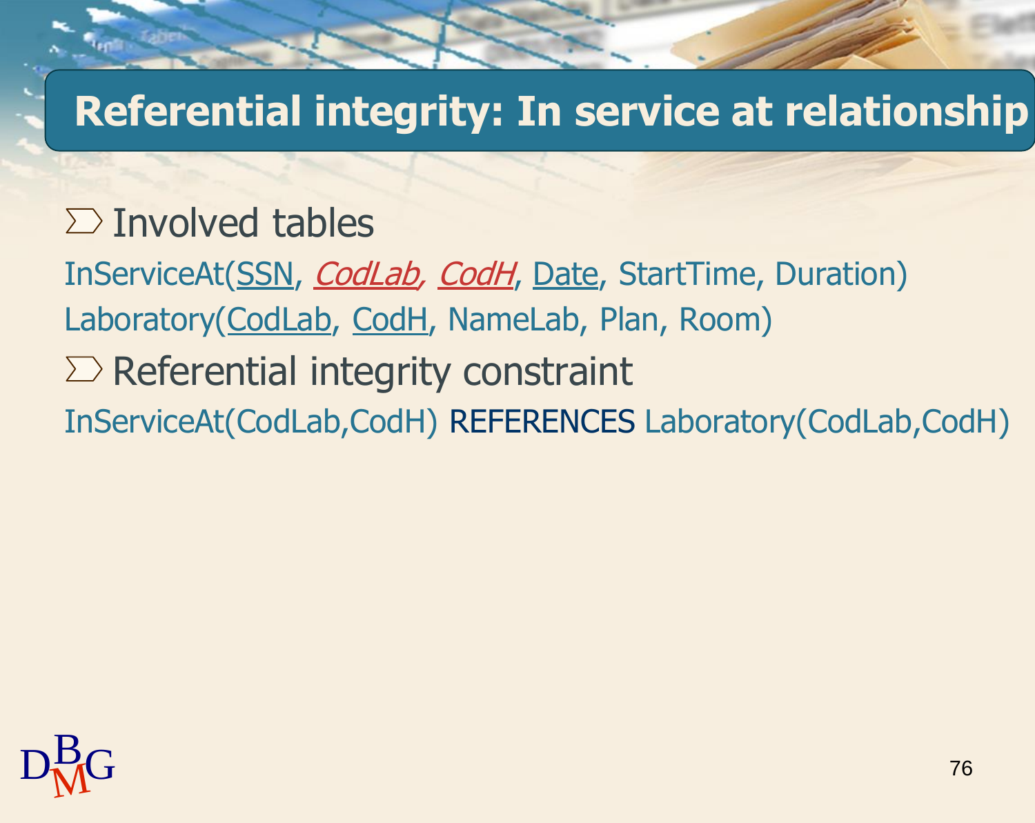# Referential integrity: In service at relationship

- Involved tables

InServiceAt(<u>SSN</u>, <u>*CodLab*</u>, <u>*CodH*</u>, <u>Date</u>, StartTime, Duration)

Laboratory(<u>CodLab</u>, <u>CodH</u>, NameLab, Plan, Room)

- Referential integrity constraint

InServiceAt(CodLab,CodH) REFERENCES Laboratory(CodLab,CodH)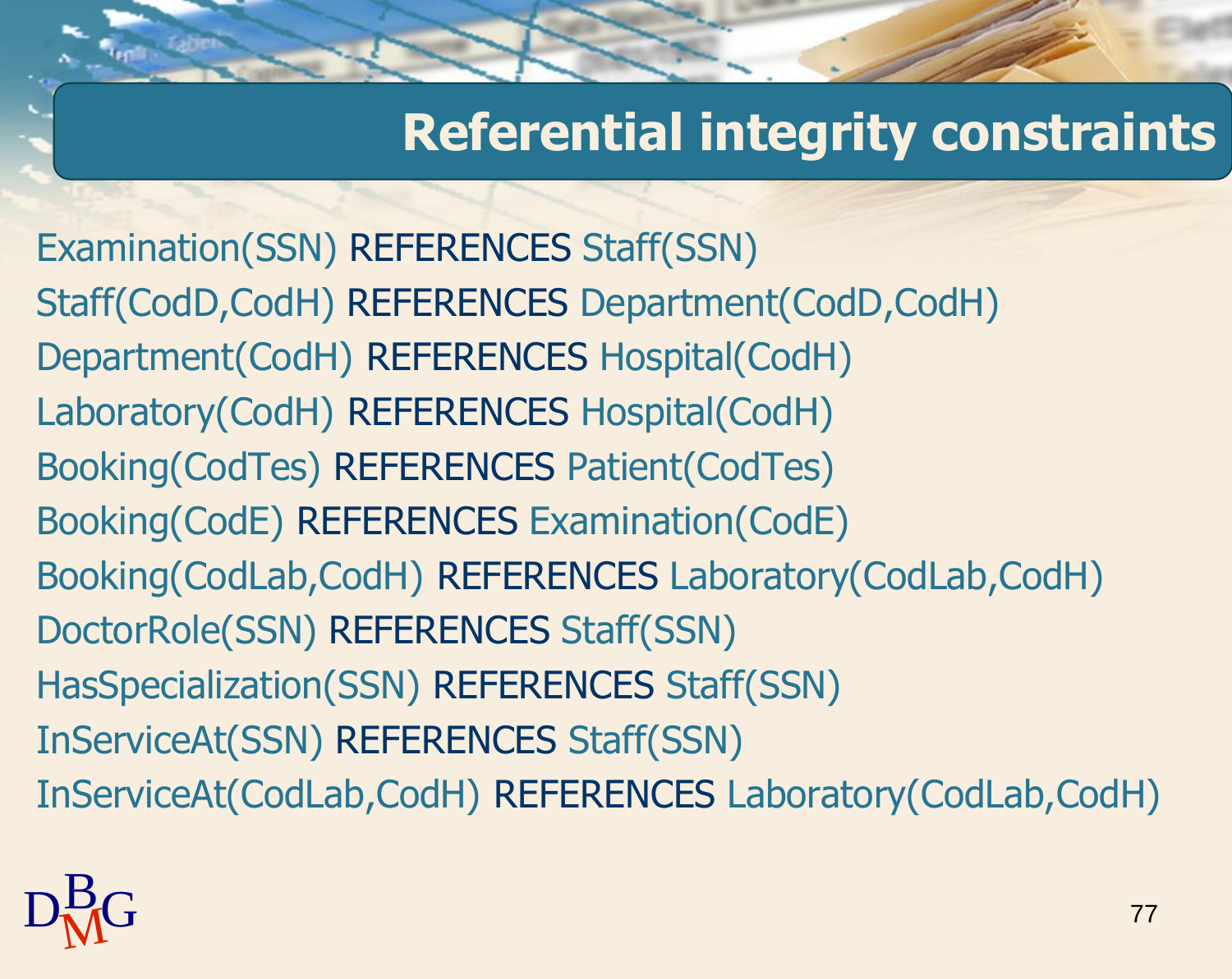# Referential integrity constraints

Examination(SSN) REFERENCES Staff(SSN)

Staff(CodD,CodH) REFERENCES Department(CodD,CodH)

Department(CodH) REFERENCES Hospital(CodH)

Laboratory(CodH) REFERENCES Hospital(CodH)

Booking(CodTes) REFERENCES Patient(CodTes)

Booking(CodE) REFERENCES Examination(CodE)

Booking(CodLab,CodH) REFERENCES Laboratory(CodLab,CodH)

DoctorRole(SSN) REFERENCES Staff(SSN)

HasSpecialization(SSN) REFERENCES Staff(SSN)

InServiceAt(SSN) REFERENCES Staff(SSN)

InServiceAt(CodLab,CodH) REFERENCES Laboratory(CodLab,CodH)